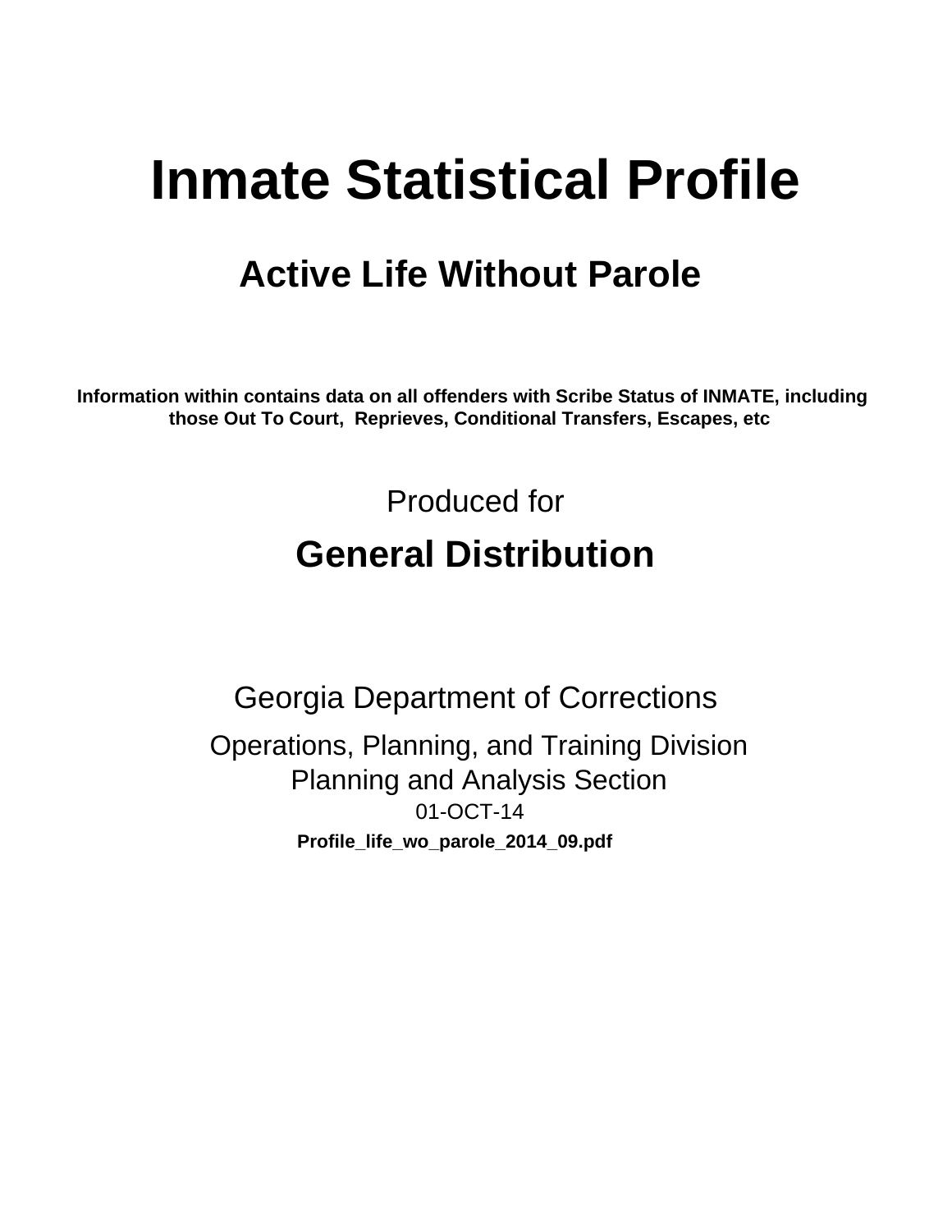# Inmate Statistical Profile

## Active Life Without Parole

**Information within contains data on all offenders with Scribe Status of INMATE, including those Out To Court, Reprieves, Conditional Transfers, Escapes, etc**

Produced for

## General Distribution

Georgia Department of Corrections

Operations, Planning, and Training Division
Planning and Analysis Section
01-OCT-14

**Profile_life_wo_parole_2014_09.pdf**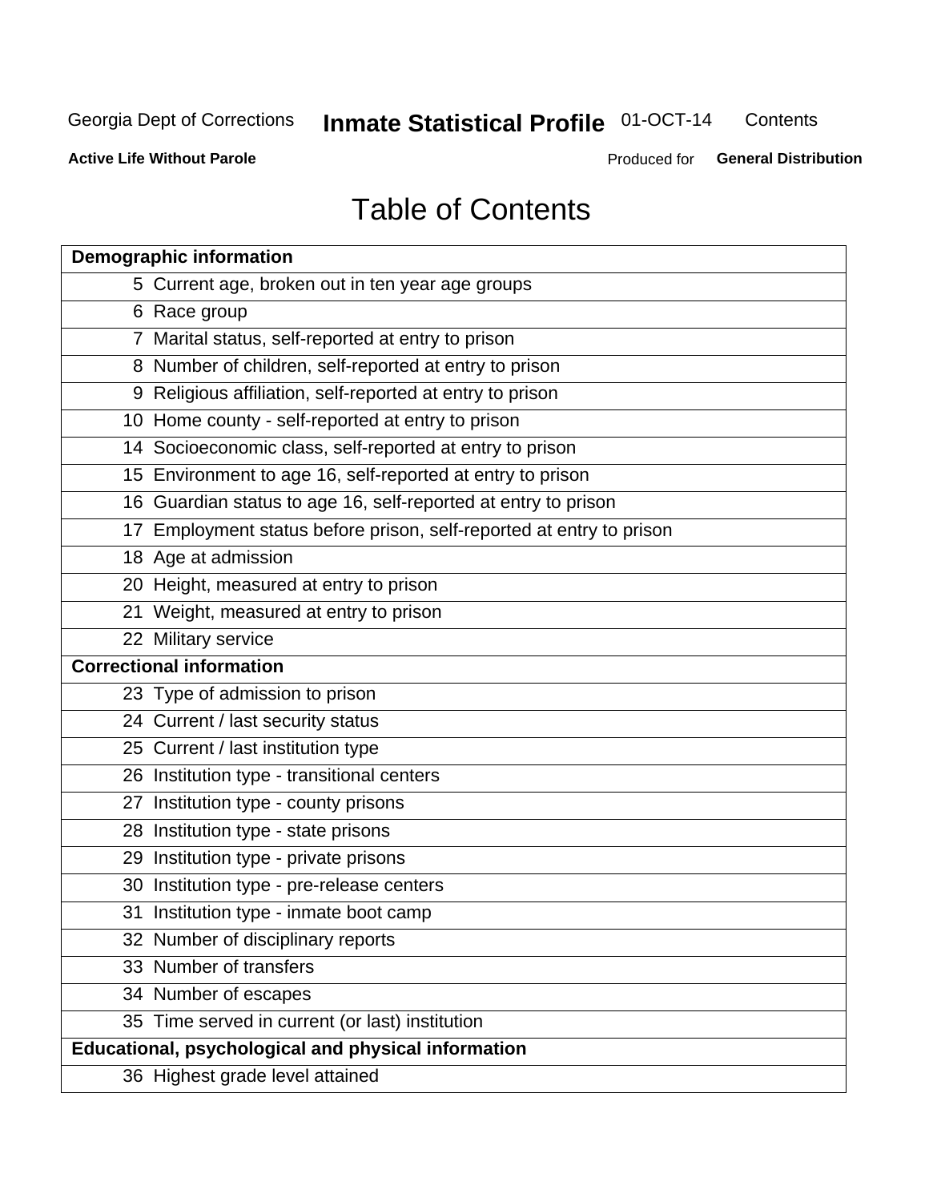# Table of Contents

| | |
|---|---|
| **Demographic information** | |
| 5 | Current age, broken out in ten year age groups |
| 6 | Race group |
| 7 | Marital status, self-reported at entry to prison |
| 8 | Number of children, self-reported at entry to prison |
| 9 | Religious affiliation, self-reported at entry to prison |
| 10 | Home county - self-reported at entry to prison |
| 14 | Socioeconomic class, self-reported at entry to prison |
| 15 | Environment to age 16, self-reported at entry to prison |
| 16 | Guardian status to age 16, self-reported at entry to prison |
| 17 | Employment status before prison, self-reported at entry to prison |
| 18 | Age at admission |
| 20 | Height, measured at entry to prison |
| 21 | Weight, measured at entry to prison |
| 22 | Military service |
| **Correctional information** | |
| 23 | Type of admission to prison |
| 24 | Current / last security status |
| 25 | Current / last institution type |
| 26 | Institution type - transitional centers |
| 27 | Institution type - county prisons |
| 28 | Institution type - state prisons |
| 29 | Institution type - private prisons |
| 30 | Institution type - pre-release centers |
| 31 | Institution type - inmate boot camp |
| 32 | Number of disciplinary reports |
| 33 | Number of transfers |
| 34 | Number of escapes |
| 35 | Time served in current (or last) institution |
| **Educational, psychological and physical information** | |
| 36 | Highest grade level attained |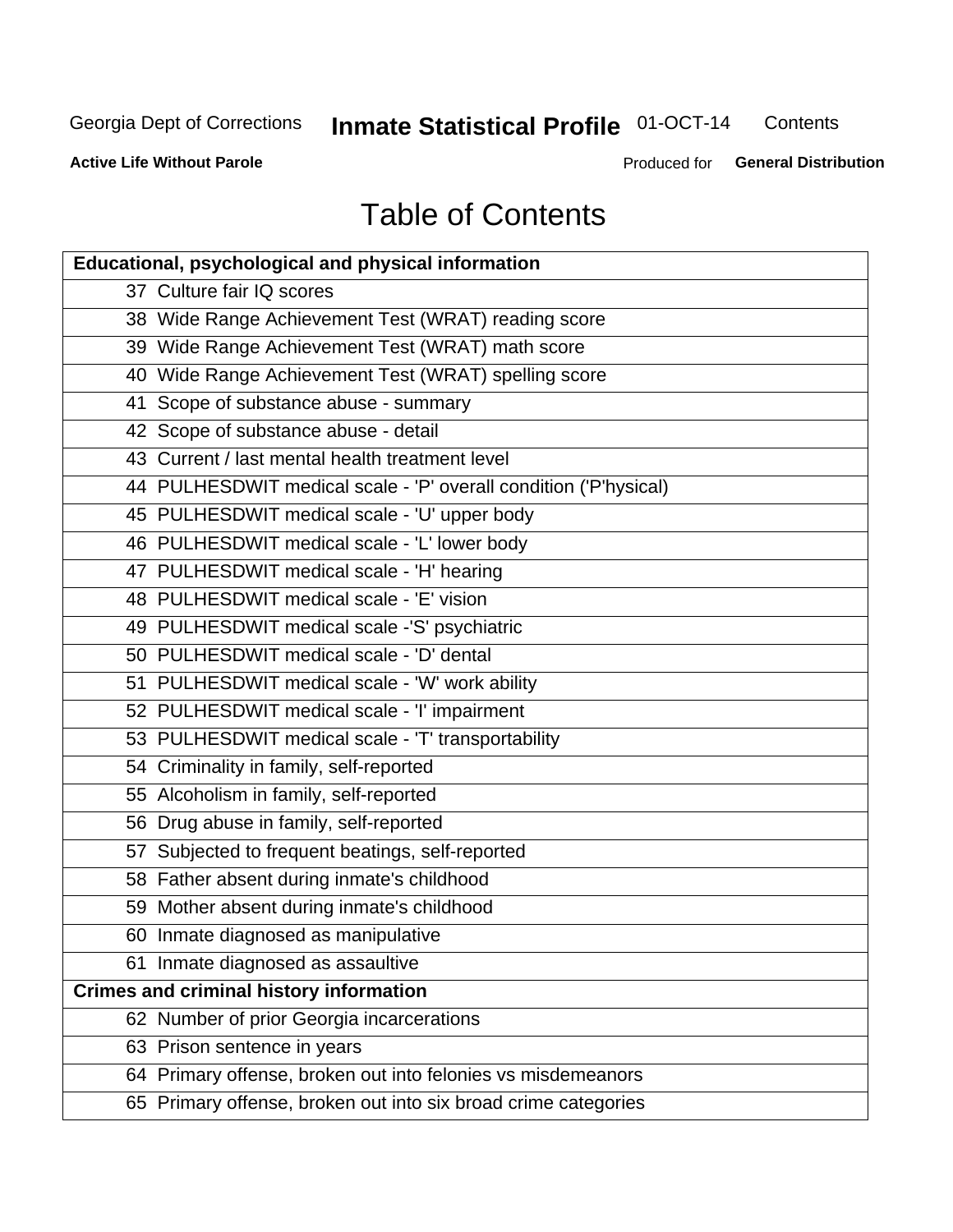# Table of Contents

| Educational, psychological and physical information | |
|---|---|
| 37 | Culture fair IQ scores |
| 38 | Wide Range Achievement Test (WRAT) reading score |
| 39 | Wide Range Achievement Test (WRAT) math score |
| 40 | Wide Range Achievement Test (WRAT) spelling score |
| 41 | Scope of substance abuse - summary |
| 42 | Scope of substance abuse - detail |
| 43 | Current / last mental health treatment level |
| 44 | PULHESDWIT medical scale - 'P' overall condition ('P'hysical) |
| 45 | PULHESDWIT medical scale - 'U' upper body |
| 46 | PULHESDWIT medical scale - 'L' lower body |
| 47 | PULHESDWIT medical scale - 'H' hearing |
| 48 | PULHESDWIT medical scale - 'E' vision |
| 49 | PULHESDWIT medical scale -'S' psychiatric |
| 50 | PULHESDWIT medical scale - 'D' dental |
| 51 | PULHESDWIT medical scale - 'W' work ability |
| 52 | PULHESDWIT medical scale - 'I' impairment |
| 53 | PULHESDWIT medical scale - 'T' transportability |
| 54 | Criminality in family, self-reported |
| 55 | Alcoholism in family, self-reported |
| 56 | Drug abuse in family, self-reported |
| 57 | Subjected to frequent beatings, self-reported |
| 58 | Father absent during inmate's childhood |
| 59 | Mother absent during inmate's childhood |
| 60 | Inmate diagnosed as manipulative |
| 61 | Inmate diagnosed as assaultive |
| **Crimes and criminal history information** | |
| 62 | Number of prior Georgia incarcerations |
| 63 | Prison sentence in years |
| 64 | Primary offense, broken out into felonies vs misdemeanors |
| 65 | Primary offense, broken out into six broad crime categories |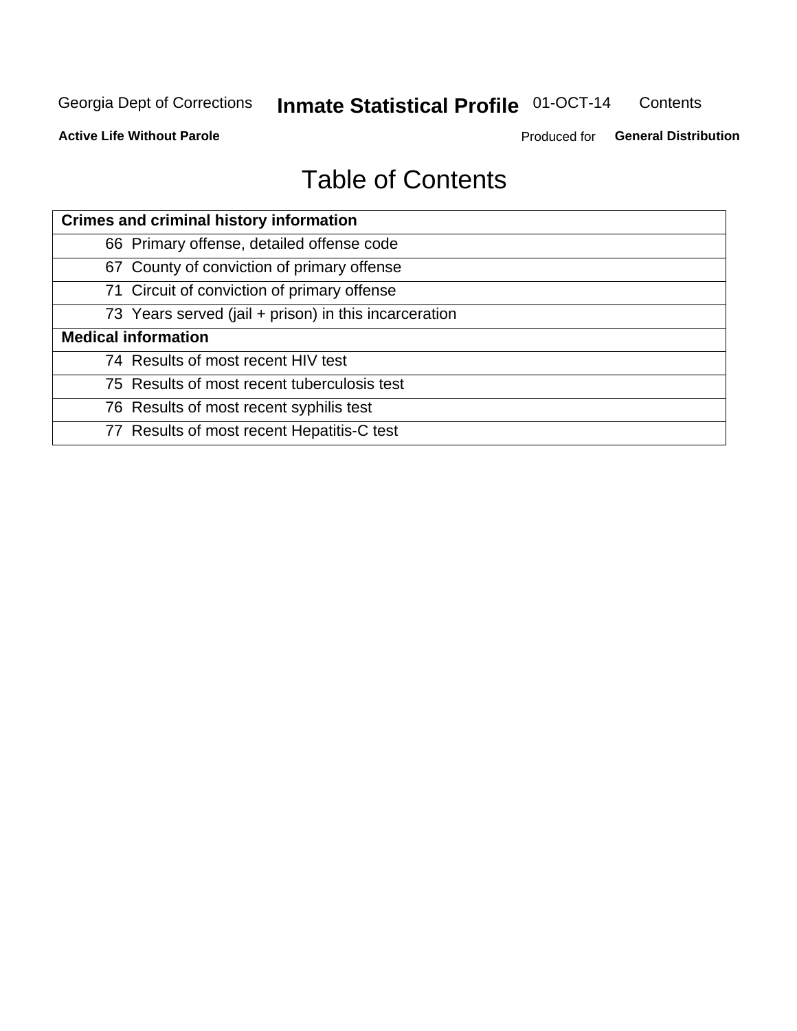# Table of Contents

| Crimes and criminal history information |
|---|
| 66 Primary offense, detailed offense code |
| 67 County of conviction of primary offense |
| 71 Circuit of conviction of primary offense |
| 73 Years served (jail + prison) in this incarceration |
| **Medical information** |
| 74 Results of most recent HIV test |
| 75 Results of most recent tuberculosis test |
| 76 Results of most recent syphilis test |
| 77 Results of most recent Hepatitis-C test |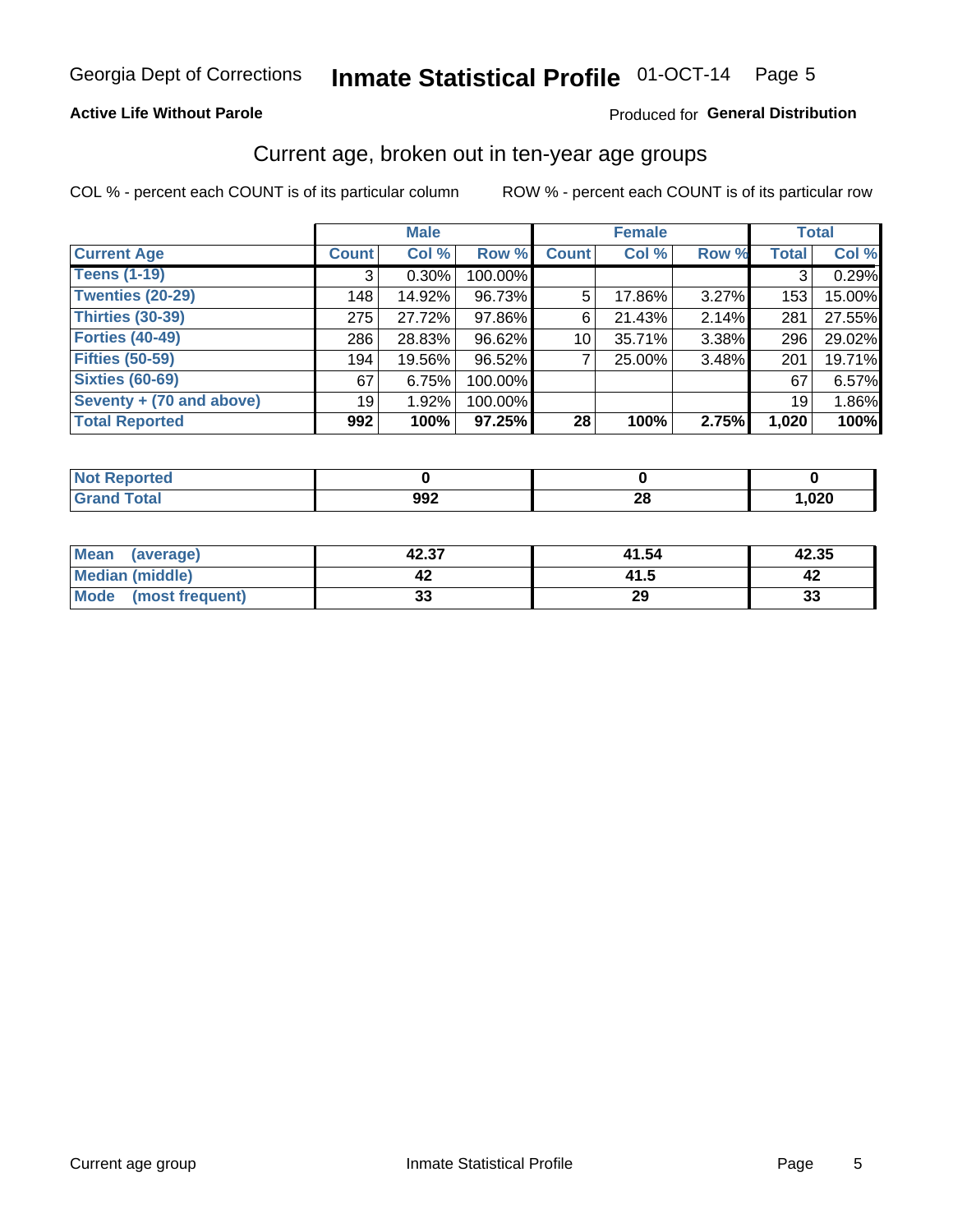Georgia Dept of Corrections **Inmate Statistical Profile** 01-OCT-14

**Active Life Without Parole**

Produced for **General Distribution**

## Current age, broken out in ten-year age groups

COL % - percent each COUNT is of its particular column

ROW % - percent each COUNT is of its particular row

| | Male | | | Female | | | Total | |
|---|---|---|---|---|---|---|---|---|
| **Current Age** | **Count** | **Col %** | **Row %** | **Count** | **Col %** | **Row %** | **Total** | **Col %** |
| **Teens (1-19)** | 3 | 0.30% | 100.00% | | | | 3 | 0.29% |
| **Twenties (20-29)** | 148 | 14.92% | 96.73% | 5 | 17.86% | 3.27% | 153 | 15.00% |
| **Thirties (30-39)** | 275 | 27.72% | 97.86% | 6 | 21.43% | 2.14% | 281 | 27.55% |
| **Forties (40-49)** | 286 | 28.83% | 96.62% | 10 | 35.71% | 3.38% | 296 | 29.02% |
| **Fifties (50-59)** | 194 | 19.56% | 96.52% | 7 | 25.00% | 3.48% | 201 | 19.71% |
| **Sixties (60-69)** | 67 | 6.75% | 100.00% | | | | 67 | 6.57% |
| **Seventy + (70 and above)** | 19 | 1.92% | 100.00% | | | | 19 | 1.86% |
| **Total Reported** | **992** | **100%** | **97.25%** | **28** | **100%** | **2.75%** | **1,020** | **100%** |

| | Male | Female | Total |
|---|---|---|---|
| **Not Reported** | **0** | **0** | **0** |
| **Grand Total** | **992** | **28** | **1,020** |

| | Male | Female | Total |
|---|---|---|---|
| **Mean (average)** | **42.37** | **41.54** | **42.35** |
| **Median (middle)** | **42** | **41.5** | **42** |
| **Mode (most frequent)** | **33** | **29** | **33** |

Current age group Inmate Statistical Profile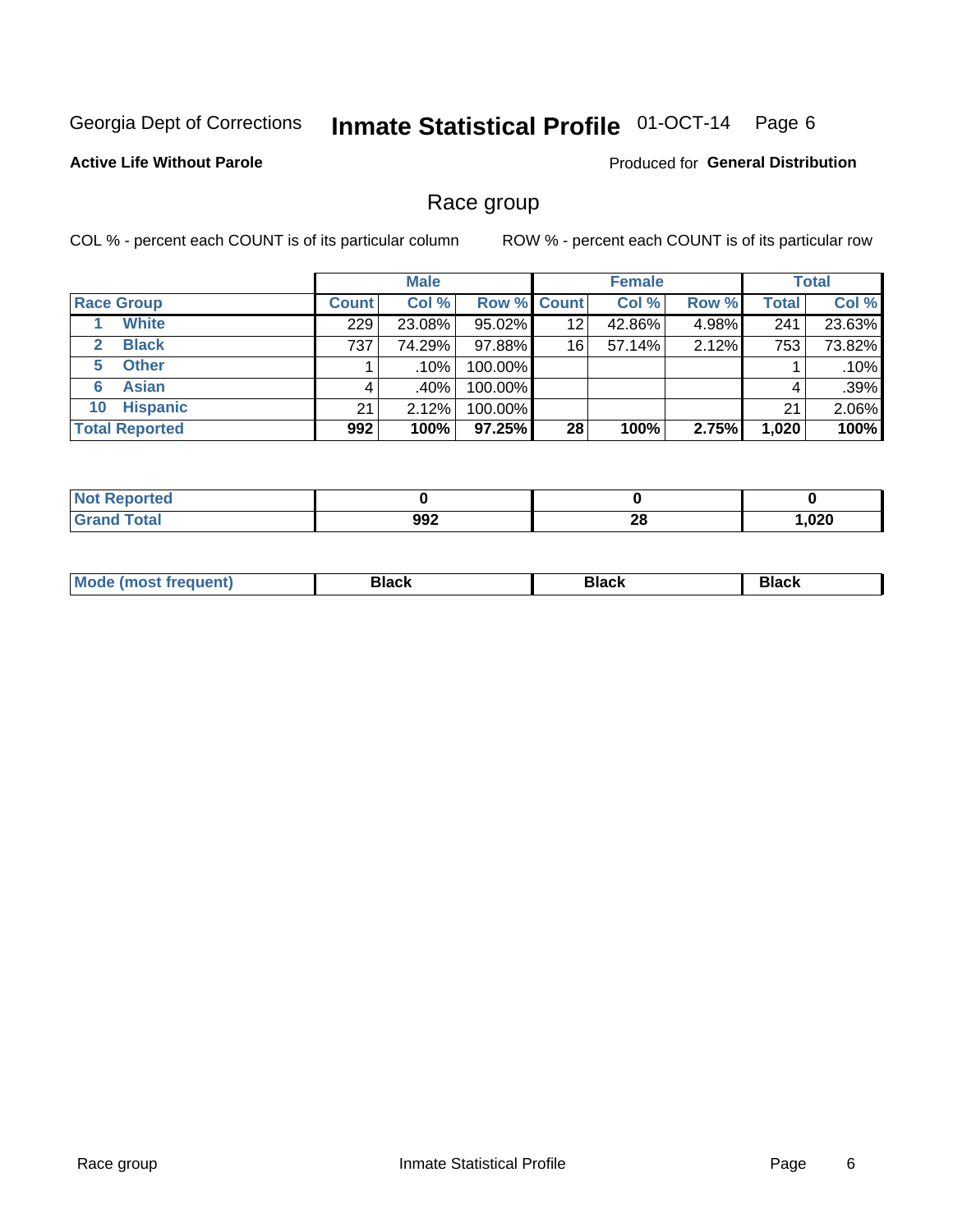Georgia Dept of Corrections **Inmate Statistical Profile** 01-OCT-14

**Active Life Without Parole**

Produced for **General Distribution**

## Race group

COL % - percent each COUNT is of its particular column

ROW % - percent each COUNT is of its particular row

| | Male | | | Female | | | Total | |
|---|---|---|---|---|---|---|---|---|
| **Race Group** | **Count** | **Col %** | **Row %** | **Count** | **Col %** | **Row %** | **Total** | **Col %** |
| 1 White | 229 | 23.08% | 95.02% | 12 | 42.86% | 4.98% | 241 | 23.63% |
| 2 Black | 737 | 74.29% | 97.88% | 16 | 57.14% | 2.12% | 753 | 73.82% |
| 5 Other | 1 | .10% | 100.00% | | | | 1 | .10% |
| 6 Asian | 4 | .40% | 100.00% | | | | 4 | .39% |
| 10 Hispanic | 21 | 2.12% | 100.00% | | | | 21 | 2.06% |
| **Total Reported** | **992** | **100%** | **97.25%** | **28** | **100%** | **2.75%** | **1,020** | **100%** |

| | Male | Female | Total |
|---|---|---|---|
| **Not Reported** | **0** | **0** | **0** |
| **Grand Total** | **992** | **28** | **1,020** |

| | Male | Female | Total |
|---|---|---|---|
| **Mode (most frequent)** | **Black** | **Black** | **Black** |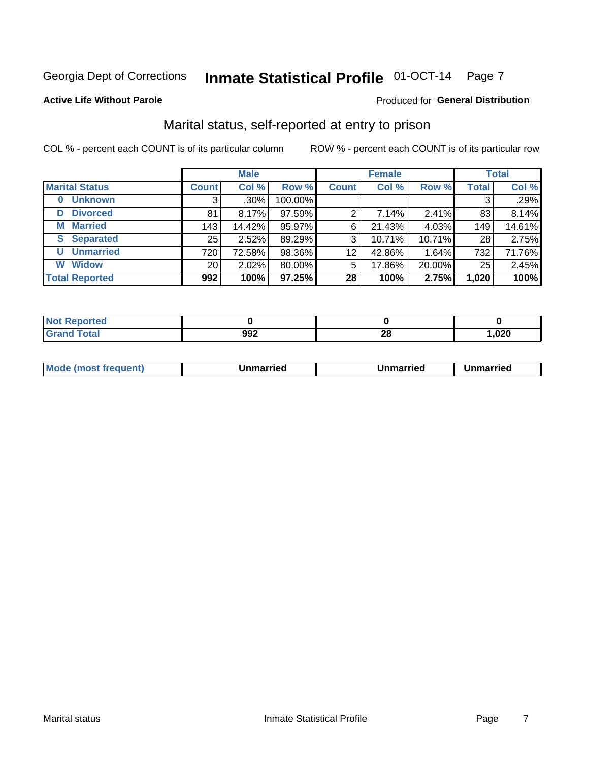Georgia Dept of Corrections **Inmate Statistical Profile** 01-OCT-14 Page 7

**Active Life Without Parole**

Produced for **General Distribution**

## Marital status, self-reported at entry to prison

COL % - percent each COUNT is of its particular column

ROW % - percent each COUNT is of its particular row

| | Male | | | Female | | | Total | |
|---|---|---|---|---|---|---|---|---|
| **Marital Status** | **Count** | **Col %** | **Row %** | **Count** | **Col %** | **Row %** | **Total** | **Col %** |
| **0 Unknown** | 3 | .30% | 100.00% | | | | 3 | .29% |
| **D Divorced** | 81 | 8.17% | 97.59% | 2 | 7.14% | 2.41% | 83 | 8.14% |
| **M Married** | 143 | 14.42% | 95.97% | 6 | 21.43% | 4.03% | 149 | 14.61% |
| **S Separated** | 25 | 2.52% | 89.29% | 3 | 10.71% | 10.71% | 28 | 2.75% |
| **U Unmarried** | 720 | 72.58% | 98.36% | 12 | 42.86% | 1.64% | 732 | 71.76% |
| **W Widow** | 20 | 2.02% | 80.00% | 5 | 17.86% | 20.00% | 25 | 2.45% |
| **Total Reported** | **992** | **100%** | **97.25%** | **28** | **100%** | **2.75%** | **1,020** | **100%** |

| | Male | Female | Total |
|---|---|---|---|
| **Not Reported** | **0** | **0** | **0** |
| **Grand Total** | **992** | **28** | **1,020** |

| | Male | Female | Total |
|---|---|---|---|
| **Mode (most frequent)** | **Unmarried** | **Unmarried** | **Unmarried** |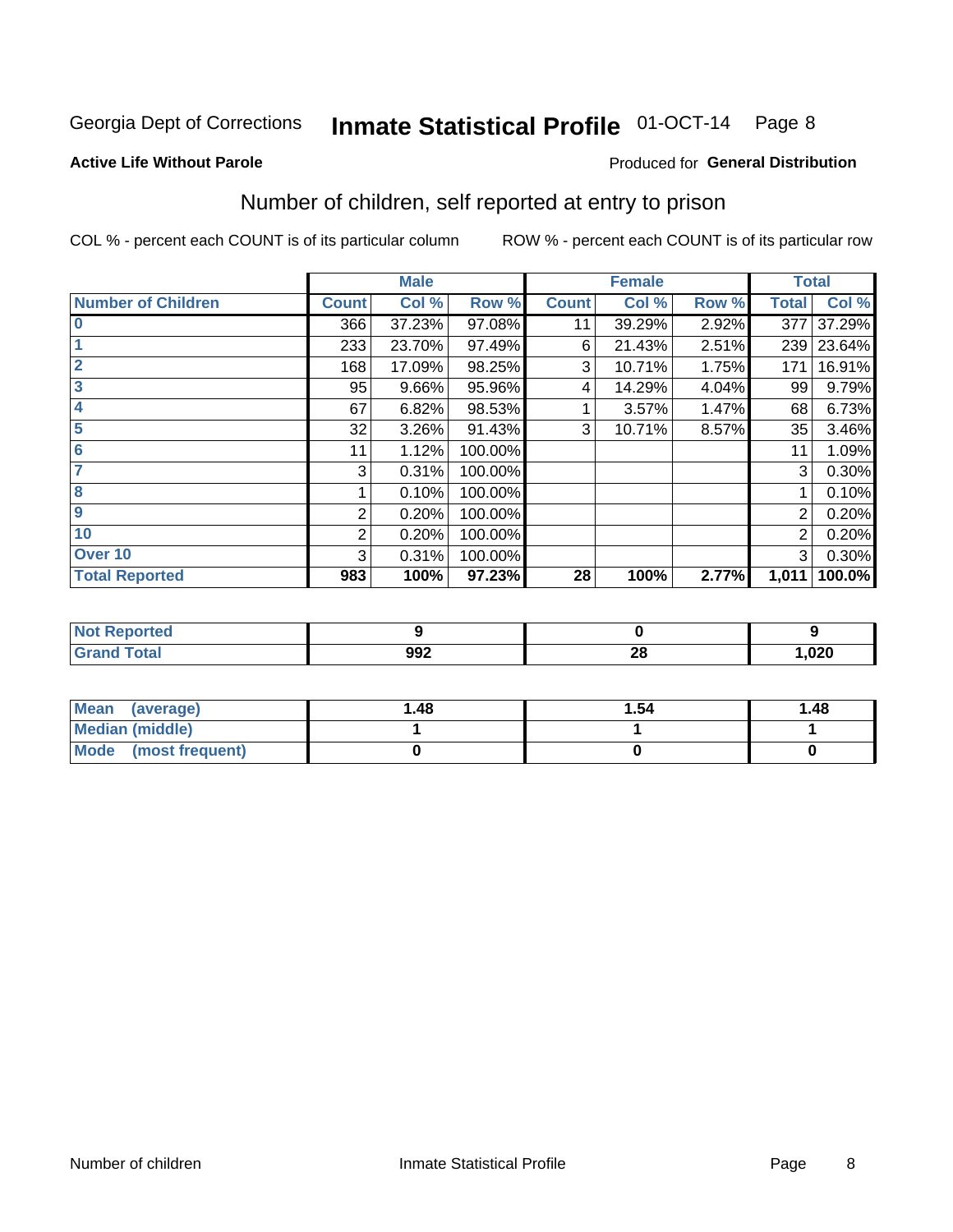Georgia Dept of Corrections **Inmate Statistical Profile** 01-OCT-14

**Active Life Without Parole**

Produced for **General Distribution**

## Number of children, self reported at entry to prison

COL % - percent each COUNT is of its particular column

ROW % - percent each COUNT is of its particular row

| | Male | | | Female | | | Total | |
|---|---|---|---|---|---|---|---|---|
| **Number of Children** | **Count** | **Col %** | **Row %** | **Count** | **Col %** | **Row %** | **Total** | **Col %** |
| **0** | 366 | 37.23% | 97.08% | 11 | 39.29% | 2.92% | 377 | 37.29% |
| **1** | 233 | 23.70% | 97.49% | 6 | 21.43% | 2.51% | 239 | 23.64% |
| **2** | 168 | 17.09% | 98.25% | 3 | 10.71% | 1.75% | 171 | 16.91% |
| **3** | 95 | 9.66% | 95.96% | 4 | 14.29% | 4.04% | 99 | 9.79% |
| **4** | 67 | 6.82% | 98.53% | 1 | 3.57% | 1.47% | 68 | 6.73% |
| **5** | 32 | 3.26% | 91.43% | 3 | 10.71% | 8.57% | 35 | 3.46% |
| **6** | 11 | 1.12% | 100.00% | | | | 11 | 1.09% |
| **7** | 3 | 0.31% | 100.00% | | | | 3 | 0.30% |
| **8** | 1 | 0.10% | 100.00% | | | | 1 | 0.10% |
| **9** | 2 | 0.20% | 100.00% | | | | 2 | 0.20% |
| **10** | 2 | 0.20% | 100.00% | | | | 2 | 0.20% |
| **Over 10** | 3 | 0.31% | 100.00% | | | | 3 | 0.30% |
| **Total Reported** | **983** | **100%** | **97.23%** | **28** | **100%** | **2.77%** | **1,011** | **100.0%** |

| | Male | Female | Total |
|---|---|---|---|
| **Not Reported** | **9** | **0** | **9** |
| **Grand Total** | **992** | **28** | **1,020** |

| | Male | Female | Total |
|---|---|---|---|
| **Mean (average)** | **1.48** | **1.54** | **1.48** |
| **Median (middle)** | **1** | **1** | **1** |
| **Mode (most frequent)** | **0** | **0** | **0** |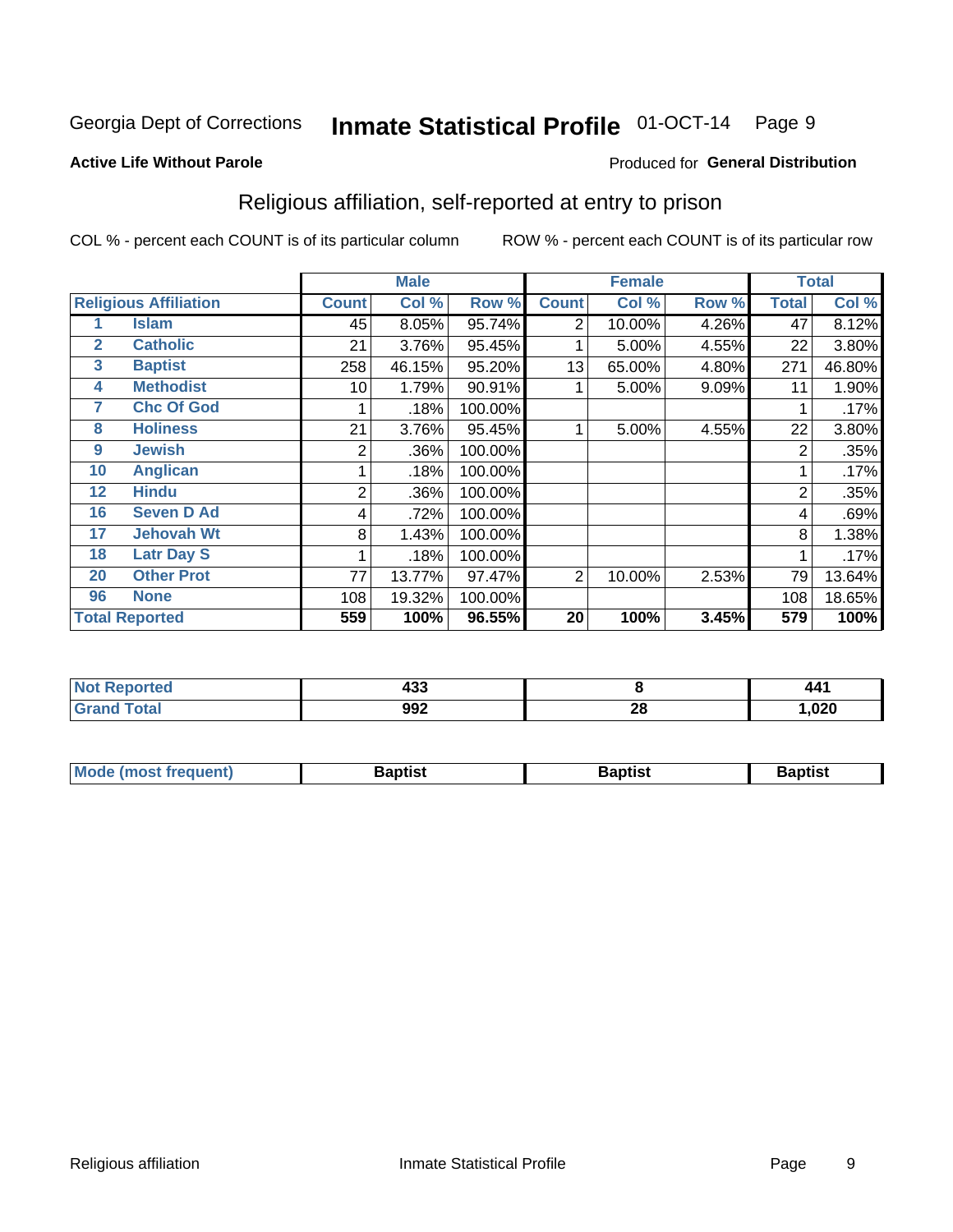Georgia Dept of Corrections **Inmate Statistical Profile** 01-OCT-14

**Active Life Without Parole**

Produced for **General Distribution**

## Religious affiliation, self-reported at entry to prison

COL % - percent each COUNT is of its particular column ROW % - percent each COUNT is of its particular row

| | | Male | | | Female | | | Total | |
|---|---|---|---|---|---|---|---|---|---|
| **Religious Affiliation** | | **Count** | **Col %** | **Row %** | **Count** | **Col %** | **Row %** | **Total** | **Col %** |
| 1 | Islam | 45 | 8.05% | 95.74% | 2 | 10.00% | 4.26% | 47 | 8.12% |
| 2 | Catholic | 21 | 3.76% | 95.45% | 1 | 5.00% | 4.55% | 22 | 3.80% |
| 3 | Baptist | 258 | 46.15% | 95.20% | 13 | 65.00% | 4.80% | 271 | 46.80% |
| 4 | Methodist | 10 | 1.79% | 90.91% | 1 | 5.00% | 9.09% | 11 | 1.90% |
| 7 | Chc Of God | 1 | .18% | 100.00% | | | | 1 | .17% |
| 8 | Holiness | 21 | 3.76% | 95.45% | 1 | 5.00% | 4.55% | 22 | 3.80% |
| 9 | Jewish | 2 | .36% | 100.00% | | | | 2 | .35% |
| 10 | Anglican | 1 | .18% | 100.00% | | | | 1 | .17% |
| 12 | Hindu | 2 | .36% | 100.00% | | | | 2 | .35% |
| 16 | Seven D Ad | 4 | .72% | 100.00% | | | | 4 | .69% |
| 17 | Jehovah Wt | 8 | 1.43% | 100.00% | | | | 8 | 1.38% |
| 18 | Latr Day S | 1 | .18% | 100.00% | | | | 1 | .17% |
| 20 | Other Prot | 77 | 13.77% | 97.47% | 2 | 10.00% | 2.53% | 79 | 13.64% |
| 96 | None | 108 | 19.32% | 100.00% | | | | 108 | 18.65% |
| **Total Reported** | | **559** | **100%** | **96.55%** | **20** | **100%** | **3.45%** | **579** | **100%** |

| | Male | Female | Total |
|---|---|---|---|
| **Not Reported** | **433** | **8** | **441** |
| **Grand Total** | **992** | **28** | **1,020** |

| | Male | Female | Total |
|---|---|---|---|
| **Mode (most frequent)** | **Baptist** | **Baptist** | **Baptist** |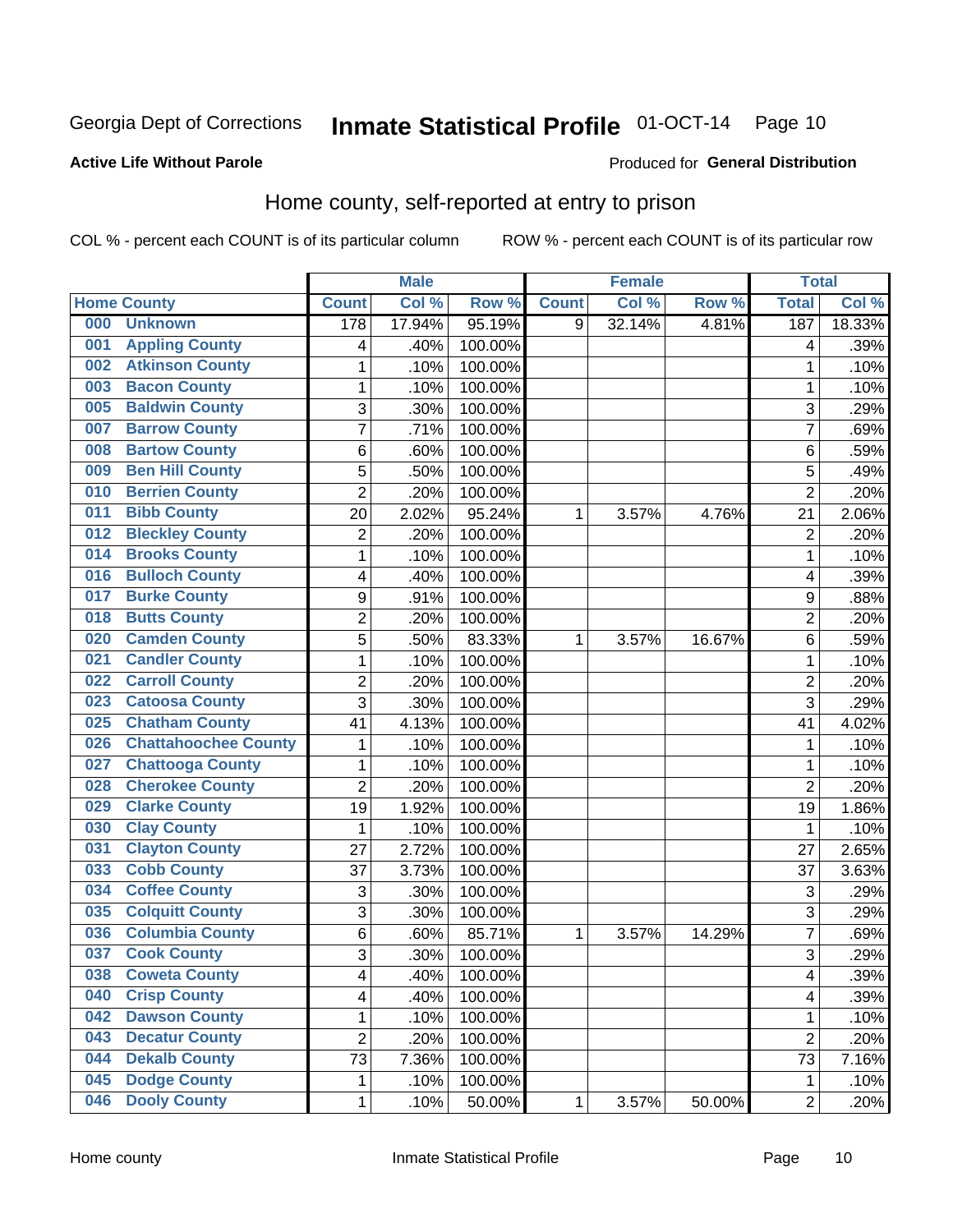Georgia Dept of Corrections **Inmate Statistical Profile** 01-OCT-14

**Active Life Without Parole**

Produced for **General Distribution**

## Home county, self-reported at entry to prison

COL % - percent each COUNT is of its particular column ROW % - percent each COUNT is of its particular row

| Home County | | Male | | | Female | | | Total | |
|---|---|---|---|---|---|---|---|---|---|
| | | Count | Col % | Row % | Count | Col % | Row % | Total | Col % |
| 000 | Unknown | 178 | 17.94% | 95.19% | 9 | 32.14% | 4.81% | 187 | 18.33% |
| 001 | Appling County | 4 | .40% | 100.00% | | | | 4 | .39% |
| 002 | Atkinson County | 1 | .10% | 100.00% | | | | 1 | .10% |
| 003 | Bacon County | 1 | .10% | 100.00% | | | | 1 | .10% |
| 005 | Baldwin County | 3 | .30% | 100.00% | | | | 3 | .29% |
| 007 | Barrow County | 7 | .71% | 100.00% | | | | 7 | .69% |
| 008 | Bartow County | 6 | .60% | 100.00% | | | | 6 | .59% |
| 009 | Ben Hill County | 5 | .50% | 100.00% | | | | 5 | .49% |
| 010 | Berrien County | 2 | .20% | 100.00% | | | | 2 | .20% |
| 011 | Bibb County | 20 | 2.02% | 95.24% | 1 | 3.57% | 4.76% | 21 | 2.06% |
| 012 | Bleckley County | 2 | .20% | 100.00% | | | | 2 | .20% |
| 014 | Brooks County | 1 | .10% | 100.00% | | | | 1 | .10% |
| 016 | Bulloch County | 4 | .40% | 100.00% | | | | 4 | .39% |
| 017 | Burke County | 9 | .91% | 100.00% | | | | 9 | .88% |
| 018 | Butts County | 2 | .20% | 100.00% | | | | 2 | .20% |
| 020 | Camden County | 5 | .50% | 83.33% | 1 | 3.57% | 16.67% | 6 | .59% |
| 021 | Candler County | 1 | .10% | 100.00% | | | | 1 | .10% |
| 022 | Carroll County | 2 | .20% | 100.00% | | | | 2 | .20% |
| 023 | Catoosa County | 3 | .30% | 100.00% | | | | 3 | .29% |
| 025 | Chatham County | 41 | 4.13% | 100.00% | | | | 41 | 4.02% |
| 026 | Chattahoochee County | 1 | .10% | 100.00% | | | | 1 | .10% |
| 027 | Chattooga County | 1 | .10% | 100.00% | | | | 1 | .10% |
| 028 | Cherokee County | 2 | .20% | 100.00% | | | | 2 | .20% |
| 029 | Clarke County | 19 | 1.92% | 100.00% | | | | 19 | 1.86% |
| 030 | Clay County | 1 | .10% | 100.00% | | | | 1 | .10% |
| 031 | Clayton County | 27 | 2.72% | 100.00% | | | | 27 | 2.65% |
| 033 | Cobb County | 37 | 3.73% | 100.00% | | | | 37 | 3.63% |
| 034 | Coffee County | 3 | .30% | 100.00% | | | | 3 | .29% |
| 035 | Colquitt County | 3 | .30% | 100.00% | | | | 3 | .29% |
| 036 | Columbia County | 6 | .60% | 85.71% | 1 | 3.57% | 14.29% | 7 | .69% |
| 037 | Cook County | 3 | .30% | 100.00% | | | | 3 | .29% |
| 038 | Coweta County | 4 | .40% | 100.00% | | | | 4 | .39% |
| 040 | Crisp County | 4 | .40% | 100.00% | | | | 4 | .39% |
| 042 | Dawson County | 1 | .10% | 100.00% | | | | 1 | .10% |
| 043 | Decatur County | 2 | .20% | 100.00% | | | | 2 | .20% |
| 044 | Dekalb County | 73 | 7.36% | 100.00% | | | | 73 | 7.16% |
| 045 | Dodge County | 1 | .10% | 100.00% | | | | 1 | .10% |
| 046 | Dooly County | 1 | .10% | 50.00% | 1 | 3.57% | 50.00% | 2 | .20% |

Home county Inmate Statistical Profile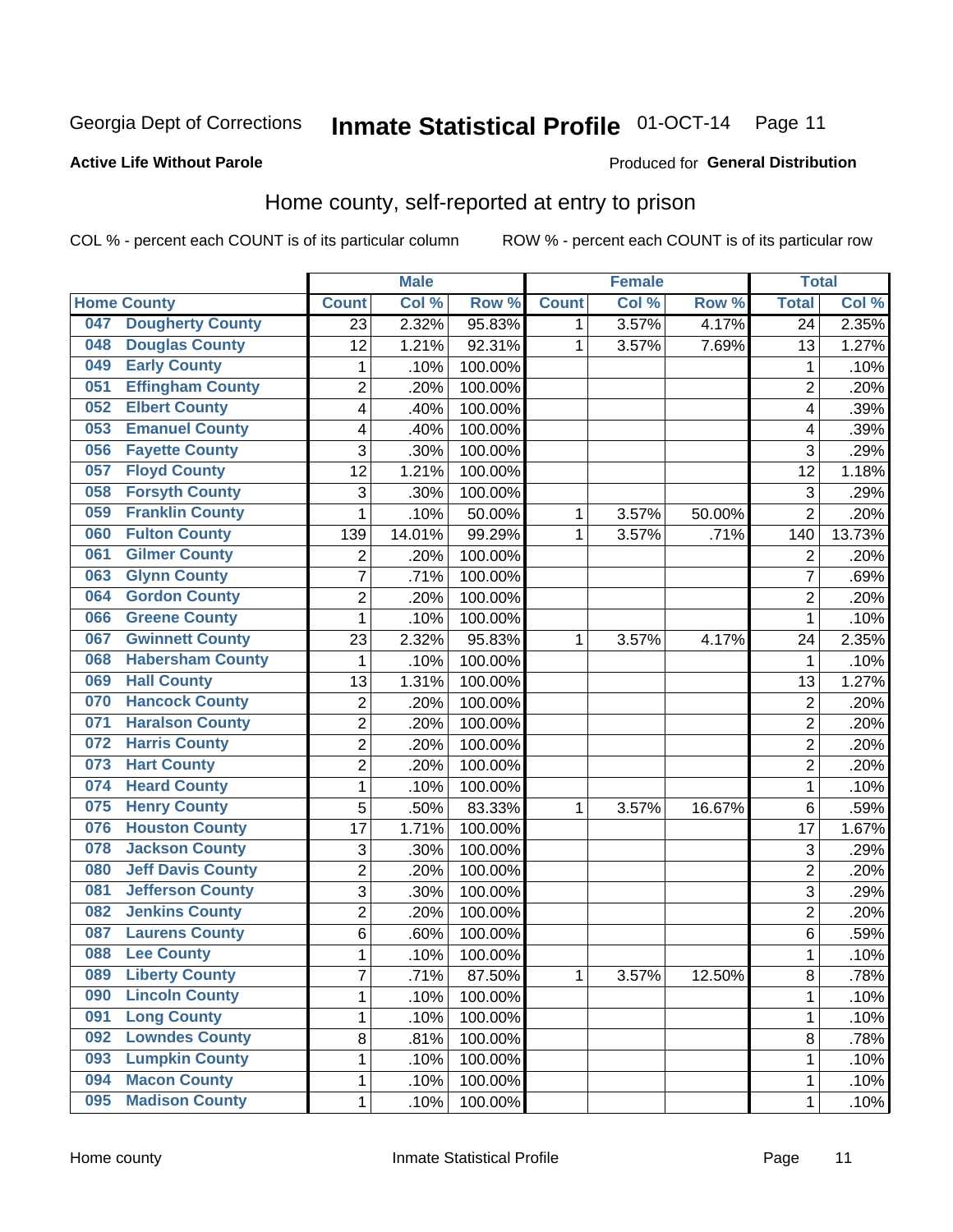Georgia Dept of Corrections **Inmate Statistical Profile** 01-OCT-14 Page 11

**Active Life Without Parole**

Produced for **General Distribution**

## Home county, self-reported at entry to prison

COL % - percent each COUNT is of its particular column ROW % - percent each COUNT is of its particular row

| | | Male | | | Female | | | Total | |
|---|---|---|---|---|---|---|---|---|---|
| **Home County** | | **Count** | **Col %** | **Row %** | **Count** | **Col %** | **Row %** | **Total** | **Col %** |
| 047 | Dougherty County | 23 | 2.32% | 95.83% | 1 | 3.57% | 4.17% | 24 | 2.35% |
| 048 | Douglas County | 12 | 1.21% | 92.31% | 1 | 3.57% | 7.69% | 13 | 1.27% |
| 049 | Early County | 1 | .10% | 100.00% | | | | 1 | .10% |
| 051 | Effingham County | 2 | .20% | 100.00% | | | | 2 | .20% |
| 052 | Elbert County | 4 | .40% | 100.00% | | | | 4 | .39% |
| 053 | Emanuel County | 4 | .40% | 100.00% | | | | 4 | .39% |
| 056 | Fayette County | 3 | .30% | 100.00% | | | | 3 | .29% |
| 057 | Floyd County | 12 | 1.21% | 100.00% | | | | 12 | 1.18% |
| 058 | Forsyth County | 3 | .30% | 100.00% | | | | 3 | .29% |
| 059 | Franklin County | 1 | .10% | 50.00% | 1 | 3.57% | 50.00% | 2 | .20% |
| 060 | Fulton County | 139 | 14.01% | 99.29% | 1 | 3.57% | .71% | 140 | 13.73% |
| 061 | Gilmer County | 2 | .20% | 100.00% | | | | 2 | .20% |
| 063 | Glynn County | 7 | .71% | 100.00% | | | | 7 | .69% |
| 064 | Gordon County | 2 | .20% | 100.00% | | | | 2 | .20% |
| 066 | Greene County | 1 | .10% | 100.00% | | | | 1 | .10% |
| 067 | Gwinnett County | 23 | 2.32% | 95.83% | 1 | 3.57% | 4.17% | 24 | 2.35% |
| 068 | Habersham County | 1 | .10% | 100.00% | | | | 1 | .10% |
| 069 | Hall County | 13 | 1.31% | 100.00% | | | | 13 | 1.27% |
| 070 | Hancock County | 2 | .20% | 100.00% | | | | 2 | .20% |
| 071 | Haralson County | 2 | .20% | 100.00% | | | | 2 | .20% |
| 072 | Harris County | 2 | .20% | 100.00% | | | | 2 | .20% |
| 073 | Hart County | 2 | .20% | 100.00% | | | | 2 | .20% |
| 074 | Heard County | 1 | .10% | 100.00% | | | | 1 | .10% |
| 075 | Henry County | 5 | .50% | 83.33% | 1 | 3.57% | 16.67% | 6 | .59% |
| 076 | Houston County | 17 | 1.71% | 100.00% | | | | 17 | 1.67% |
| 078 | Jackson County | 3 | .30% | 100.00% | | | | 3 | .29% |
| 080 | Jeff Davis County | 2 | .20% | 100.00% | | | | 2 | .20% |
| 081 | Jefferson County | 3 | .30% | 100.00% | | | | 3 | .29% |
| 082 | Jenkins County | 2 | .20% | 100.00% | | | | 2 | .20% |
| 087 | Laurens County | 6 | .60% | 100.00% | | | | 6 | .59% |
| 088 | Lee County | 1 | .10% | 100.00% | | | | 1 | .10% |
| 089 | Liberty County | 7 | .71% | 87.50% | 1 | 3.57% | 12.50% | 8 | .78% |
| 090 | Lincoln County | 1 | .10% | 100.00% | | | | 1 | .10% |
| 091 | Long County | 1 | .10% | 100.00% | | | | 1 | .10% |
| 092 | Lowndes County | 8 | .81% | 100.00% | | | | 8 | .78% |
| 093 | Lumpkin County | 1 | .10% | 100.00% | | | | 1 | .10% |
| 094 | Macon County | 1 | .10% | 100.00% | | | | 1 | .10% |
| 095 | Madison County | 1 | .10% | 100.00% | | | | 1 | .10% |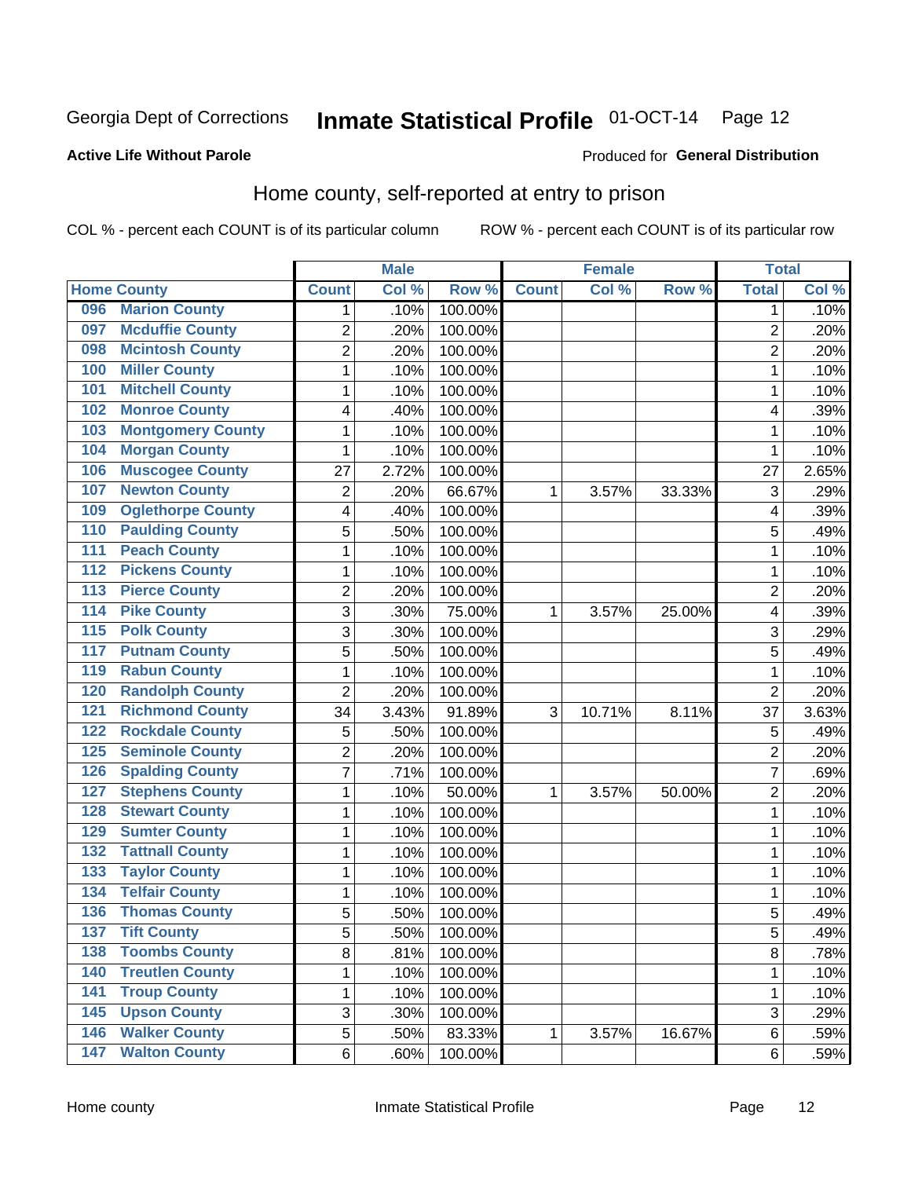Georgia Dept of Corrections **Inmate Statistical Profile** 01-OCT-14

**Active Life Without Parole**

Produced for **General Distribution**

## Home county, self-reported at entry to prison

COL % - percent each COUNT is of its particular column    ROW % - percent each COUNT is of its particular row

| Home County | | Male | | | Female | | | Total | |
|---|---|---|---|---|---|---|---|---|---|
| | | Count | Col % | Row % | Count | Col % | Row % | Total | Col % |
| 096 | Marion County | 1 | .10% | 100.00% | | | | 1 | .10% |
| 097 | Mcduffie County | 2 | .20% | 100.00% | | | | 2 | .20% |
| 098 | Mcintosh County | 2 | .20% | 100.00% | | | | 2 | .20% |
| 100 | Miller County | 1 | .10% | 100.00% | | | | 1 | .10% |
| 101 | Mitchell County | 1 | .10% | 100.00% | | | | 1 | .10% |
| 102 | Monroe County | 4 | .40% | 100.00% | | | | 4 | .39% |
| 103 | Montgomery County | 1 | .10% | 100.00% | | | | 1 | .10% |
| 104 | Morgan County | 1 | .10% | 100.00% | | | | 1 | .10% |
| 106 | Muscogee County | 27 | 2.72% | 100.00% | | | | 27 | 2.65% |
| 107 | Newton County | 2 | .20% | 66.67% | 1 | 3.57% | 33.33% | 3 | .29% |
| 109 | Oglethorpe County | 4 | .40% | 100.00% | | | | 4 | .39% |
| 110 | Paulding County | 5 | .50% | 100.00% | | | | 5 | .49% |
| 111 | Peach County | 1 | .10% | 100.00% | | | | 1 | .10% |
| 112 | Pickens County | 1 | .10% | 100.00% | | | | 1 | .10% |
| 113 | Pierce County | 2 | .20% | 100.00% | | | | 2 | .20% |
| 114 | Pike County | 3 | .30% | 75.00% | 1 | 3.57% | 25.00% | 4 | .39% |
| 115 | Polk County | 3 | .30% | 100.00% | | | | 3 | .29% |
| 117 | Putnam County | 5 | .50% | 100.00% | | | | 5 | .49% |
| 119 | Rabun County | 1 | .10% | 100.00% | | | | 1 | .10% |
| 120 | Randolph County | 2 | .20% | 100.00% | | | | 2 | .20% |
| 121 | Richmond County | 34 | 3.43% | 91.89% | 3 | 10.71% | 8.11% | 37 | 3.63% |
| 122 | Rockdale County | 5 | .50% | 100.00% | | | | 5 | .49% |
| 125 | Seminole County | 2 | .20% | 100.00% | | | | 2 | .20% |
| 126 | Spalding County | 7 | .71% | 100.00% | | | | 7 | .69% |
| 127 | Stephens County | 1 | .10% | 50.00% | 1 | 3.57% | 50.00% | 2 | .20% |
| 128 | Stewart County | 1 | .10% | 100.00% | | | | 1 | .10% |
| 129 | Sumter County | 1 | .10% | 100.00% | | | | 1 | .10% |
| 132 | Tattnall County | 1 | .10% | 100.00% | | | | 1 | .10% |
| 133 | Taylor County | 1 | .10% | 100.00% | | | | 1 | .10% |
| 134 | Telfair County | 1 | .10% | 100.00% | | | | 1 | .10% |
| 136 | Thomas County | 5 | .50% | 100.00% | | | | 5 | .49% |
| 137 | Tift County | 5 | .50% | 100.00% | | | | 5 | .49% |
| 138 | Toombs County | 8 | .81% | 100.00% | | | | 8 | .78% |
| 140 | Treutlen County | 1 | .10% | 100.00% | | | | 1 | .10% |
| 141 | Troup County | 1 | .10% | 100.00% | | | | 1 | .10% |
| 145 | Upson County | 3 | .30% | 100.00% | | | | 3 | .29% |
| 146 | Walker County | 5 | .50% | 83.33% | 1 | 3.57% | 16.67% | 6 | .59% |
| 147 | Walton County | 6 | .60% | 100.00% | | | | 6 | .59% |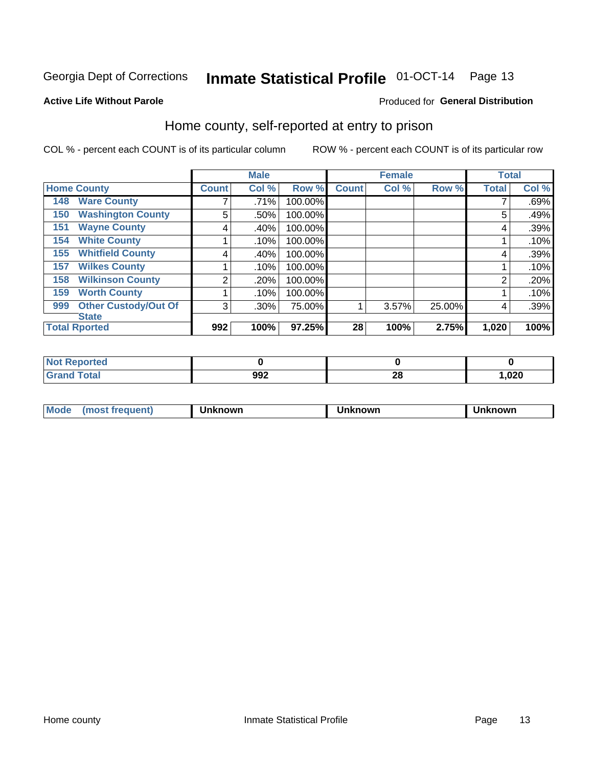Georgia Dept of Corrections **Inmate Statistical Profile** 01-OCT-14

**Active Life Without Parole**

Produced for **General Distribution**

## Home county, self-reported at entry to prison

COL % - percent each COUNT is of its particular column    ROW % - percent each COUNT is of its particular row

| | Male | | | Female | | | Total | |
|---|---|---|---|---|---|---|---|---|
| **Home County** | **Count** | **Col %** | **Row %** | **Count** | **Col %** | **Row %** | **Total** | **Col %** |
| 148 Ware County | 7 | .71% | 100.00% | | | | 7 | .69% |
| 150 Washington County | 5 | .50% | 100.00% | | | | 5 | .49% |
| 151 Wayne County | 4 | .40% | 100.00% | | | | 4 | .39% |
| 154 White County | 1 | .10% | 100.00% | | | | 1 | .10% |
| 155 Whitfield County | 4 | .40% | 100.00% | | | | 4 | .39% |
| 157 Wilkes County | 1 | .10% | 100.00% | | | | 1 | .10% |
| 158 Wilkinson County | 2 | .20% | 100.00% | | | | 2 | .20% |
| 159 Worth County | 1 | .10% | 100.00% | | | | 1 | .10% |
| 999 Other Custody/Out Of State | 3 | .30% | 75.00% | 1 | 3.57% | 25.00% | 4 | .39% |
| **Total Rported** | **992** | **100%** | **97.25%** | **28** | **100%** | **2.75%** | **1,020** | **100%** |

| | Male | Female | Total |
|---|---|---|---|
| Not Reported | 0 | 0 | 0 |
| Grand Total | 992 | 28 | 1,020 |

| | Male | Female | Total |
|---|---|---|---|
| Mode (most frequent) | Unknown | Unknown | Unknown |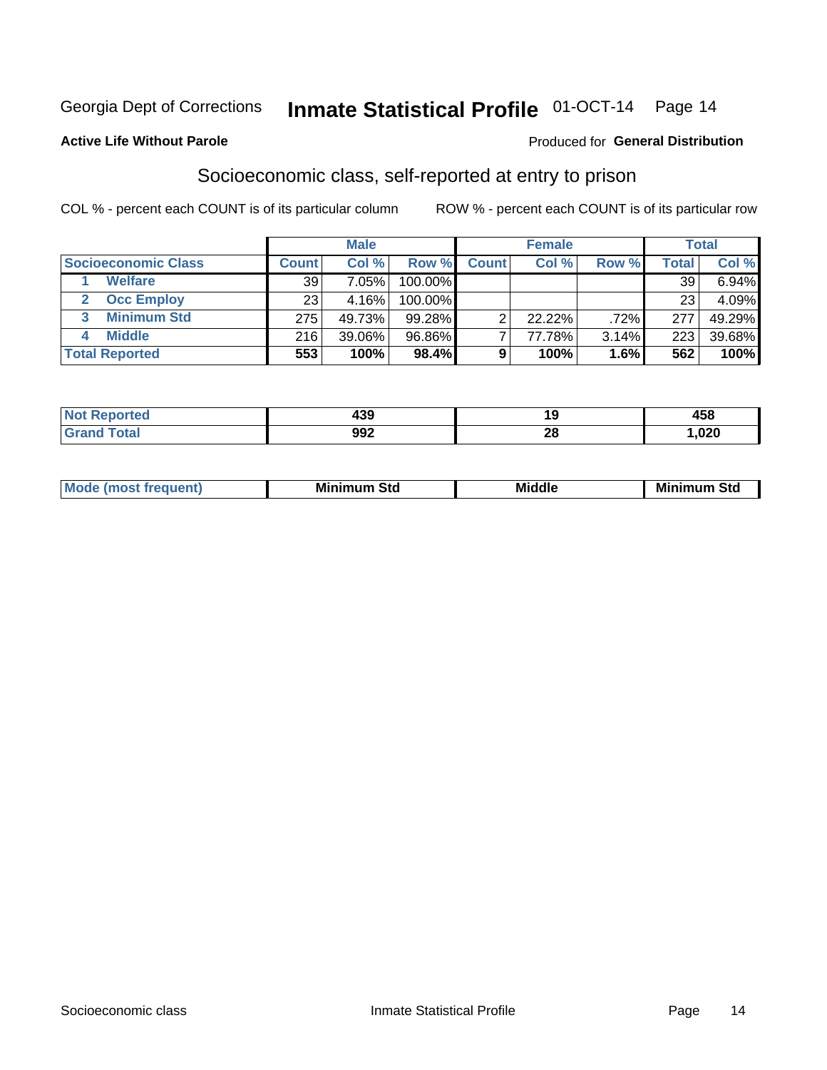Georgia Dept of Corrections **Inmate Statistical Profile** 01-OCT-14 Page 14

**Active Life Without Parole**

Produced for **General Distribution**

## Socioeconomic class, self-reported at entry to prison

COL % - percent each COUNT is of its particular column ROW % - percent each COUNT is of its particular row

| | Male | | | Female | | | Total | |
|---|---|---|---|---|---|---|---|---|
| **Socioeconomic Class** | **Count** | **Col %** | **Row %** | **Count** | **Col %** | **Row %** | **Total** | **Col %** |
| 1 **Welfare** | 39 | 7.05% | 100.00% | | | | 39 | 6.94% |
| 2 **Occ Employ** | 23 | 4.16% | 100.00% | | | | 23 | 4.09% |
| 3 **Minimum Std** | 275 | 49.73% | 99.28% | 2 | 22.22% | .72% | 277 | 49.29% |
| 4 **Middle** | 216 | 39.06% | 96.86% | 7 | 77.78% | 3.14% | 223 | 39.68% |
| **Total Reported** | **553** | **100%** | **98.4%** | **9** | **100%** | **1.6%** | **562** | **100%** |

| | Male | Female | Total |
|---|---|---|---|
| **Not Reported** | **439** | **19** | **458** |
| **Grand Total** | **992** | **28** | **1,020** |

| | Male | Female | Total |
|---|---|---|---|
| **Mode (most frequent)** | **Minimum Std** | **Middle** | **Minimum Std** |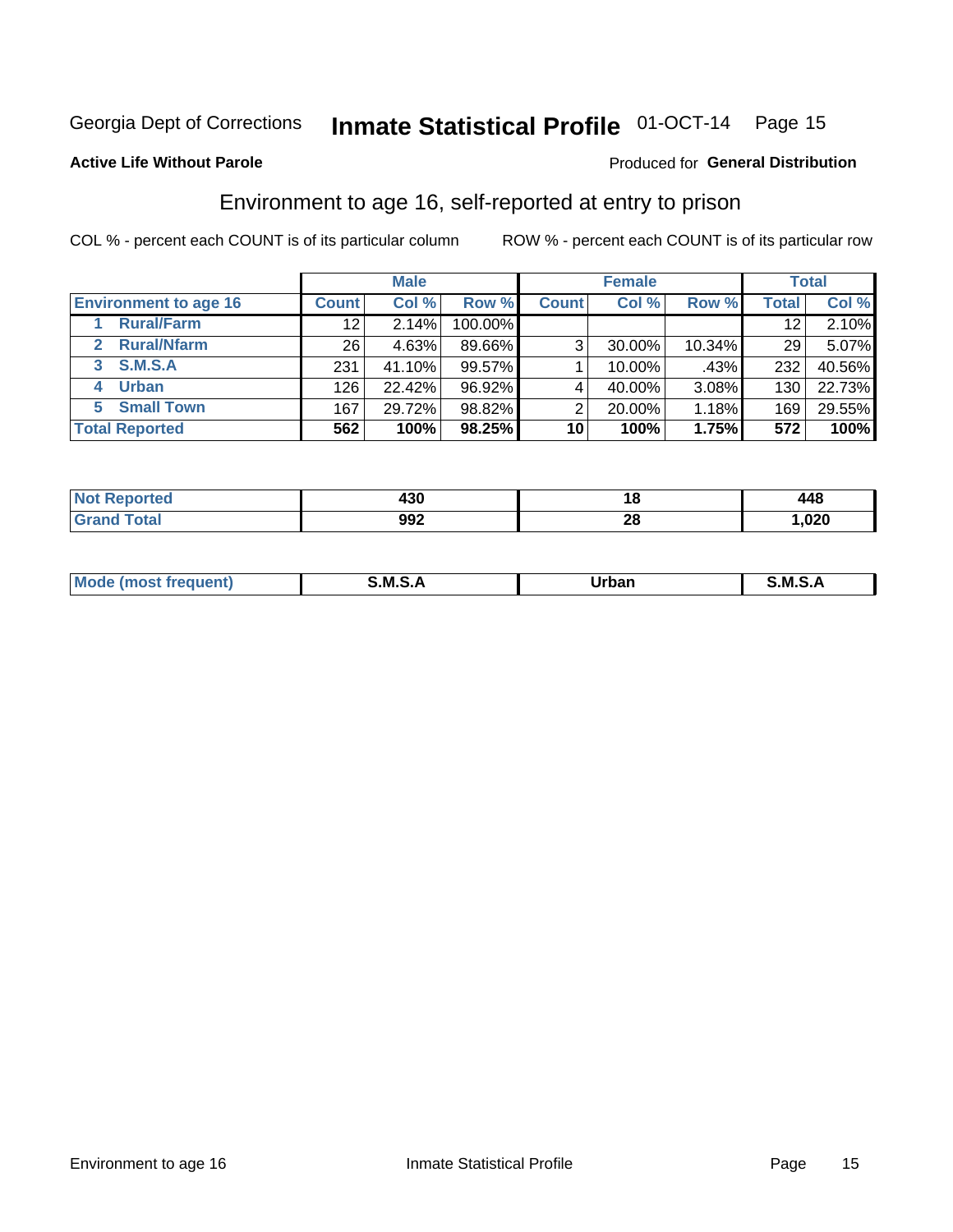Georgia Dept of Corrections **Inmate Statistical Profile** 01-OCT-14 Page 15

**Active Life Without Parole**

Produced for **General Distribution**

## Environment to age 16, self-reported at entry to prison

COL % - percent each COUNT is of its particular column

ROW % - percent each COUNT is of its particular row

| | Male | | | Female | | | Total | |
|---|---|---|---|---|---|---|---|---|
| **Environment to age 16** | **Count** | **Col %** | **Row %** | **Count** | **Col %** | **Row %** | **Total** | **Col %** |
| 1 Rural/Farm | 12 | 2.14% | 100.00% | | | | 12 | 2.10% |
| 2 Rural/Nfarm | 26 | 4.63% | 89.66% | 3 | 30.00% | 10.34% | 29 | 5.07% |
| 3 S.M.S.A | 231 | 41.10% | 99.57% | 1 | 10.00% | .43% | 232 | 40.56% |
| 4 Urban | 126 | 22.42% | 96.92% | 4 | 40.00% | 3.08% | 130 | 22.73% |
| 5 Small Town | 167 | 29.72% | 98.82% | 2 | 20.00% | 1.18% | 169 | 29.55% |
| **Total Reported** | **562** | **100%** | **98.25%** | **10** | **100%** | **1.75%** | **572** | **100%** |

| | Male | Female | Total |
|---|---|---|---|
| **Not Reported** | **430** | **18** | **448** |
| **Grand Total** | **992** | **28** | **1,020** |

| | Male | Female | Total |
|---|---|---|---|
| **Mode (most frequent)** | **S.M.S.A** | **Urban** | **S.M.S.A** |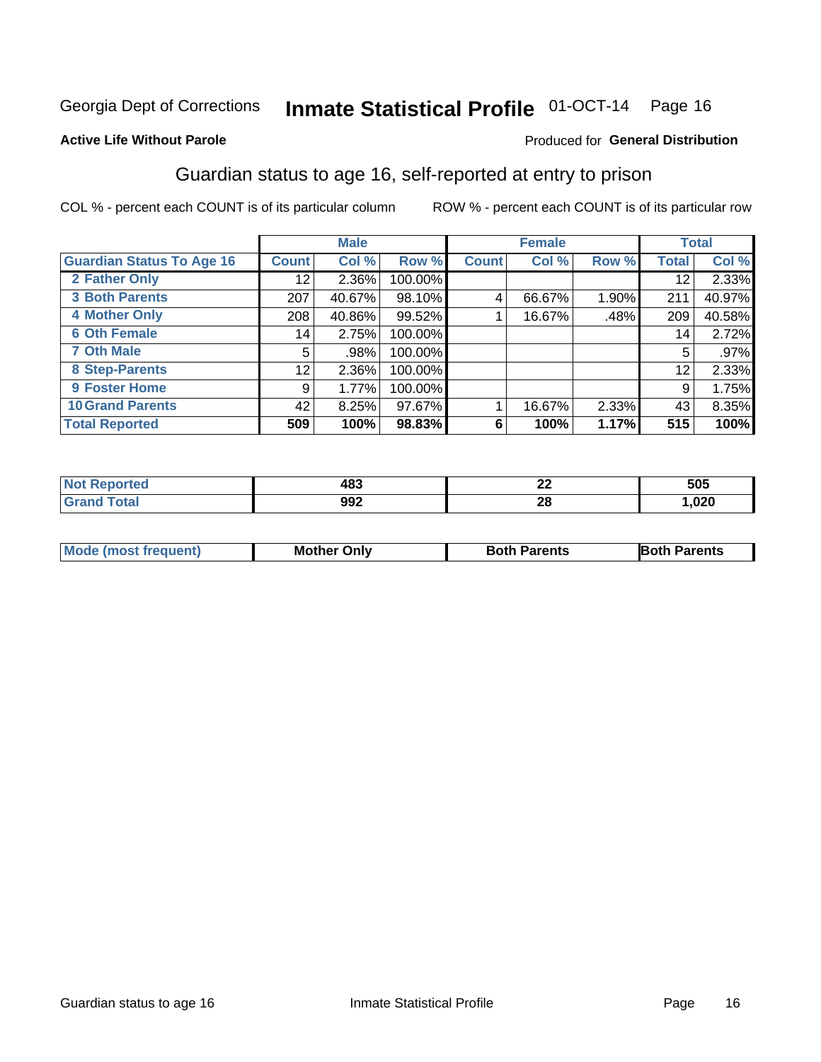Georgia Dept of Corrections **Inmate Statistical Profile** 01-OCT-14

**Active Life Without Parole**

Produced for **General Distribution**

## Guardian status to age 16, self-reported at entry to prison

COL % - percent each COUNT is of its particular column ROW % - percent each COUNT is of its particular row

| | Male | | | Female | | | Total | |
|---|---|---|---|---|---|---|---|---|
| **Guardian Status To Age 16** | **Count** | **Col %** | **Row %** | **Count** | **Col %** | **Row %** | **Total** | **Col %** |
| 2 Father Only | 12 | 2.36% | 100.00% | | | | 12 | 2.33% |
| 3 Both Parents | 207 | 40.67% | 98.10% | 4 | 66.67% | 1.90% | 211 | 40.97% |
| 4 Mother Only | 208 | 40.86% | 99.52% | 1 | 16.67% | .48% | 209 | 40.58% |
| 6 Oth Female | 14 | 2.75% | 100.00% | | | | 14 | 2.72% |
| 7 Oth Male | 5 | .98% | 100.00% | | | | 5 | .97% |
| 8 Step-Parents | 12 | 2.36% | 100.00% | | | | 12 | 2.33% |
| 9 Foster Home | 9 | 1.77% | 100.00% | | | | 9 | 1.75% |
| 10 Grand Parents | 42 | 8.25% | 97.67% | 1 | 16.67% | 2.33% | 43 | 8.35% |
| **Total Reported** | **509** | **100%** | **98.83%** | **6** | **100%** | **1.17%** | **515** | **100%** |

| | Male | Female | Total |
|---|---|---|---|
| Not Reported | 483 | 22 | 505 |
| Grand Total | 992 | 28 | 1,020 |

| | Male | Female | Total |
|---|---|---|---|
| Mode (most frequent) | Mother Only | Both Parents | Both Parents |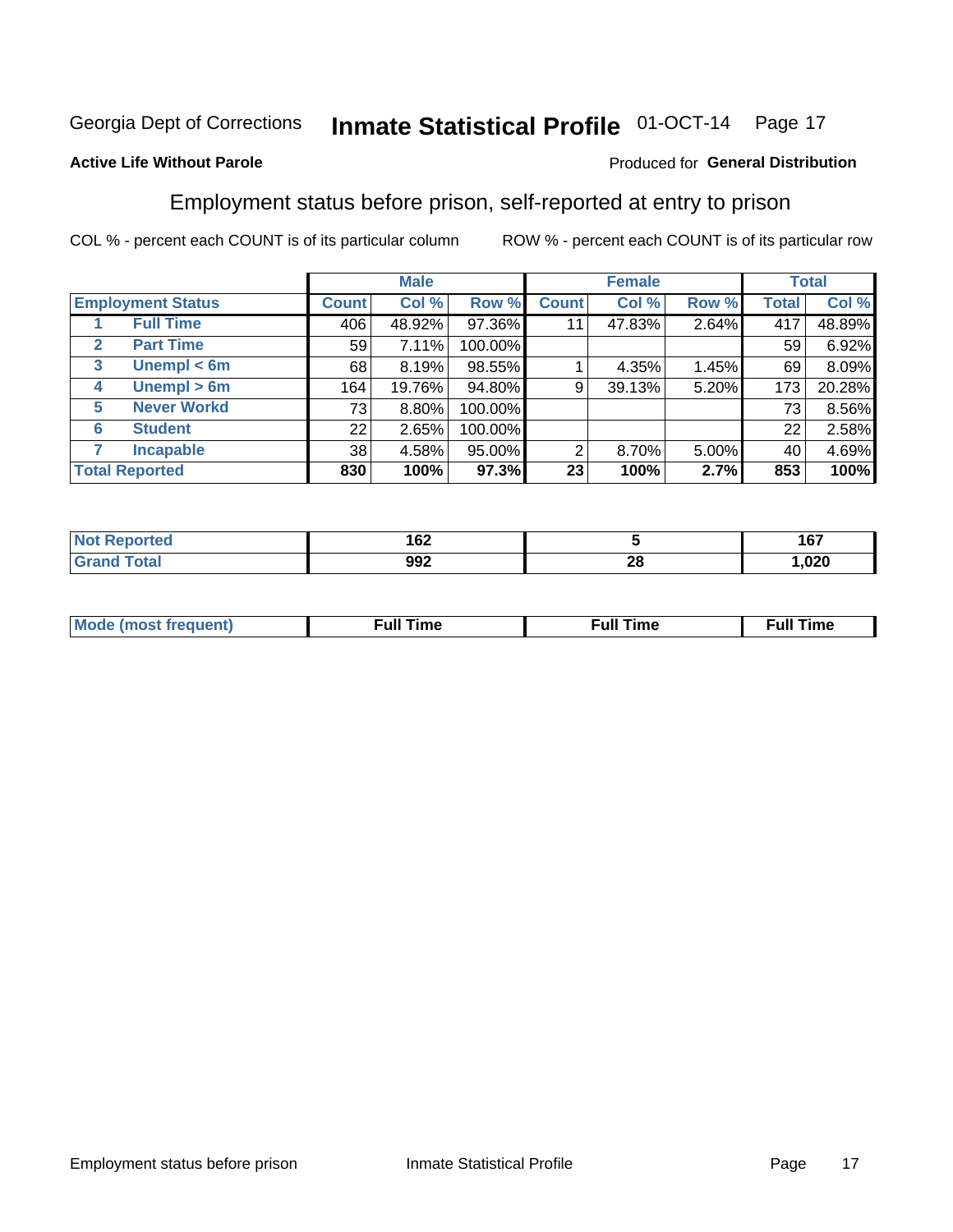Georgia Dept of Corrections **Inmate Statistical Profile** 01-OCT-14

**Active Life Without Parole**

Produced for **General Distribution**

## Employment status before prison, self-reported at entry to prison

COL % - percent each COUNT is of its particular column ROW % - percent each COUNT is of its particular row

| Employment Status | | Male | | | Female | | | Total | |
|---|---|---|---|---|---|---|---|---|---|
| | | Count | Col % | Row % | Count | Col % | Row % | Total | Col % |
| 1 | Full Time | 406 | 48.92% | 97.36% | 11 | 47.83% | 2.64% | 417 | 48.89% |
| 2 | Part Time | 59 | 7.11% | 100.00% | | | | 59 | 6.92% |
| 3 | Unempl < 6m | 68 | 8.19% | 98.55% | 1 | 4.35% | 1.45% | 69 | 8.09% |
| 4 | Unempl > 6m | 164 | 19.76% | 94.80% | 9 | 39.13% | 5.20% | 173 | 20.28% |
| 5 | Never Workd | 73 | 8.80% | 100.00% | | | | 73 | 8.56% |
| 6 | Student | 22 | 2.65% | 100.00% | | | | 22 | 2.58% |
| 7 | Incapable | 38 | 4.58% | 95.00% | 2 | 8.70% | 5.00% | 40 | 4.69% |
| **Total Reported** | | **830** | **100%** | **97.3%** | **23** | **100%** | **2.7%** | **853** | **100%** |

| | Male | Female | Total |
|---|---|---|---|
| Not Reported | 162 | 5 | 167 |
| Grand Total | 992 | 28 | 1,020 |

| | Male | Female | Total |
|---|---|---|---|
| Mode (most frequent) | Full Time | Full Time | Full Time |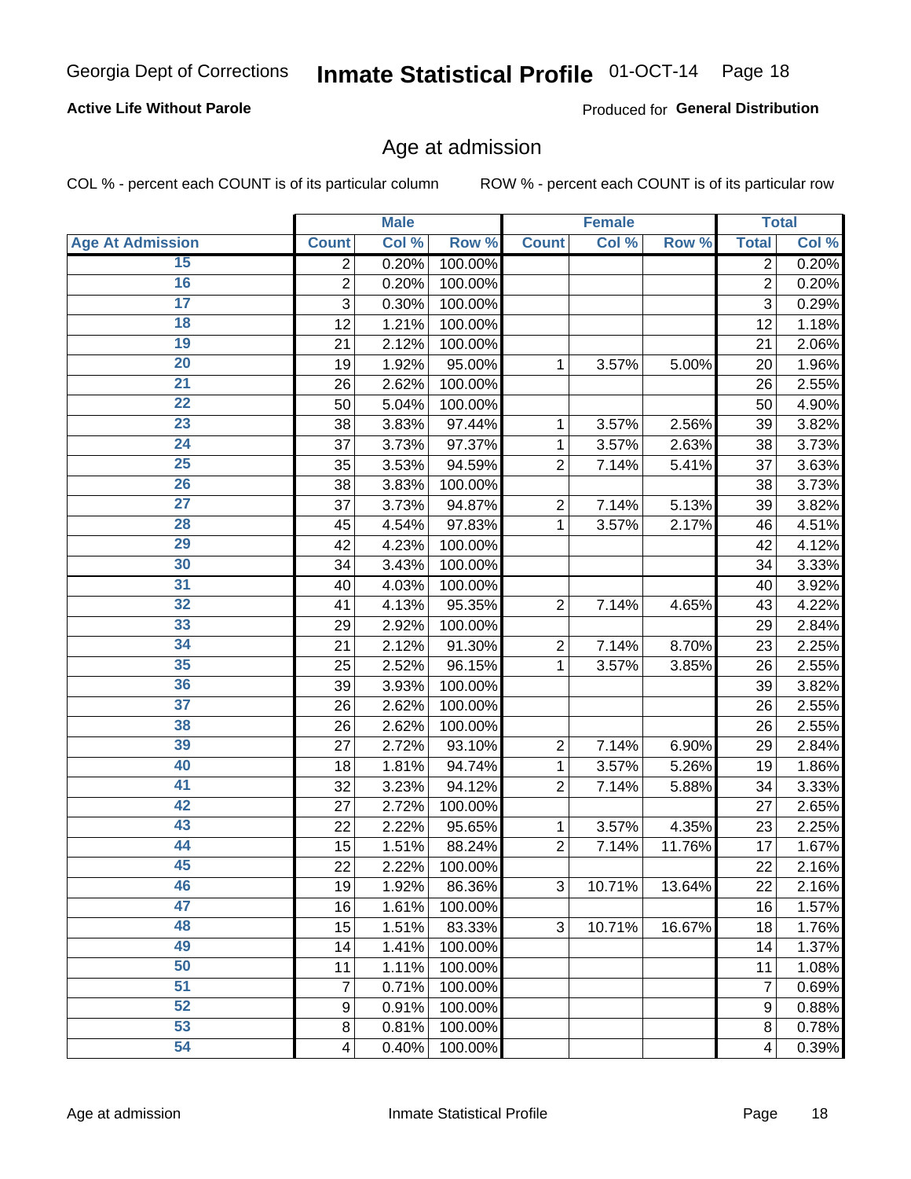Georgia Dept of Corrections **Inmate Statistical Profile** 01-OCT-14

**Active Life Without Parole**

Produced for **General Distribution**

## Age at admission

COL % - percent each COUNT is of its particular column

ROW % - percent each COUNT is of its particular row

| | Male | | | Female | | | Total | |
|---|---|---|---|---|---|---|---|---|
| Age At Admission | Count | Col % | Row % | Count | Col % | Row % | Total | Col % |
| 15 | 2 | 0.20% | 100.00% | | | | 2 | 0.20% |
| 16 | 2 | 0.20% | 100.00% | | | | 2 | 0.20% |
| 17 | 3 | 0.30% | 100.00% | | | | 3 | 0.29% |
| 18 | 12 | 1.21% | 100.00% | | | | 12 | 1.18% |
| 19 | 21 | 2.12% | 100.00% | | | | 21 | 2.06% |
| 20 | 19 | 1.92% | 95.00% | 1 | 3.57% | 5.00% | 20 | 1.96% |
| 21 | 26 | 2.62% | 100.00% | | | | 26 | 2.55% |
| 22 | 50 | 5.04% | 100.00% | | | | 50 | 4.90% |
| 23 | 38 | 3.83% | 97.44% | 1 | 3.57% | 2.56% | 39 | 3.82% |
| 24 | 37 | 3.73% | 97.37% | 1 | 3.57% | 2.63% | 38 | 3.73% |
| 25 | 35 | 3.53% | 94.59% | 2 | 7.14% | 5.41% | 37 | 3.63% |
| 26 | 38 | 3.83% | 100.00% | | | | 38 | 3.73% |
| 27 | 37 | 3.73% | 94.87% | 2 | 7.14% | 5.13% | 39 | 3.82% |
| 28 | 45 | 4.54% | 97.83% | 1 | 3.57% | 2.17% | 46 | 4.51% |
| 29 | 42 | 4.23% | 100.00% | | | | 42 | 4.12% |
| 30 | 34 | 3.43% | 100.00% | | | | 34 | 3.33% |
| 31 | 40 | 4.03% | 100.00% | | | | 40 | 3.92% |
| 32 | 41 | 4.13% | 95.35% | 2 | 7.14% | 4.65% | 43 | 4.22% |
| 33 | 29 | 2.92% | 100.00% | | | | 29 | 2.84% |
| 34 | 21 | 2.12% | 91.30% | 2 | 7.14% | 8.70% | 23 | 2.25% |
| 35 | 25 | 2.52% | 96.15% | 1 | 3.57% | 3.85% | 26 | 2.55% |
| 36 | 39 | 3.93% | 100.00% | | | | 39 | 3.82% |
| 37 | 26 | 2.62% | 100.00% | | | | 26 | 2.55% |
| 38 | 26 | 2.62% | 100.00% | | | | 26 | 2.55% |
| 39 | 27 | 2.72% | 93.10% | 2 | 7.14% | 6.90% | 29 | 2.84% |
| 40 | 18 | 1.81% | 94.74% | 1 | 3.57% | 5.26% | 19 | 1.86% |
| 41 | 32 | 3.23% | 94.12% | 2 | 7.14% | 5.88% | 34 | 3.33% |
| 42 | 27 | 2.72% | 100.00% | | | | 27 | 2.65% |
| 43 | 22 | 2.22% | 95.65% | 1 | 3.57% | 4.35% | 23 | 2.25% |
| 44 | 15 | 1.51% | 88.24% | 2 | 7.14% | 11.76% | 17 | 1.67% |
| 45 | 22 | 2.22% | 100.00% | | | | 22 | 2.16% |
| 46 | 19 | 1.92% | 86.36% | 3 | 10.71% | 13.64% | 22 | 2.16% |
| 47 | 16 | 1.61% | 100.00% | | | | 16 | 1.57% |
| 48 | 15 | 1.51% | 83.33% | 3 | 10.71% | 16.67% | 18 | 1.76% |
| 49 | 14 | 1.41% | 100.00% | | | | 14 | 1.37% |
| 50 | 11 | 1.11% | 100.00% | | | | 11 | 1.08% |
| 51 | 7 | 0.71% | 100.00% | | | | 7 | 0.69% |
| 52 | 9 | 0.91% | 100.00% | | | | 9 | 0.88% |
| 53 | 8 | 0.81% | 100.00% | | | | 8 | 0.78% |
| 54 | 4 | 0.40% | 100.00% | | | | 4 | 0.39% |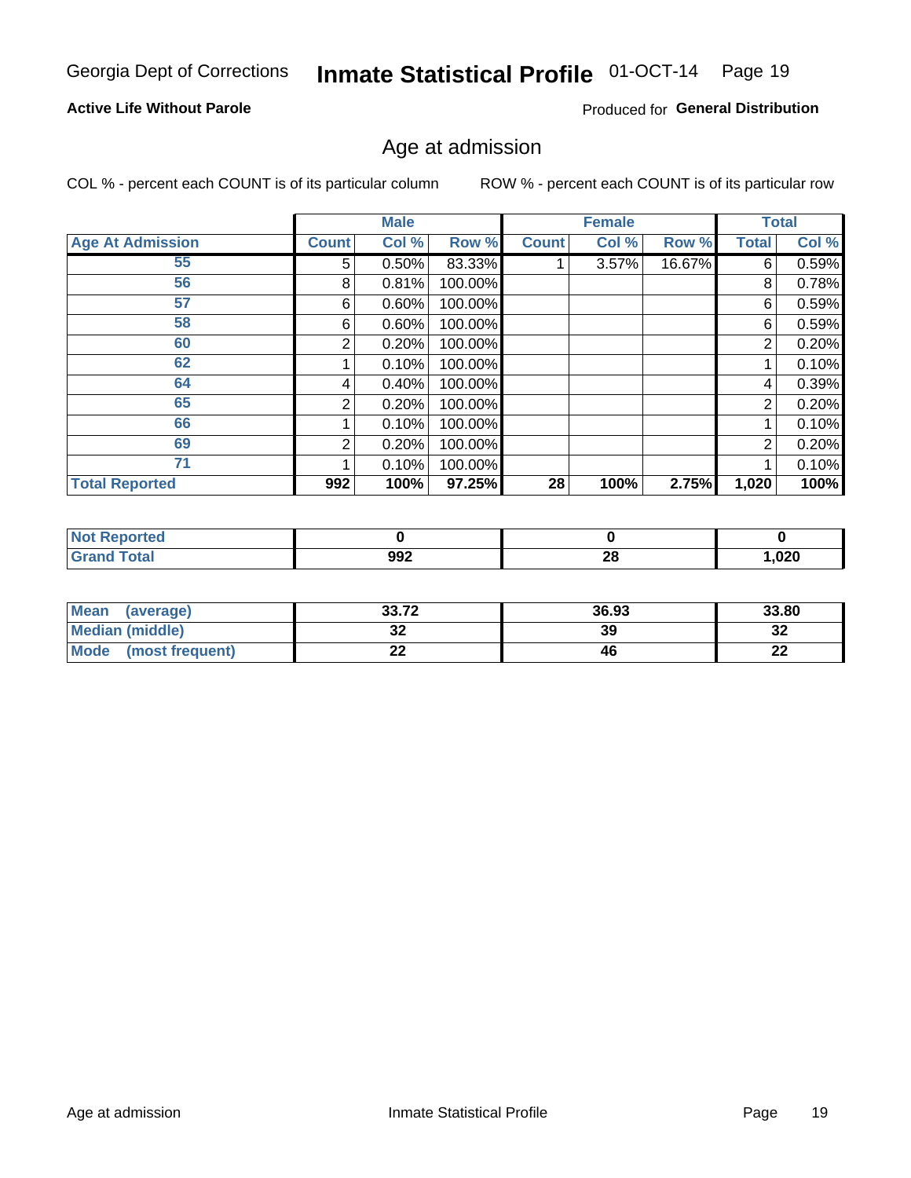Georgia Dept of Corrections **Inmate Statistical Profile** 01-OCT-14

**Active Life Without Parole**

Produced for **General Distribution**

## Age at admission

COL % - percent each COUNT is of its particular column     ROW % - percent each COUNT is of its particular row

| | Male | | | Female | | | Total | |
|---|---|---|---|---|---|---|---|---|
| **Age At Admission** | **Count** | **Col %** | **Row %** | **Count** | **Col %** | **Row %** | **Total** | **Col %** |
| 55 | 5 | 0.50% | 83.33% | 1 | 3.57% | 16.67% | 6 | 0.59% |
| 56 | 8 | 0.81% | 100.00% | | | | 8 | 0.78% |
| 57 | 6 | 0.60% | 100.00% | | | | 6 | 0.59% |
| 58 | 6 | 0.60% | 100.00% | | | | 6 | 0.59% |
| 60 | 2 | 0.20% | 100.00% | | | | 2 | 0.20% |
| 62 | 1 | 0.10% | 100.00% | | | | 1 | 0.10% |
| 64 | 4 | 0.40% | 100.00% | | | | 4 | 0.39% |
| 65 | 2 | 0.20% | 100.00% | | | | 2 | 0.20% |
| 66 | 1 | 0.10% | 100.00% | | | | 1 | 0.10% |
| 69 | 2 | 0.20% | 100.00% | | | | 2 | 0.20% |
| 71 | 1 | 0.10% | 100.00% | | | | 1 | 0.10% |
| **Total Reported** | **992** | **100%** | **97.25%** | **28** | **100%** | **2.75%** | **1,020** | **100%** |

| | Male | Female | Total |
|---|---|---|---|
| **Not Reported** | **0** | **0** | **0** |
| **Grand Total** | **992** | **28** | **1,020** |

| | Male | Female | Total |
|---|---|---|---|
| **Mean (average)** | **33.72** | **36.93** | **33.80** |
| **Median (middle)** | **32** | **39** | **32** |
| **Mode (most frequent)** | **22** | **46** | **22** |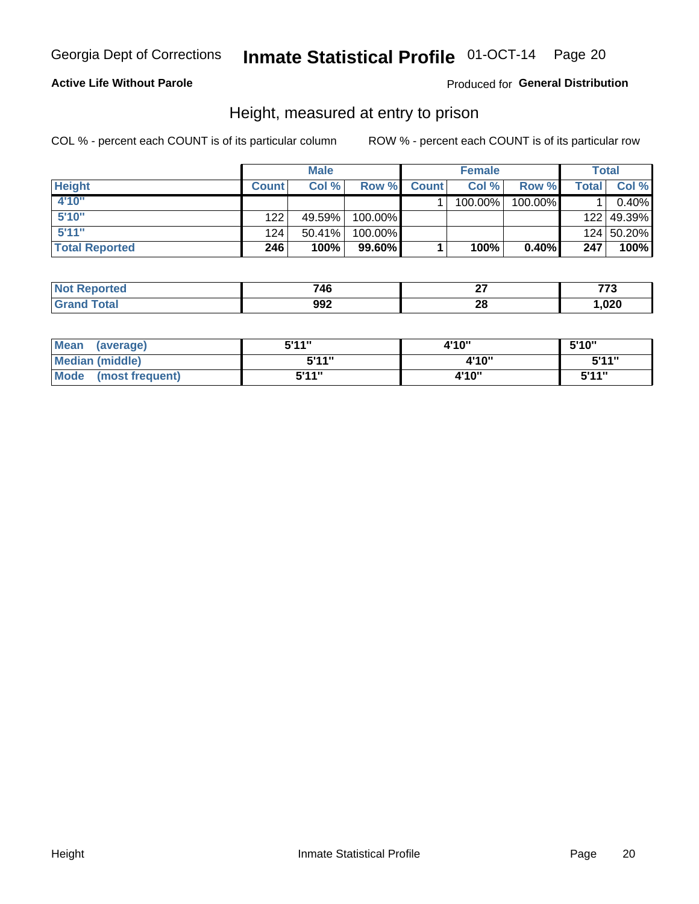Georgia Dept of Corrections **Inmate Statistical Profile** 01-OCT-14 Page 20

**Active Life Without Parole**

Produced for **General Distribution**

## Height, measured at entry to prison

COL % - percent each COUNT is of its particular column

ROW % - percent each COUNT is of its particular row

| | Male | | | Female | | | Total | |
|---|---|---|---|---|---|---|---|---|
| **Height** | **Count** | **Col %** | **Row %** | **Count** | **Col %** | **Row %** | **Total** | **Col %** |
| **4'10"** | | | | 1 | 100.00% | 100.00% | 1 | 0.40% |
| **5'10"** | 122 | 49.59% | 100.00% | | | | 122 | 49.39% |
| **5'11"** | 124 | 50.41% | 100.00% | | | | 124 | 50.20% |
| **Total Reported** | **246** | **100%** | **99.60%** | **1** | **100%** | **0.40%** | **247** | **100%** |

| | Male | Female | Total |
|---|---|---|---|
| **Not Reported** | **746** | **27** | **773** |
| **Grand Total** | **992** | **28** | **1,020** |

| | Male | Female | Total |
|---|---|---|---|
| **Mean (average)** | **5'11"** | **4'10"** | **5'10"** |
| **Median (middle)** | **5'11"** | **4'10"** | **5'11"** |
| **Mode (most frequent)** | **5'11"** | **4'10"** | **5'11"** |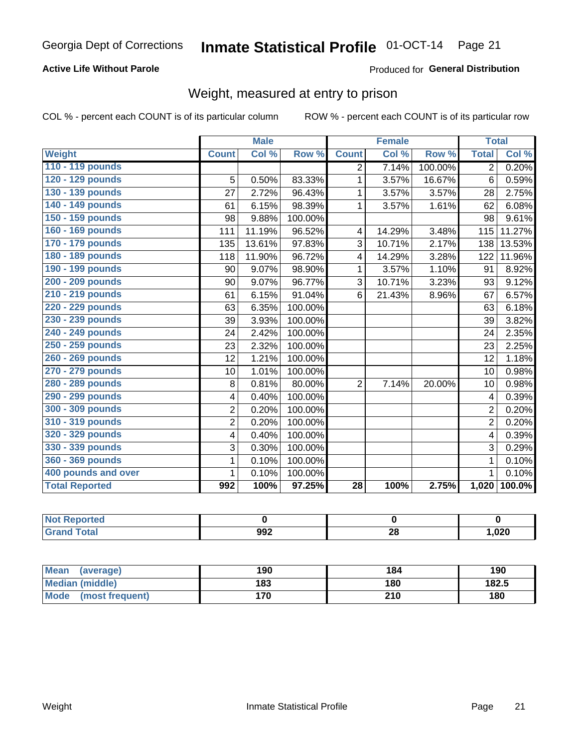Georgia Dept of Corrections **Inmate Statistical Profile** 01-OCT-14

**Active Life Without Parole**

Produced for **General Distribution**

## Weight, measured at entry to prison

COL % - percent each COUNT is of its particular column    ROW % - percent each COUNT is of its particular row

| | Male | | | Female | | | Total | |
|---|---|---|---|---|---|---|---|---|
| **Weight** | **Count** | **Col %** | **Row %** | **Count** | **Col %** | **Row %** | **Total** | **Col %** |
| 110 - 119 pounds | | | | 2 | 7.14% | 100.00% | 2 | 0.20% |
| 120 - 129 pounds | 5 | 0.50% | 83.33% | 1 | 3.57% | 16.67% | 6 | 0.59% |
| 130 - 139 pounds | 27 | 2.72% | 96.43% | 1 | 3.57% | 3.57% | 28 | 2.75% |
| 140 - 149 pounds | 61 | 6.15% | 98.39% | 1 | 3.57% | 1.61% | 62 | 6.08% |
| 150 - 159 pounds | 98 | 9.88% | 100.00% | | | | 98 | 9.61% |
| 160 - 169 pounds | 111 | 11.19% | 96.52% | 4 | 14.29% | 3.48% | 115 | 11.27% |
| 170 - 179 pounds | 135 | 13.61% | 97.83% | 3 | 10.71% | 2.17% | 138 | 13.53% |
| 180 - 189 pounds | 118 | 11.90% | 96.72% | 4 | 14.29% | 3.28% | 122 | 11.96% |
| 190 - 199 pounds | 90 | 9.07% | 98.90% | 1 | 3.57% | 1.10% | 91 | 8.92% |
| 200 - 209 pounds | 90 | 9.07% | 96.77% | 3 | 10.71% | 3.23% | 93 | 9.12% |
| 210 - 219 pounds | 61 | 6.15% | 91.04% | 6 | 21.43% | 8.96% | 67 | 6.57% |
| 220 - 229 pounds | 63 | 6.35% | 100.00% | | | | 63 | 6.18% |
| 230 - 239 pounds | 39 | 3.93% | 100.00% | | | | 39 | 3.82% |
| 240 - 249 pounds | 24 | 2.42% | 100.00% | | | | 24 | 2.35% |
| 250 - 259 pounds | 23 | 2.32% | 100.00% | | | | 23 | 2.25% |
| 260 - 269 pounds | 12 | 1.21% | 100.00% | | | | 12 | 1.18% |
| 270 - 279 pounds | 10 | 1.01% | 100.00% | | | | 10 | 0.98% |
| 280 - 289 pounds | 8 | 0.81% | 80.00% | 2 | 7.14% | 20.00% | 10 | 0.98% |
| 290 - 299 pounds | 4 | 0.40% | 100.00% | | | | 4 | 0.39% |
| 300 - 309 pounds | 2 | 0.20% | 100.00% | | | | 2 | 0.20% |
| 310 - 319 pounds | 2 | 0.20% | 100.00% | | | | 2 | 0.20% |
| 320 - 329 pounds | 4 | 0.40% | 100.00% | | | | 4 | 0.39% |
| 330 - 339 pounds | 3 | 0.30% | 100.00% | | | | 3 | 0.29% |
| 360 - 369 pounds | 1 | 0.10% | 100.00% | | | | 1 | 0.10% |
| 400 pounds and over | 1 | 0.10% | 100.00% | | | | 1 | 0.10% |
| **Total Reported** | **992** | **100%** | **97.25%** | **28** | **100%** | **2.75%** | **1,020** | **100.0%** |

| | Male | Female | Total |
|---|---|---|---|
| **Not Reported** | **0** | **0** | **0** |
| **Grand Total** | **992** | **28** | **1,020** |

| | Male | Female | Total |
|---|---|---|---|
| **Mean (average)** | **190** | **184** | **190** |
| **Median (middle)** | **183** | **180** | **182.5** |
| **Mode (most frequent)** | **170** | **210** | **180** |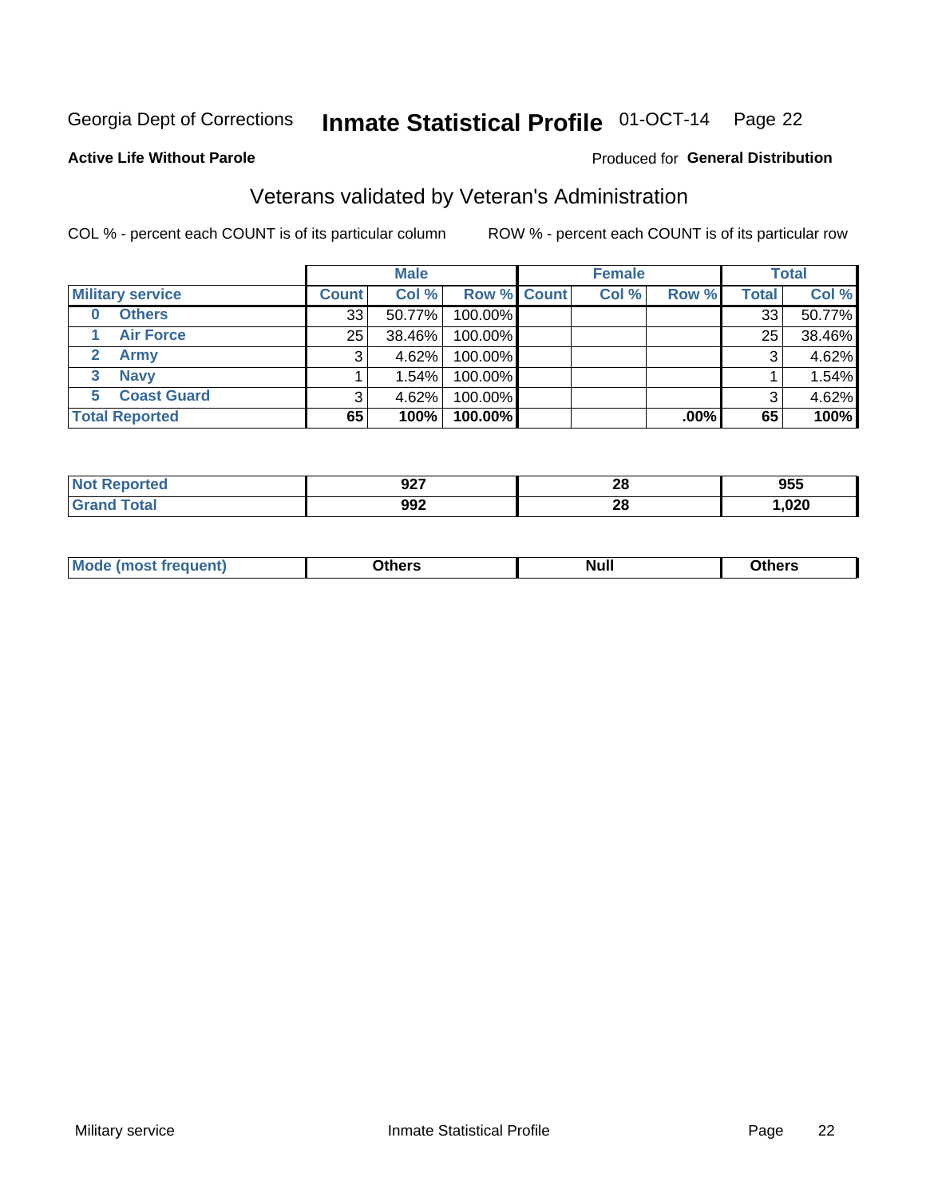Georgia Dept of Corrections **Inmate Statistical Profile** 01-OCT-14

**Active Life Without Parole**

Produced for **General Distribution**

## Veterans validated by Veteran's Administration

COL % - percent each COUNT is of its particular column

ROW % - percent each COUNT is of its particular row

| | Male | | | Female | | | Total | |
|---|---|---|---|---|---|---|---|---|
| **Military service** | **Count** | **Col %** | **Row %** | **Count** | **Col %** | **Row %** | **Total** | **Col %** |
| 0 Others | 33 | 50.77% | 100.00% | | | | 33 | 50.77% |
| 1 Air Force | 25 | 38.46% | 100.00% | | | | 25 | 38.46% |
| 2 Army | 3 | 4.62% | 100.00% | | | | 3 | 4.62% |
| 3 Navy | 1 | 1.54% | 100.00% | | | | 1 | 1.54% |
| 5 Coast Guard | 3 | 4.62% | 100.00% | | | | 3 | 4.62% |
| **Total Reported** | **65** | **100%** | **100.00%** | | | **.00%** | **65** | **100%** |

| | Male | Female | Total |
|---|---|---|---|
| Not Reported | 927 | 28 | 955 |
| Grand Total | 992 | 28 | 1,020 |

| | Male | Female | Total |
|---|---|---|---|
| Mode (most frequent) | Others | Null | Others |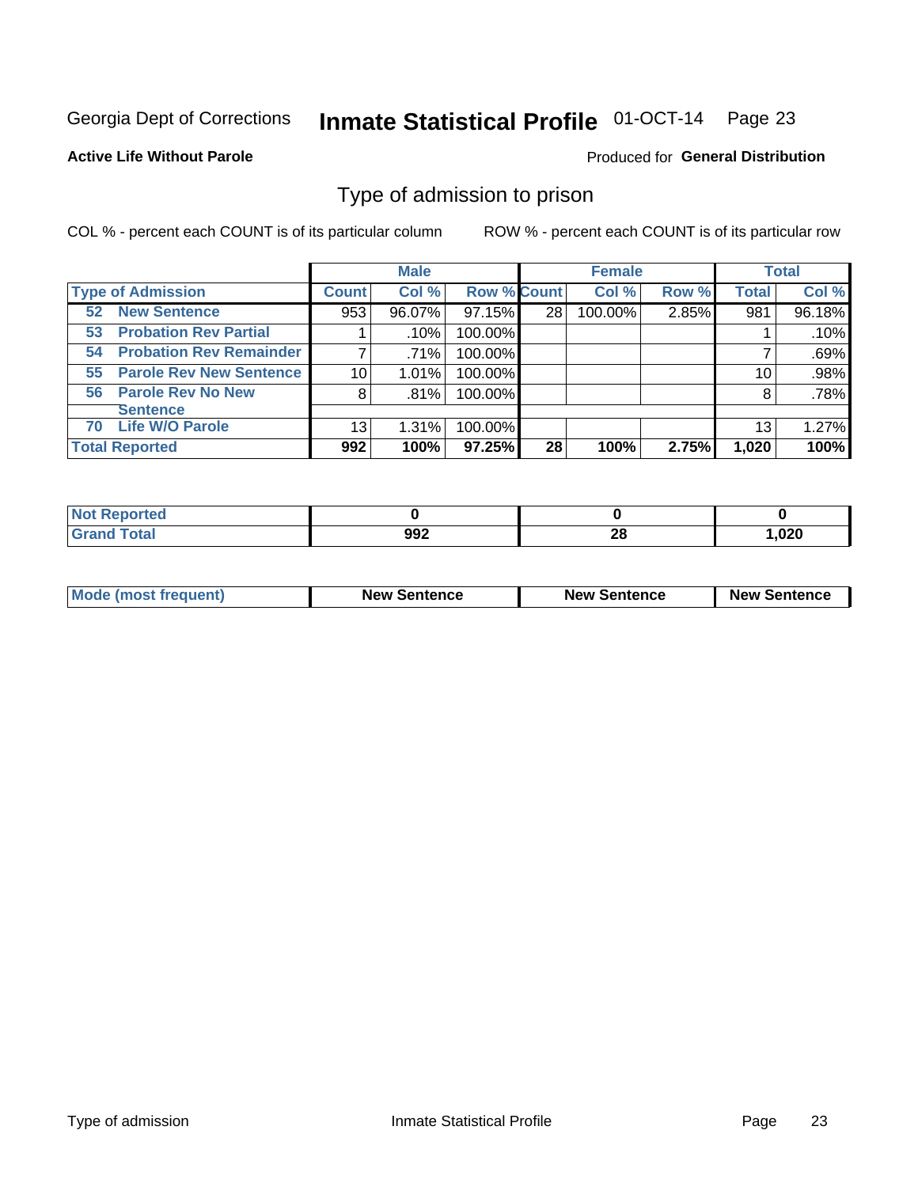Georgia Dept of Corrections **Inmate Statistical Profile** 01-OCT-14

**Active Life Without Parole**

Produced for **General Distribution**

## Type of admission to prison

COL % - percent each COUNT is of its particular column ROW % - percent each COUNT is of its particular row

| | Male | | | Female | | | Total | |
|---|---|---|---|---|---|---|---|---|
| **Type of Admission** | **Count** | **Col %** | **Row %** | **Count** | **Col %** | **Row %** | **Total** | **Col %** |
| **52 New Sentence** | 953 | 96.07% | 97.15% | 28 | 100.00% | 2.85% | 981 | 96.18% |
| **53 Probation Rev Partial** | 1 | .10% | 100.00% | | | | 1 | .10% |
| **54 Probation Rev Remainder** | 7 | .71% | 100.00% | | | | 7 | .69% |
| **55 Parole Rev New Sentence** | 10 | 1.01% | 100.00% | | | | 10 | .98% |
| **56 Parole Rev No New Sentence** | 8 | .81% | 100.00% | | | | 8 | .78% |
| **70 Life W/O Parole** | 13 | 1.31% | 100.00% | | | | 13 | 1.27% |
| **Total Reported** | **992** | **100%** | **97.25%** | **28** | **100%** | **2.75%** | **1,020** | **100%** |

| | Male | Female | Total |
|---|---|---|---|
| **Not Reported** | **0** | **0** | **0** |
| **Grand Total** | **992** | **28** | **1,020** |

| | Male | Female | Total |
|---|---|---|---|
| **Mode (most frequent)** | **New Sentence** | **New Sentence** | **New Sentence** |

Type of admission Inmate Statistical Profile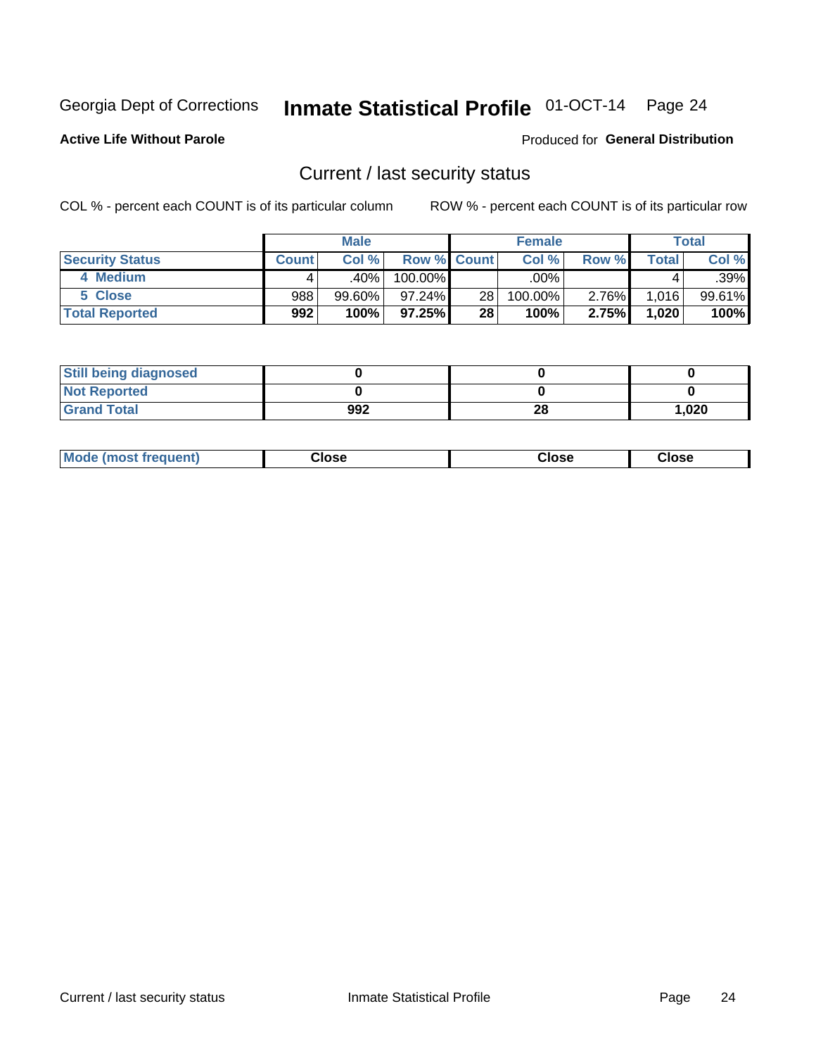Georgia Dept of Corrections **Inmate Statistical Profile** 01-OCT-14

**Active Life Without Parole**

Produced for **General Distribution**

## Current / last security status

COL % - percent each COUNT is of its particular column

ROW % - percent each COUNT is of its particular row

| | Male | | | Female | | | Total | |
|---|---|---|---|---|---|---|---|---|
| **Security Status** | **Count** | **Col %** | **Row %** | **Count** | **Col %** | **Row %** | **Total** | **Col %** |
| 4 Medium | 4 | .40% | 100.00% | | .00% | | 4 | .39% |
| 5 Close | 988 | 99.60% | 97.24% | 28 | 100.00% | 2.76% | 1,016 | 99.61% |
| **Total Reported** | **992** | **100%** | **97.25%** | **28** | **100%** | **2.75%** | **1,020** | **100%** |

| | Male | Female | Total |
|---|---|---|---|
| **Still being diagnosed** | **0** | **0** | **0** |
| **Not Reported** | **0** | **0** | **0** |
| **Grand Total** | **992** | **28** | **1,020** |

| | Male | Female | Total |
|---|---|---|---|
| **Mode (most frequent)** | **Close** | **Close** | **Close** |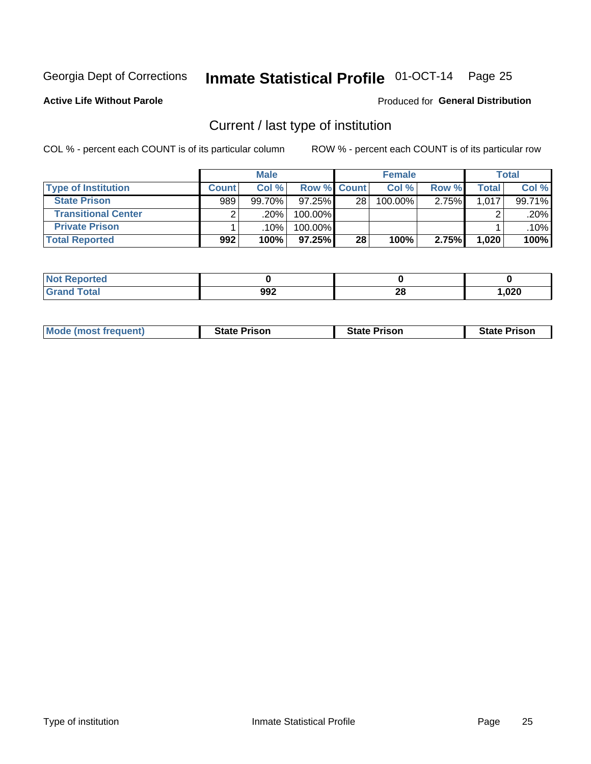Georgia Dept of Corrections **Inmate Statistical Profile** 01-OCT-14 Page 25

**Active Life Without Parole**

Produced for **General Distribution**

## Current / last type of institution

COL % - percent each COUNT is of its particular column    ROW % - percent each COUNT is of its particular row

| | Male | | | Female | | | Total | |
|---|---|---|---|---|---|---|---|---|
| **Type of Institution** | **Count** | **Col %** | **Row %** | **Count** | **Col %** | **Row %** | **Total** | **Col %** |
| **State Prison** | 989 | 99.70% | 97.25% | 28 | 100.00% | 2.75% | 1,017 | 99.71% |
| **Transitional Center** | 2 | .20% | 100.00% | | | | 2 | .20% |
| **Private Prison** | 1 | .10% | 100.00% | | | | 1 | .10% |
| **Total Reported** | **992** | **100%** | **97.25%** | **28** | **100%** | **2.75%** | **1,020** | **100%** |

| | Male | Female | Total |
|---|---|---|---|
| **Not Reported** | **0** | **0** | **0** |
| **Grand Total** | **992** | **28** | **1,020** |

| | Male | Female | Total |
|---|---|---|---|
| **Mode (most frequent)** | **State Prison** | **State Prison** | **State Prison** |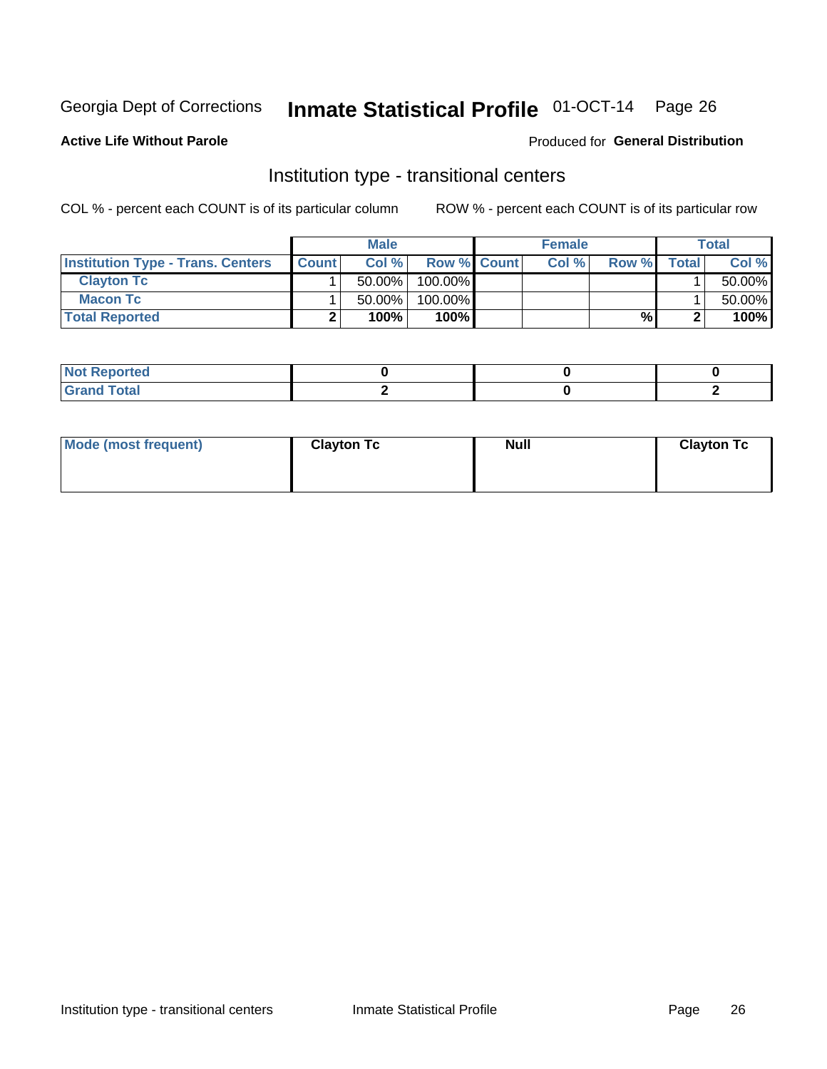Georgia Dept of Corrections **Inmate Statistical Profile** 01-OCT-14

**Active Life Without Parole**

Produced for **General Distribution**

## Institution type - transitional centers

COL % - percent each COUNT is of its particular column

ROW % - percent each COUNT is of its particular row

| | Male | | | Female | | | Total | |
|---|---|---|---|---|---|---|---|---|
| **Institution Type - Trans. Centers** | **Count** | **Col %** | **Row %** | **Count** | **Col %** | **Row %** | **Total** | **Col %** |
| **Clayton Tc** | 1 | 50.00% | 100.00% | | | | 1 | 50.00% |
| **Macon Tc** | 1 | 50.00% | 100.00% | | | | 1 | 50.00% |
| **Total Reported** | **2** | **100%** | **100%** | | | **%** | **2** | **100%** |

| | Male | Female | Total |
|---|---|---|---|
| **Not Reported** | **0** | **0** | **0** |
| **Grand Total** | **2** | **0** | **2** |

| | Male | Female | Total |
|---|---|---|---|
| **Mode (most frequent)** | **Clayton Tc** | **Null** | **Clayton Tc** |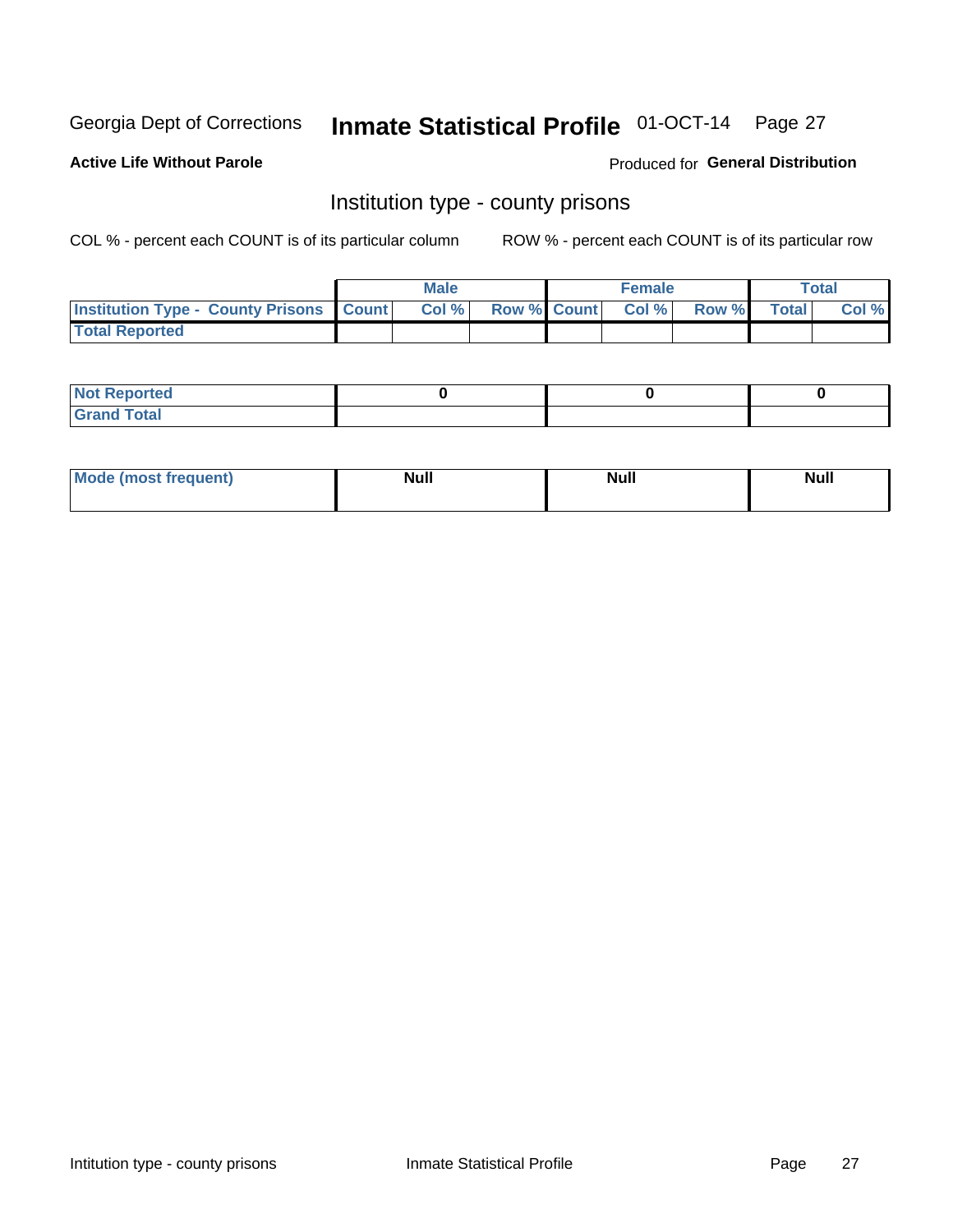Georgia Dept of Corrections **Inmate Statistical Profile** 01-OCT-14

**Active Life Without Parole**

Produced for **General Distribution**

## Institution type - county prisons

COL % - percent each COUNT is of its particular column

ROW % - percent each COUNT is of its particular row

| | Male | | | Female | | | Total | |
|---|---|---|---|---|---|---|---|---|
| Institution Type - County Prisons | Count | Col % | Row % | Count | Col % | Row % | Total | Col % |
| Total Reported | | | | | | | | |

| | Male | Female | Total |
|---|---|---|---|
| Not Reported | 0 | 0 | 0 |
| Grand Total | | | |

| | Male | Female | Total |
|---|---|---|---|
| Mode (most frequent) | Null | Null | Null |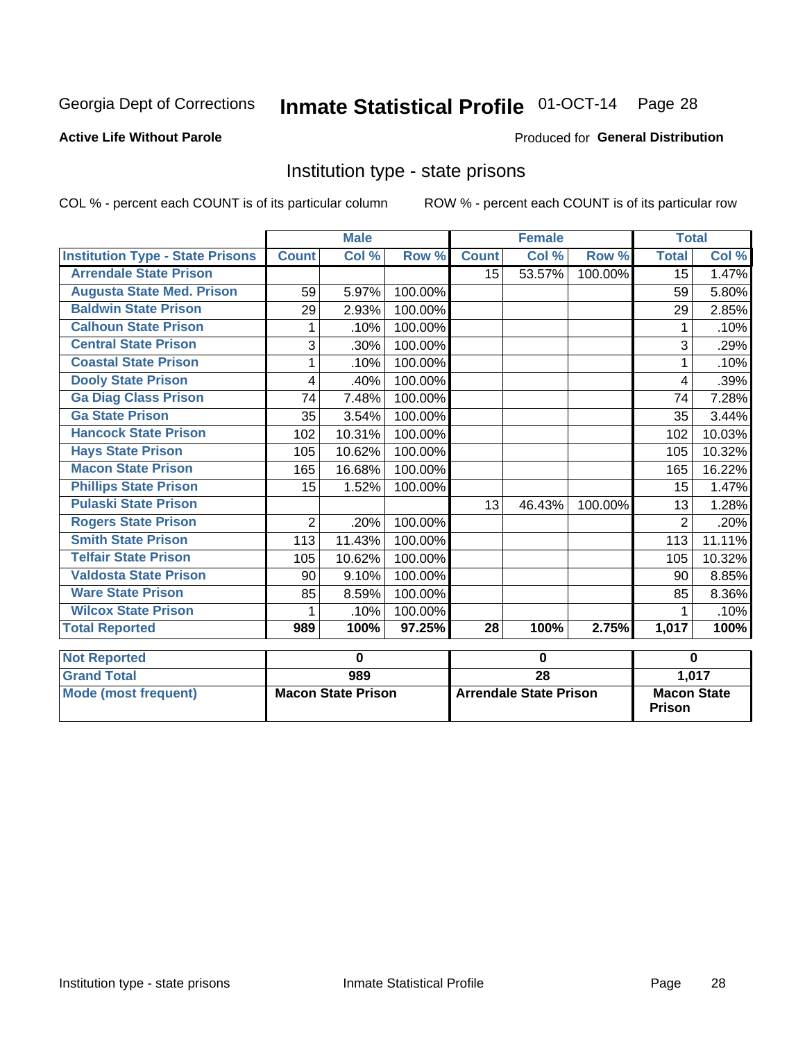Georgia Dept of Corrections **Inmate Statistical Profile** 01-OCT-14 Page 28

**Active Life Without Parole**

Produced for **General Distribution**

## Institution type - state prisons

COL % - percent each COUNT is of its particular column ROW % - percent each COUNT is of its particular row

| | Male | | | Female | | | Total | |
|---|---|---|---|---|---|---|---|---|
| **Institution Type - State Prisons** | **Count** | **Col %** | **Row %** | **Count** | **Col %** | **Row %** | **Total** | **Col %** |
| **Arrendale State Prison** | | | | 15 | 53.57% | 100.00% | 15 | 1.47% |
| **Augusta State Med. Prison** | 59 | 5.97% | 100.00% | | | | 59 | 5.80% |
| **Baldwin State Prison** | 29 | 2.93% | 100.00% | | | | 29 | 2.85% |
| **Calhoun State Prison** | 1 | .10% | 100.00% | | | | 1 | .10% |
| **Central State Prison** | 3 | .30% | 100.00% | | | | 3 | .29% |
| **Coastal State Prison** | 1 | .10% | 100.00% | | | | 1 | .10% |
| **Dooly State Prison** | 4 | .40% | 100.00% | | | | 4 | .39% |
| **Ga Diag Class Prison** | 74 | 7.48% | 100.00% | | | | 74 | 7.28% |
| **Ga State Prison** | 35 | 3.54% | 100.00% | | | | 35 | 3.44% |
| **Hancock State Prison** | 102 | 10.31% | 100.00% | | | | 102 | 10.03% |
| **Hays State Prison** | 105 | 10.62% | 100.00% | | | | 105 | 10.32% |
| **Macon State Prison** | 165 | 16.68% | 100.00% | | | | 165 | 16.22% |
| **Phillips State Prison** | 15 | 1.52% | 100.00% | | | | 15 | 1.47% |
| **Pulaski State Prison** | | | | 13 | 46.43% | 100.00% | 13 | 1.28% |
| **Rogers State Prison** | 2 | .20% | 100.00% | | | | 2 | .20% |
| **Smith State Prison** | 113 | 11.43% | 100.00% | | | | 113 | 11.11% |
| **Telfair State Prison** | 105 | 10.62% | 100.00% | | | | 105 | 10.32% |
| **Valdosta State Prison** | 90 | 9.10% | 100.00% | | | | 90 | 8.85% |
| **Ware State Prison** | 85 | 8.59% | 100.00% | | | | 85 | 8.36% |
| **Wilcox State Prison** | 1 | .10% | 100.00% | | | | 1 | .10% |
| **Total Reported** | **989** | **100%** | **97.25%** | **28** | **100%** | **2.75%** | **1,017** | **100%** |

| | Male | Female | Total |
|---|---|---|---|
| **Not Reported** | **0** | **0** | **0** |
| **Grand Total** | **989** | **28** | **1,017** |
| **Mode (most frequent)** | **Macon State Prison** | **Arrendale State Prison** | **Macon State Prison** |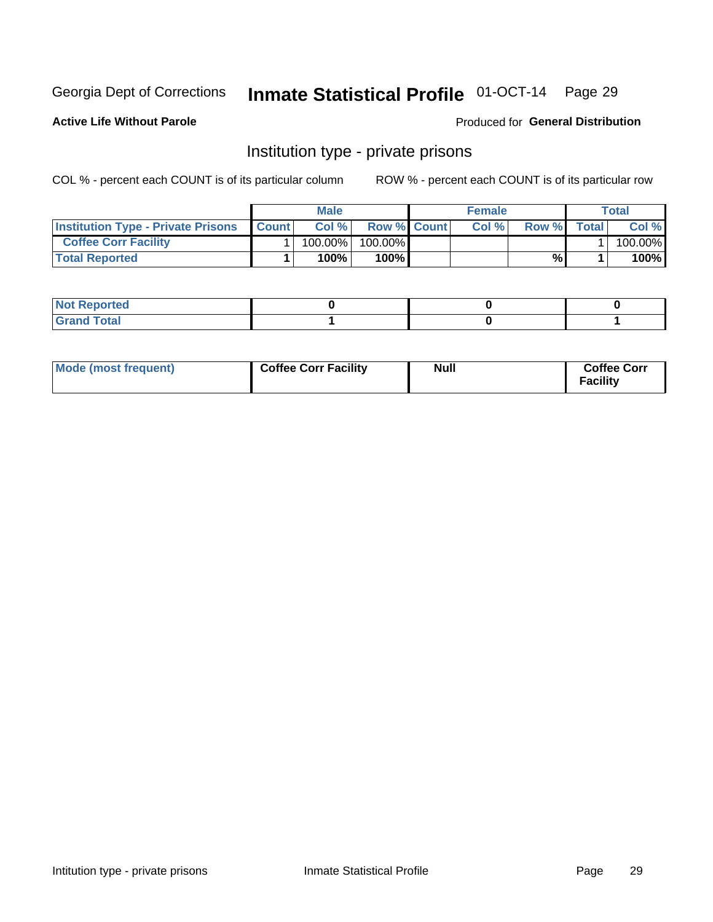Georgia Dept of Corrections **Inmate Statistical Profile** 01-OCT-14

**Active Life Without Parole**

Produced for **General Distribution**

## Institution type - private prisons

COL % - percent each COUNT is of its particular column

ROW % - percent each COUNT is of its particular row

| | Male | | | Female | | | Total | |
|---|---|---|---|---|---|---|---|---|
| **Institution Type - Private Prisons** | **Count** | **Col %** | **Row %** | **Count** | **Col %** | **Row %** | **Total** | **Col %** |
| **Coffee Corr Facility** | 1 | 100.00% | 100.00% | | | | 1 | 100.00% |
| **Total Reported** | **1** | **100%** | **100%** | | | **%** | **1** | **100%** |

| | Male | Female | Total |
|---|---|---|---|
| **Not Reported** | **0** | **0** | **0** |
| **Grand Total** | **1** | **0** | **1** |

| | Male | Female | Total |
|---|---|---|---|
| **Mode (most frequent)** | **Coffee Corr Facility** | **Null** | **Coffee Corr Facility** |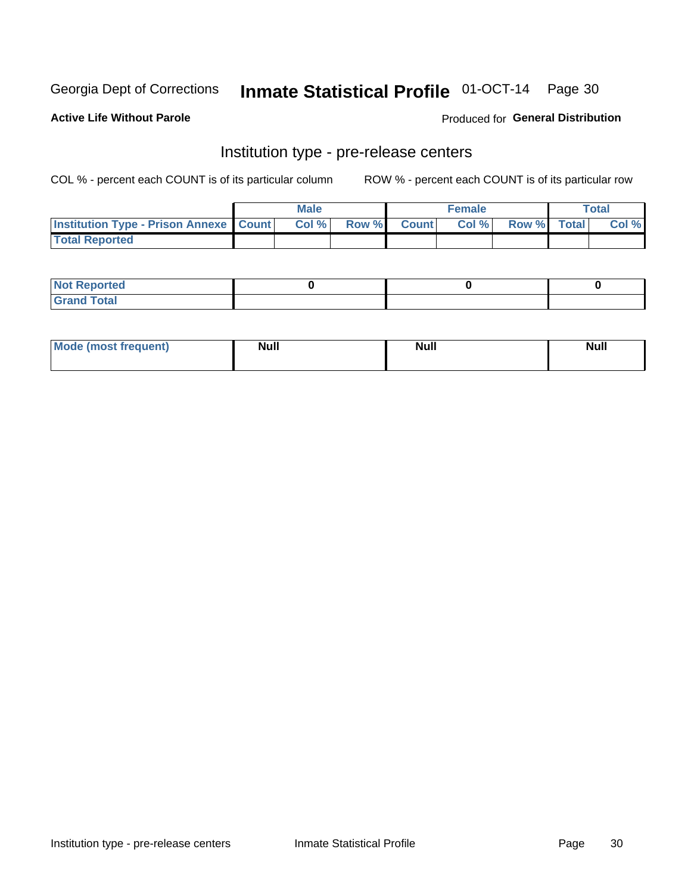Georgia Dept of Corrections **Inmate Statistical Profile** 01-OCT-14

**Active Life Without Parole**

Produced for **General Distribution**

## Institution type - pre-release centers

COL % - percent each COUNT is of its particular column ROW % - percent each COUNT is of its particular row

| | Male | | | Female | | | Total | |
|---|---|---|---|---|---|---|---|---|
| **Institution Type - Prison Annexe** | **Count** | **Col %** | **Row %** | **Count** | **Col %** | **Row %** | **Total** | **Col %** |
| **Total Reported** | | | | | | | | |

| | Male | Female | Total |
|---|---|---|---|
| **Not Reported** | 0 | 0 | 0 |
| **Grand Total** | | | |

| | Male | Female | Total |
|---|---|---|---|
| **Mode (most frequent)** | Null | Null | Null |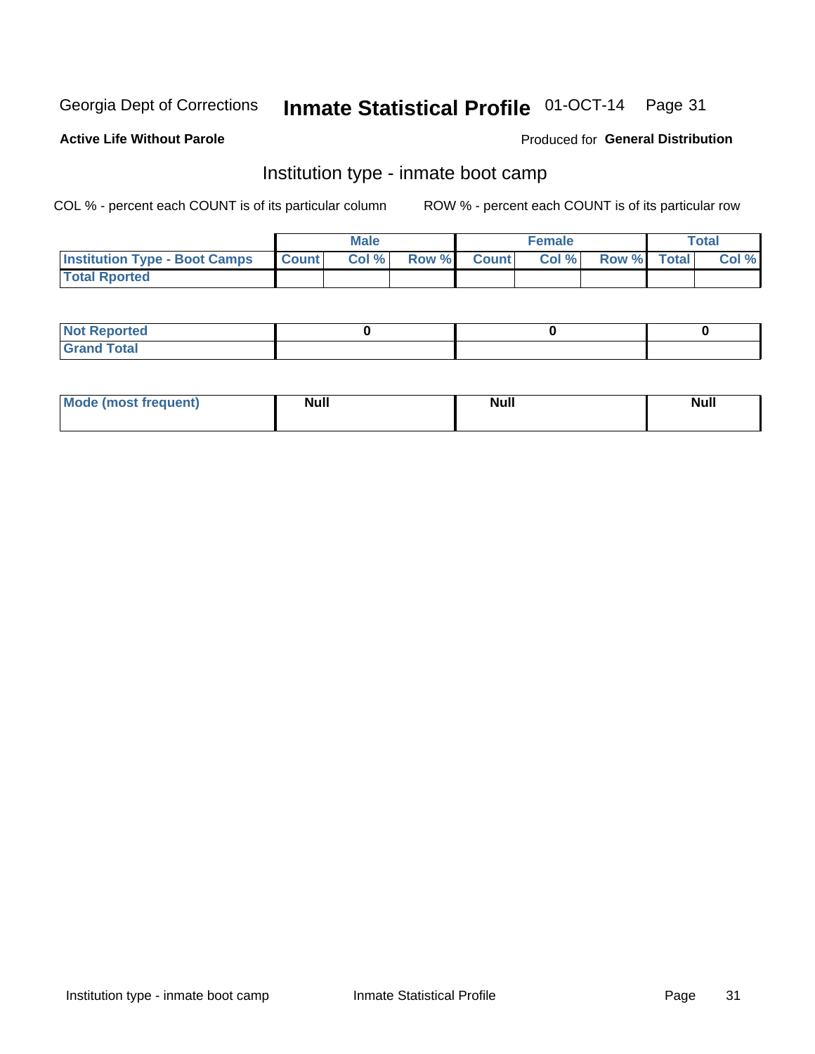Georgia Dept of Corrections **Inmate Statistical Profile** 01-OCT-14

**Active Life Without Parole**

Produced for **General Distribution**

## Institution type - inmate boot camp

COL % - percent each COUNT is of its particular column

ROW % - percent each COUNT is of its particular row

| | Male | | | Female | | | Total | |
|---|---|---|---|---|---|---|---|---|
| Institution Type - Boot Camps | Count | Col % | Row % | Count | Col % | Row % | Total | Col % |
| Total Rported | | | | | | | | |

| | Male | Female | Total |
|---|---|---|---|
| Not Reported | 0 | 0 | 0 |
| Grand Total | | | |

| | Male | Female | Total |
|---|---|---|---|
| Mode (most frequent) | Null | Null | Null |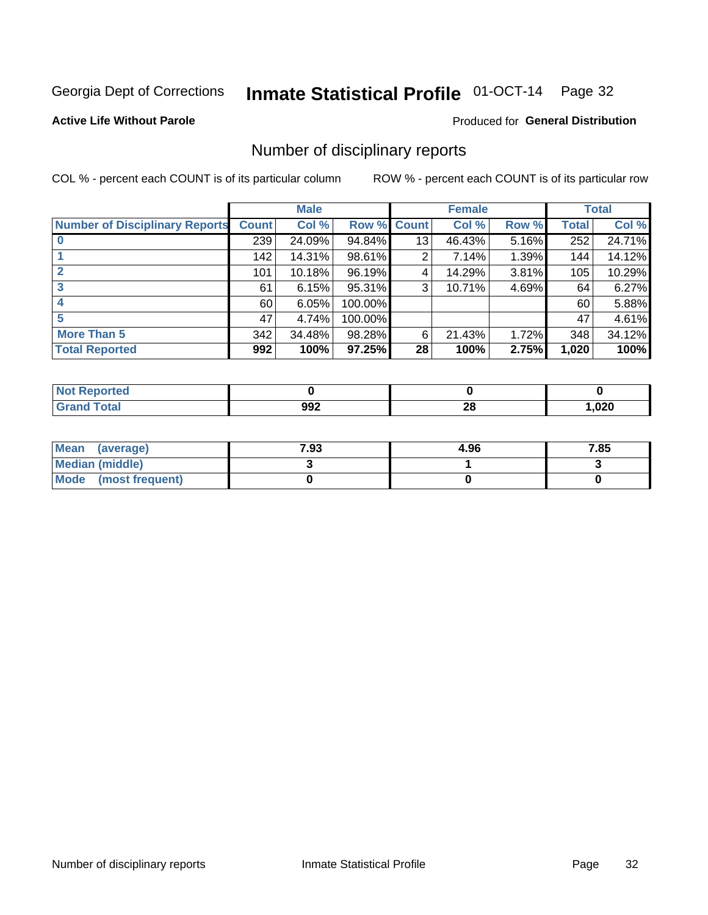Georgia Dept of Corrections **Inmate Statistical Profile** 01-OCT-14

**Active Life Without Parole**

Produced for **General Distribution**

## Number of disciplinary reports

COL % - percent each COUNT is of its particular column ROW % - percent each COUNT is of its particular row

| | Male | | | Female | | | Total | |
|---|---|---|---|---|---|---|---|---|
| **Number of Disciplinary Reports** | **Count** | **Col %** | **Row %** | **Count** | **Col %** | **Row %** | **Total** | **Col %** |
| **0** | 239 | 24.09% | 94.84% | 13 | 46.43% | 5.16% | 252 | 24.71% |
| **1** | 142 | 14.31% | 98.61% | 2 | 7.14% | 1.39% | 144 | 14.12% |
| **2** | 101 | 10.18% | 96.19% | 4 | 14.29% | 3.81% | 105 | 10.29% |
| **3** | 61 | 6.15% | 95.31% | 3 | 10.71% | 4.69% | 64 | 6.27% |
| **4** | 60 | 6.05% | 100.00% | | | | 60 | 5.88% |
| **5** | 47 | 4.74% | 100.00% | | | | 47 | 4.61% |
| **More Than 5** | 342 | 34.48% | 98.28% | 6 | 21.43% | 1.72% | 348 | 34.12% |
| **Total Reported** | **992** | **100%** | **97.25%** | **28** | **100%** | **2.75%** | **1,020** | **100%** |

| | Male | Female | Total |
|---|---|---|---|
| **Not Reported** | **0** | **0** | **0** |
| **Grand Total** | **992** | **28** | **1,020** |

| | Male | Female | Total |
|---|---|---|---|
| **Mean (average)** | **7.93** | **4.96** | **7.85** |
| **Median (middle)** | **3** | **1** | **3** |
| **Mode (most frequent)** | **0** | **0** | **0** |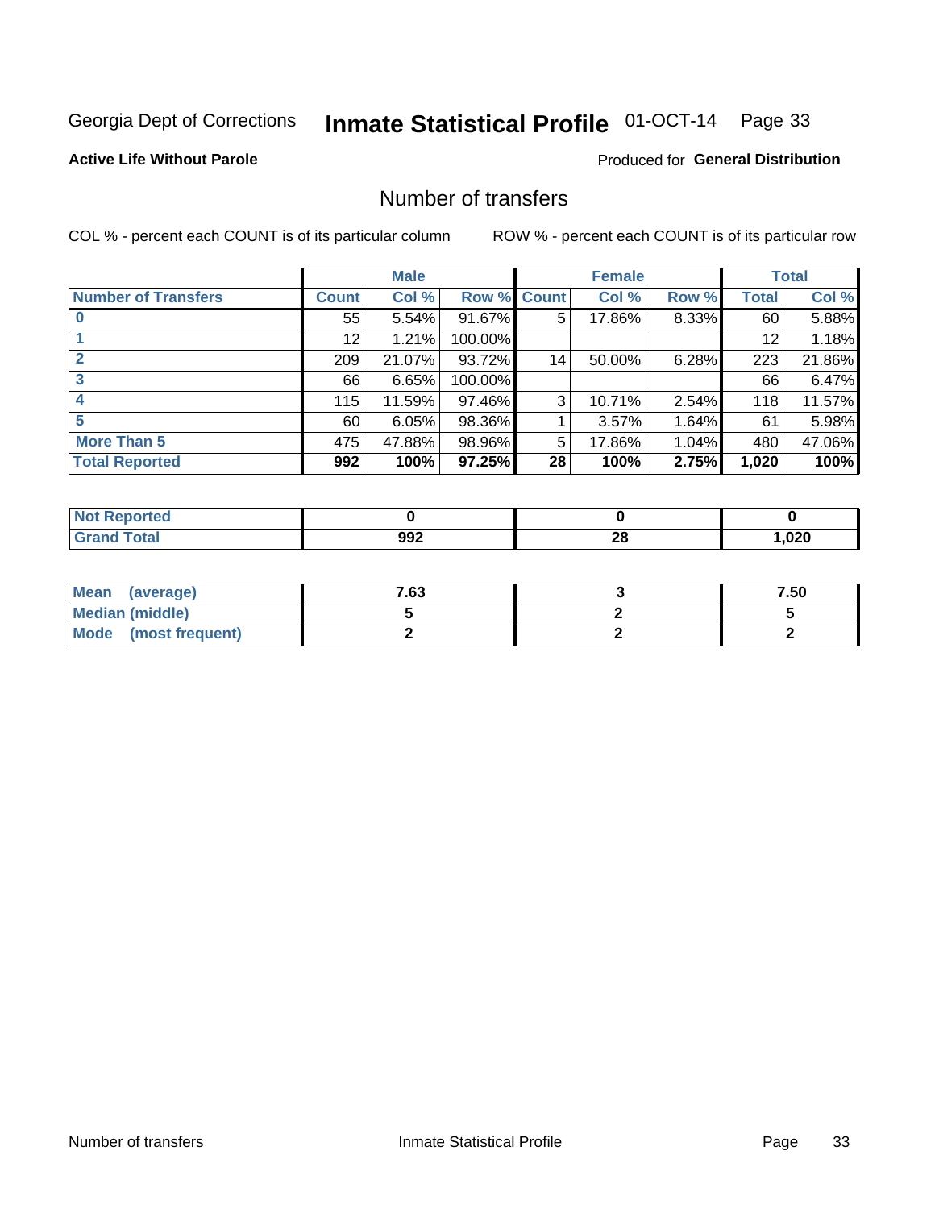Georgia Dept of Corrections **Inmate Statistical Profile** 01-OCT-14

**Active Life Without Parole**

Produced for **General Distribution**

## Number of transfers

COL % - percent each COUNT is of its particular column

ROW % - percent each COUNT is of its particular row

| | Male | | | Female | | | Total | |
|---|---|---|---|---|---|---|---|---|
| **Number of Transfers** | **Count** | **Col %** | **Row %** | **Count** | **Col %** | **Row %** | **Total** | **Col %** |
| **0** | 55 | 5.54% | 91.67% | 5 | 17.86% | 8.33% | 60 | 5.88% |
| **1** | 12 | 1.21% | 100.00% | | | | 12 | 1.18% |
| **2** | 209 | 21.07% | 93.72% | 14 | 50.00% | 6.28% | 223 | 21.86% |
| **3** | 66 | 6.65% | 100.00% | | | | 66 | 6.47% |
| **4** | 115 | 11.59% | 97.46% | 3 | 10.71% | 2.54% | 118 | 11.57% |
| **5** | 60 | 6.05% | 98.36% | 1 | 3.57% | 1.64% | 61 | 5.98% |
| **More Than 5** | 475 | 47.88% | 98.96% | 5 | 17.86% | 1.04% | 480 | 47.06% |
| **Total Reported** | **992** | **100%** | **97.25%** | **28** | **100%** | **2.75%** | **1,020** | **100%** |

| | Male | Female | Total |
|---|---|---|---|
| **Not Reported** | **0** | **0** | **0** |
| **Grand Total** | **992** | **28** | **1,020** |

| | Male | Female | Total |
|---|---|---|---|
| **Mean (average)** | **7.63** | **3** | **7.50** |
| **Median (middle)** | **5** | **2** | **5** |
| **Mode (most frequent)** | **2** | **2** | **2** |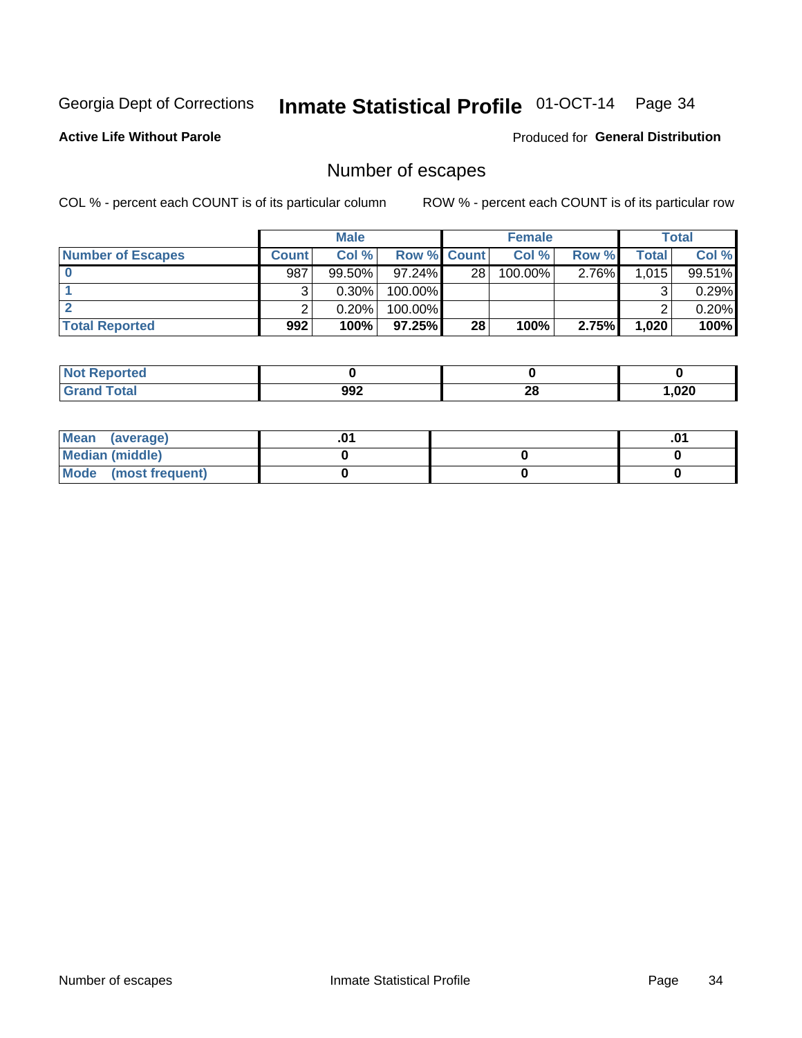Georgia Dept of Corrections **Inmate Statistical Profile** 01-OCT-14

**Active Life Without Parole** Produced for **General Distribution**

## Number of escapes

COL % - percent each COUNT is of its particular column ROW % - percent each COUNT is of its particular row

| | Male | | | Female | | | Total | |
|---|---|---|---|---|---|---|---|---|
| **Number of Escapes** | **Count** | **Col %** | **Row %** | **Count** | **Col %** | **Row %** | **Total** | **Col %** |
| **0** | 987 | 99.50% | 97.24% | 28 | 100.00% | 2.76% | 1,015 | 99.51% |
| **1** | 3 | 0.30% | 100.00% | | | | 3 | 0.29% |
| **2** | 2 | 0.20% | 100.00% | | | | 2 | 0.20% |
| **Total Reported** | **992** | **100%** | **97.25%** | **28** | **100%** | **2.75%** | **1,020** | **100%** |

| | Male | Female | Total |
|---|---|---|---|
| **Not Reported** | **0** | **0** | **0** |
| **Grand Total** | **992** | **28** | **1,020** |

| | Male | Female | Total |
|---|---|---|---|
| **Mean (average)** | **.01** | | **.01** |
| **Median (middle)** | **0** | **0** | **0** |
| **Mode (most frequent)** | **0** | **0** | **0** |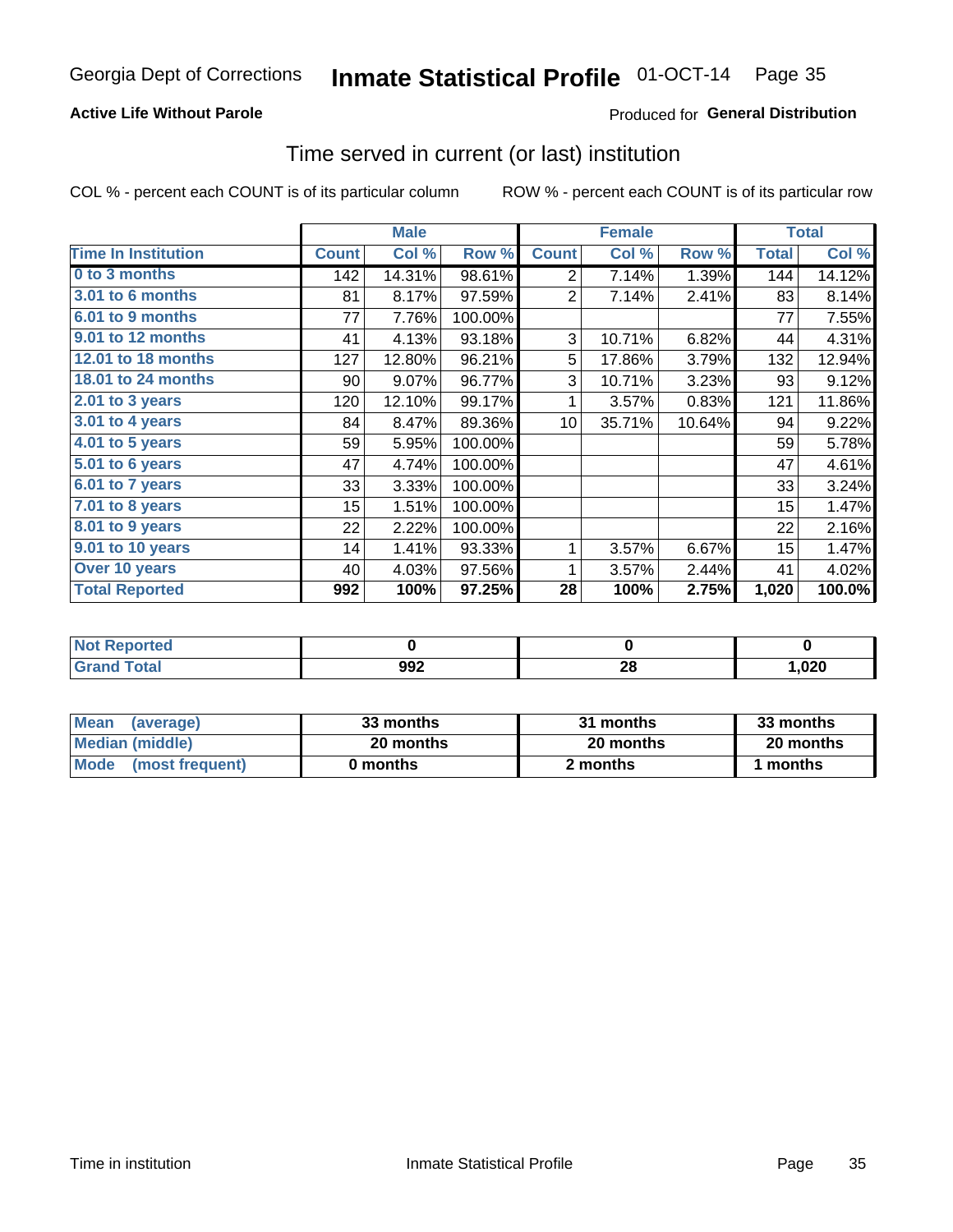Georgia Dept of Corrections **Inmate Statistical Profile** 01-OCT-14

**Active Life Without Parole**

Produced for **General Distribution**

## Time served in current (or last) institution

COL % - percent each COUNT is of its particular column ROW % - percent each COUNT is of its particular row

| | Male | | | Female | | | Total | |
|---|---|---|---|---|---|---|---|---|
| **Time In Institution** | **Count** | **Col %** | **Row %** | **Count** | **Col %** | **Row %** | **Total** | **Col %** |
| **0 to 3 months** | 142 | 14.31% | 98.61% | 2 | 7.14% | 1.39% | 144 | 14.12% |
| **3.01 to 6 months** | 81 | 8.17% | 97.59% | 2 | 7.14% | 2.41% | 83 | 8.14% |
| **6.01 to 9 months** | 77 | 7.76% | 100.00% | | | | 77 | 7.55% |
| **9.01 to 12 months** | 41 | 4.13% | 93.18% | 3 | 10.71% | 6.82% | 44 | 4.31% |
| **12.01 to 18 months** | 127 | 12.80% | 96.21% | 5 | 17.86% | 3.79% | 132 | 12.94% |
| **18.01 to 24 months** | 90 | 9.07% | 96.77% | 3 | 10.71% | 3.23% | 93 | 9.12% |
| **2.01 to 3 years** | 120 | 12.10% | 99.17% | 1 | 3.57% | 0.83% | 121 | 11.86% |
| **3.01 to 4 years** | 84 | 8.47% | 89.36% | 10 | 35.71% | 10.64% | 94 | 9.22% |
| **4.01 to 5 years** | 59 | 5.95% | 100.00% | | | | 59 | 5.78% |
| **5.01 to 6 years** | 47 | 4.74% | 100.00% | | | | 47 | 4.61% |
| **6.01 to 7 years** | 33 | 3.33% | 100.00% | | | | 33 | 3.24% |
| **7.01 to 8 years** | 15 | 1.51% | 100.00% | | | | 15 | 1.47% |
| **8.01 to 9 years** | 22 | 2.22% | 100.00% | | | | 22 | 2.16% |
| **9.01 to 10 years** | 14 | 1.41% | 93.33% | 1 | 3.57% | 6.67% | 15 | 1.47% |
| **Over 10 years** | 40 | 4.03% | 97.56% | 1 | 3.57% | 2.44% | 41 | 4.02% |
| **Total Reported** | **992** | **100%** | **97.25%** | **28** | **100%** | **2.75%** | **1,020** | **100.0%** |

| | Male | Female | Total |
|---|---|---|---|
| **Not Reported** | **0** | **0** | **0** |
| **Grand Total** | **992** | **28** | **1,020** |

| | Male | Female | Total |
|---|---|---|---|
| **Mean (average)** | **33 months** | **31 months** | **33 months** |
| **Median (middle)** | **20 months** | **20 months** | **20 months** |
| **Mode (most frequent)** | **0 months** | **2 months** | **1 months** |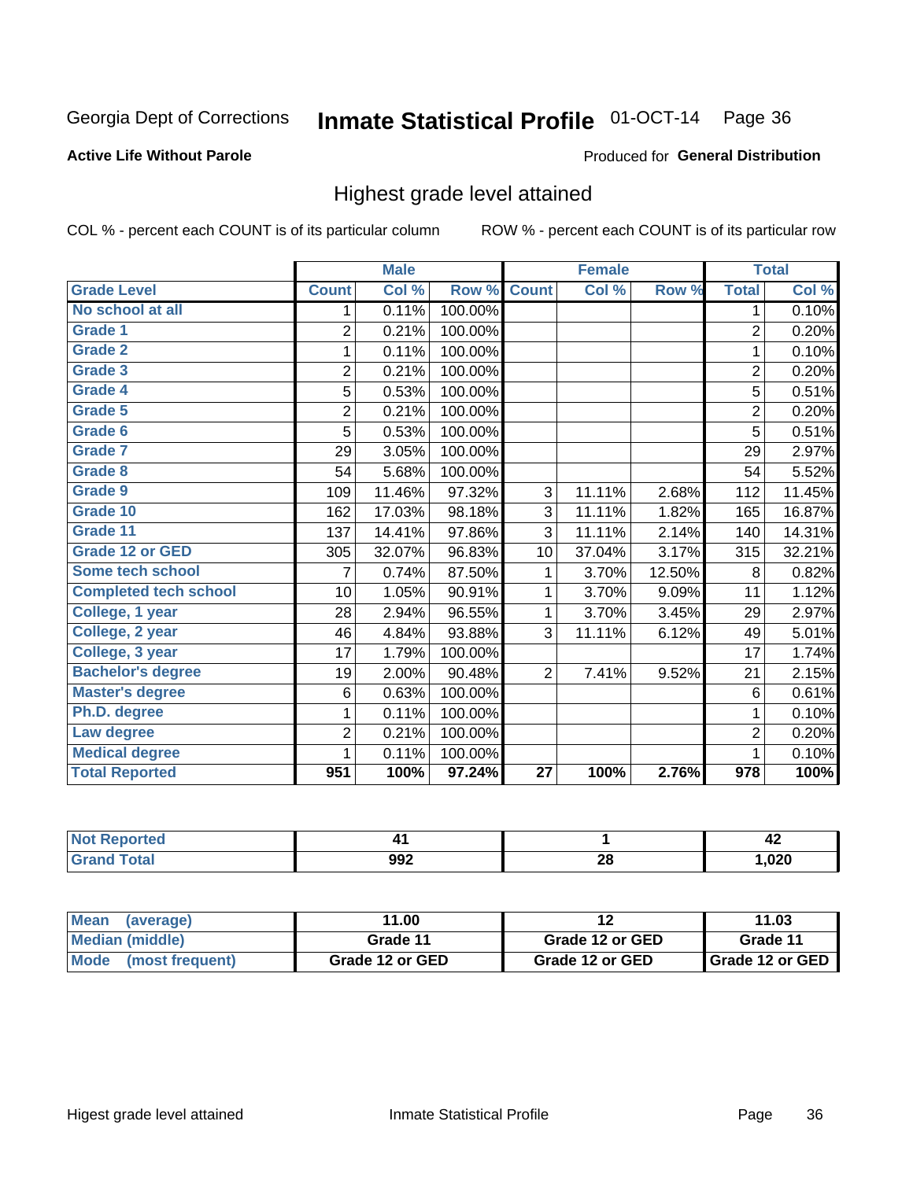Georgia Dept of Corrections **Inmate Statistical Profile** 01-OCT-14

**Active Life Without Parole**

Produced for **General Distribution**

## Highest grade level attained

COL % - percent each COUNT is of its particular column

ROW % - percent each COUNT is of its particular row

| | Male | | | Female | | | Total | |
|---|---|---|---|---|---|---|---|---|
| **Grade Level** | **Count** | **Col %** | **Row %** | **Count** | **Col %** | **Row %** | **Total** | **Col %** |
| No school at all | 1 | 0.11% | 100.00% | | | | 1 | 0.10% |
| Grade 1 | 2 | 0.21% | 100.00% | | | | 2 | 0.20% |
| Grade 2 | 1 | 0.11% | 100.00% | | | | 1 | 0.10% |
| Grade 3 | 2 | 0.21% | 100.00% | | | | 2 | 0.20% |
| Grade 4 | 5 | 0.53% | 100.00% | | | | 5 | 0.51% |
| Grade 5 | 2 | 0.21% | 100.00% | | | | 2 | 0.20% |
| Grade 6 | 5 | 0.53% | 100.00% | | | | 5 | 0.51% |
| Grade 7 | 29 | 3.05% | 100.00% | | | | 29 | 2.97% |
| Grade 8 | 54 | 5.68% | 100.00% | | | | 54 | 5.52% |
| Grade 9 | 109 | 11.46% | 97.32% | 3 | 11.11% | 2.68% | 112 | 11.45% |
| Grade 10 | 162 | 17.03% | 98.18% | 3 | 11.11% | 1.82% | 165 | 16.87% |
| Grade 11 | 137 | 14.41% | 97.86% | 3 | 11.11% | 2.14% | 140 | 14.31% |
| Grade 12 or GED | 305 | 32.07% | 96.83% | 10 | 37.04% | 3.17% | 315 | 32.21% |
| Some tech school | 7 | 0.74% | 87.50% | 1 | 3.70% | 12.50% | 8 | 0.82% |
| Completed tech school | 10 | 1.05% | 90.91% | 1 | 3.70% | 9.09% | 11 | 1.12% |
| College, 1 year | 28 | 2.94% | 96.55% | 1 | 3.70% | 3.45% | 29 | 2.97% |
| College, 2 year | 46 | 4.84% | 93.88% | 3 | 11.11% | 6.12% | 49 | 5.01% |
| College, 3 year | 17 | 1.79% | 100.00% | | | | 17 | 1.74% |
| Bachelor's degree | 19 | 2.00% | 90.48% | 2 | 7.41% | 9.52% | 21 | 2.15% |
| Master's degree | 6 | 0.63% | 100.00% | | | | 6 | 0.61% |
| Ph.D. degree | 1 | 0.11% | 100.00% | | | | 1 | 0.10% |
| Law degree | 2 | 0.21% | 100.00% | | | | 2 | 0.20% |
| Medical degree | 1 | 0.11% | 100.00% | | | | 1 | 0.10% |
| **Total Reported** | **951** | **100%** | **97.24%** | **27** | **100%** | **2.76%** | **978** | **100%** |

| | Male | Female | Total |
|---|---|---|---|
| Not Reported | 41 | 1 | 42 |
| Grand Total | 992 | 28 | 1,020 |

| | Male | Female | Total |
|---|---|---|---|
| Mean (average) | 11.00 | 12 | 11.03 |
| Median (middle) | Grade 11 | Grade 12 or GED | Grade 11 |
| Mode (most frequent) | Grade 12 or GED | Grade 12 or GED | Grade 12 or GED |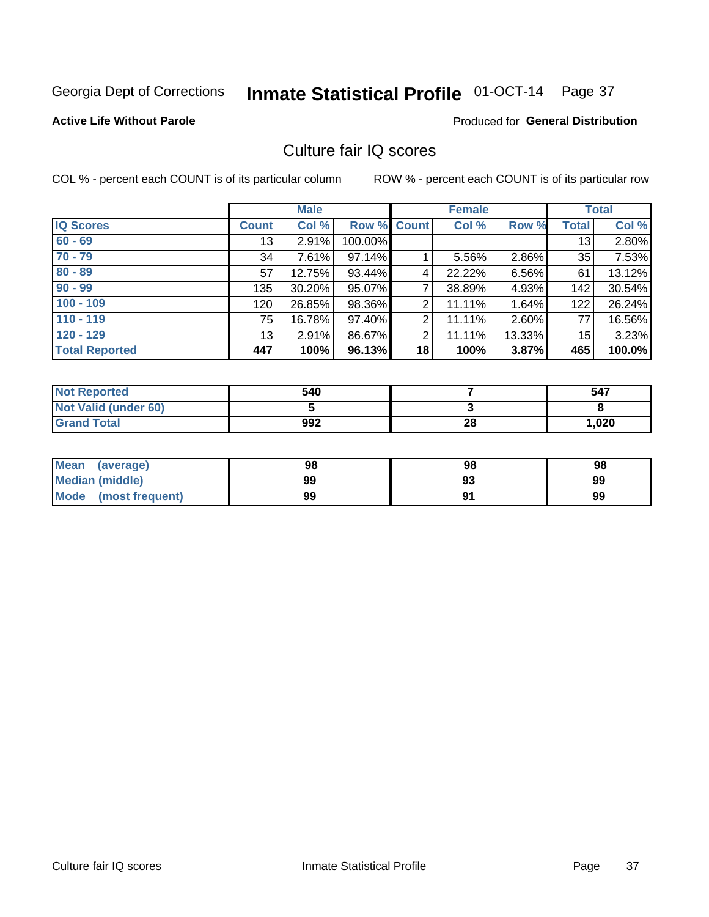Georgia Dept of Corrections **Inmate Statistical Profile** 01-OCT-14

**Active Life Without Parole**

Produced for **General Distribution**

## Culture fair IQ scores

COL % - percent each COUNT is of its particular column    ROW % - percent each COUNT is of its particular row

| | Male | | | Female | | | Total | |
|---|---|---|---|---|---|---|---|---|
| **IQ Scores** | **Count** | **Col %** | **Row %** | **Count** | **Col %** | **Row %** | **Total** | **Col %** |
| 60 - 69 | 13 | 2.91% | 100.00% | | | | 13 | 2.80% |
| 70 - 79 | 34 | 7.61% | 97.14% | 1 | 5.56% | 2.86% | 35 | 7.53% |
| 80 - 89 | 57 | 12.75% | 93.44% | 4 | 22.22% | 6.56% | 61 | 13.12% |
| 90 - 99 | 135 | 30.20% | 95.07% | 7 | 38.89% | 4.93% | 142 | 30.54% |
| 100 - 109 | 120 | 26.85% | 98.36% | 2 | 11.11% | 1.64% | 122 | 26.24% |
| 110 - 119 | 75 | 16.78% | 97.40% | 2 | 11.11% | 2.60% | 77 | 16.56% |
| 120 - 129 | 13 | 2.91% | 86.67% | 2 | 11.11% | 13.33% | 15 | 3.23% |
| **Total Reported** | **447** | **100%** | **96.13%** | **18** | **100%** | **3.87%** | **465** | **100.0%** |

| | Male | Female | Total |
|---|---|---|---|
| Not Reported | 540 | 7 | 547 |
| Not Valid (under 60) | 5 | 3 | 8 |
| Grand Total | 992 | 28 | 1,020 |

| | Male | Female | Total |
|---|---|---|---|
| Mean (average) | 98 | 98 | 98 |
| Median (middle) | 99 | 93 | 99 |
| Mode (most frequent) | 99 | 91 | 99 |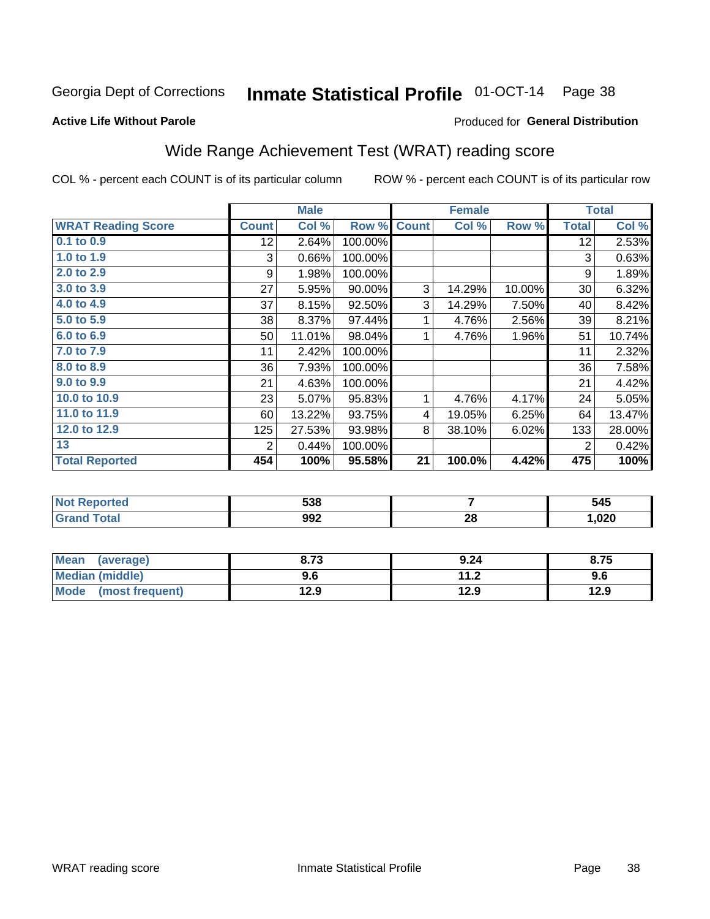Georgia Dept of Corrections **Inmate Statistical Profile** 01-OCT-14

**Active Life Without Parole**

Produced for **General Distribution**

## Wide Range Achievement Test (WRAT) reading score

COL % - percent each COUNT is of its particular column ROW % - percent each COUNT is of its particular row

| | Male | | | Female | | | Total | |
|---|---|---|---|---|---|---|---|---|
| **WRAT Reading Score** | **Count** | **Col %** | **Row %** | **Count** | **Col %** | **Row %** | **Total** | **Col %** |
| 0.1 to 0.9 | 12 | 2.64% | 100.00% | | | | 12 | 2.53% |
| 1.0 to 1.9 | 3 | 0.66% | 100.00% | | | | 3 | 0.63% |
| 2.0 to 2.9 | 9 | 1.98% | 100.00% | | | | 9 | 1.89% |
| 3.0 to 3.9 | 27 | 5.95% | 90.00% | 3 | 14.29% | 10.00% | 30 | 6.32% |
| 4.0 to 4.9 | 37 | 8.15% | 92.50% | 3 | 14.29% | 7.50% | 40 | 8.42% |
| 5.0 to 5.9 | 38 | 8.37% | 97.44% | 1 | 4.76% | 2.56% | 39 | 8.21% |
| 6.0 to 6.9 | 50 | 11.01% | 98.04% | 1 | 4.76% | 1.96% | 51 | 10.74% |
| 7.0 to 7.9 | 11 | 2.42% | 100.00% | | | | 11 | 2.32% |
| 8.0 to 8.9 | 36 | 7.93% | 100.00% | | | | 36 | 7.58% |
| 9.0 to 9.9 | 21 | 4.63% | 100.00% | | | | 21 | 4.42% |
| 10.0 to 10.9 | 23 | 5.07% | 95.83% | 1 | 4.76% | 4.17% | 24 | 5.05% |
| 11.0 to 11.9 | 60 | 13.22% | 93.75% | 4 | 19.05% | 6.25% | 64 | 13.47% |
| 12.0 to 12.9 | 125 | 27.53% | 93.98% | 8 | 38.10% | 6.02% | 133 | 28.00% |
| 13 | 2 | 0.44% | 100.00% | | | | 2 | 0.42% |
| **Total Reported** | **454** | **100%** | **95.58%** | **21** | **100.0%** | **4.42%** | **475** | **100%** |

| | Male | Female | Total |
|---|---|---|---|
| **Not Reported** | **538** | **7** | **545** |
| **Grand Total** | **992** | **28** | **1,020** |

| | Male | Female | Total |
|---|---|---|---|
| **Mean (average)** | **8.73** | **9.24** | **8.75** |
| **Median (middle)** | **9.6** | **11.2** | **9.6** |
| **Mode (most frequent)** | **12.9** | **12.9** | **12.9** |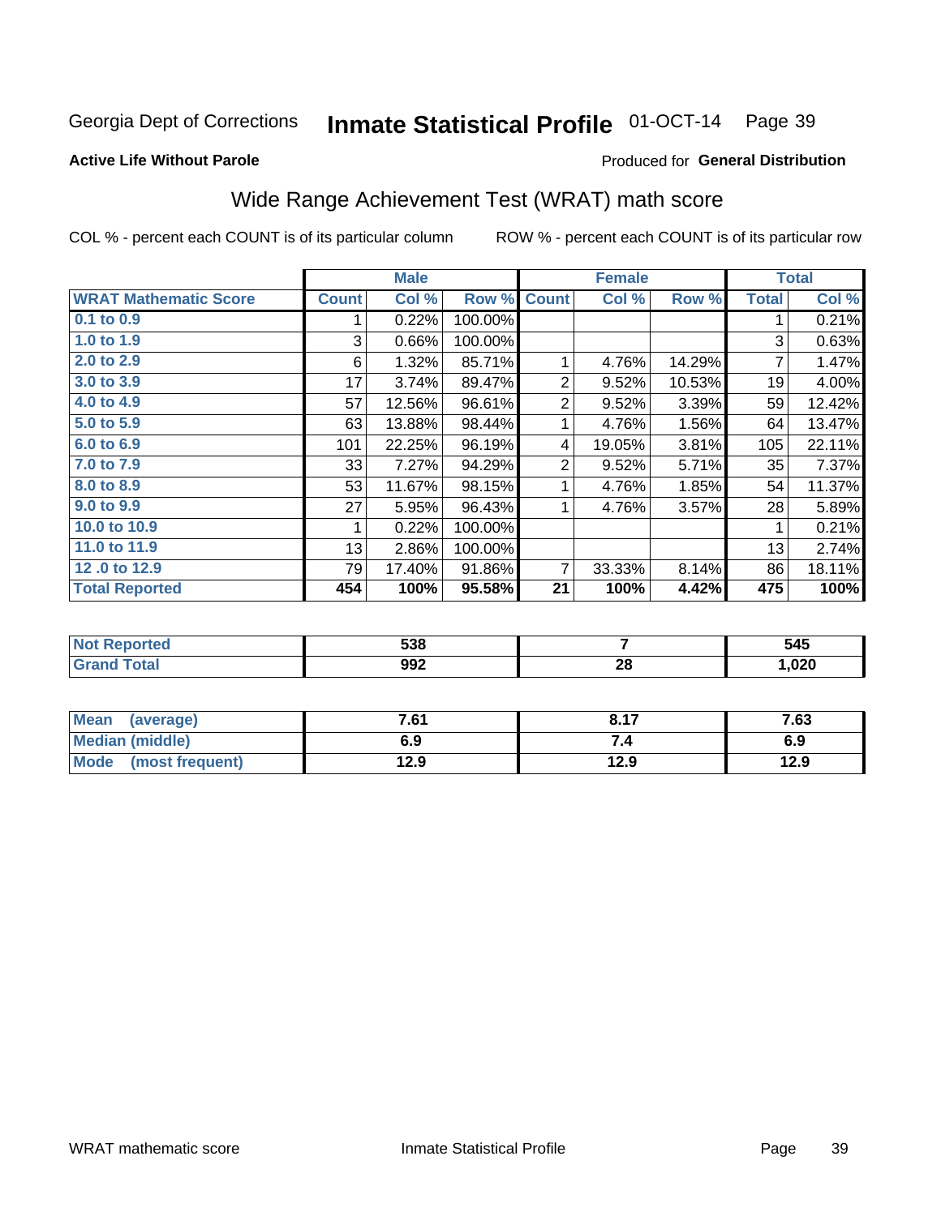Georgia Dept of Corrections **Inmate Statistical Profile** 01-OCT-14

**Active Life Without Parole**

Produced for **General Distribution**

## Wide Range Achievement Test (WRAT) math score

COL % - percent each COUNT is of its particular column ROW % - percent each COUNT is of its particular row

| | Male | | | Female | | | Total | |
|---|---|---|---|---|---|---|---|---|
| **WRAT Mathematic Score** | **Count** | **Col %** | **Row %** | **Count** | **Col %** | **Row %** | **Total** | **Col %** |
| 0.1 to 0.9 | 1 | 0.22% | 100.00% | | | | 1 | 0.21% |
| 1.0 to 1.9 | 3 | 0.66% | 100.00% | | | | 3 | 0.63% |
| 2.0 to 2.9 | 6 | 1.32% | 85.71% | 1 | 4.76% | 14.29% | 7 | 1.47% |
| 3.0 to 3.9 | 17 | 3.74% | 89.47% | 2 | 9.52% | 10.53% | 19 | 4.00% |
| 4.0 to 4.9 | 57 | 12.56% | 96.61% | 2 | 9.52% | 3.39% | 59 | 12.42% |
| 5.0 to 5.9 | 63 | 13.88% | 98.44% | 1 | 4.76% | 1.56% | 64 | 13.47% |
| 6.0 to 6.9 | 101 | 22.25% | 96.19% | 4 | 19.05% | 3.81% | 105 | 22.11% |
| 7.0 to 7.9 | 33 | 7.27% | 94.29% | 2 | 9.52% | 5.71% | 35 | 7.37% |
| 8.0 to 8.9 | 53 | 11.67% | 98.15% | 1 | 4.76% | 1.85% | 54 | 11.37% |
| 9.0 to 9.9 | 27 | 5.95% | 96.43% | 1 | 4.76% | 3.57% | 28 | 5.89% |
| 10.0 to 10.9 | 1 | 0.22% | 100.00% | | | | 1 | 0.21% |
| 11.0 to 11.9 | 13 | 2.86% | 100.00% | | | | 13 | 2.74% |
| 12 .0 to 12.9 | 79 | 17.40% | 91.86% | 7 | 33.33% | 8.14% | 86 | 18.11% |
| **Total Reported** | **454** | **100%** | **95.58%** | **21** | **100%** | **4.42%** | **475** | **100%** |

| | Male | Female | Total |
|---|---|---|---|
| **Not Reported** | **538** | **7** | **545** |
| **Grand Total** | **992** | **28** | **1,020** |

| | Male | Female | Total |
|---|---|---|---|
| **Mean (average)** | **7.61** | **8.17** | **7.63** |
| **Median (middle)** | **6.9** | **7.4** | **6.9** |
| **Mode (most frequent)** | **12.9** | **12.9** | **12.9** |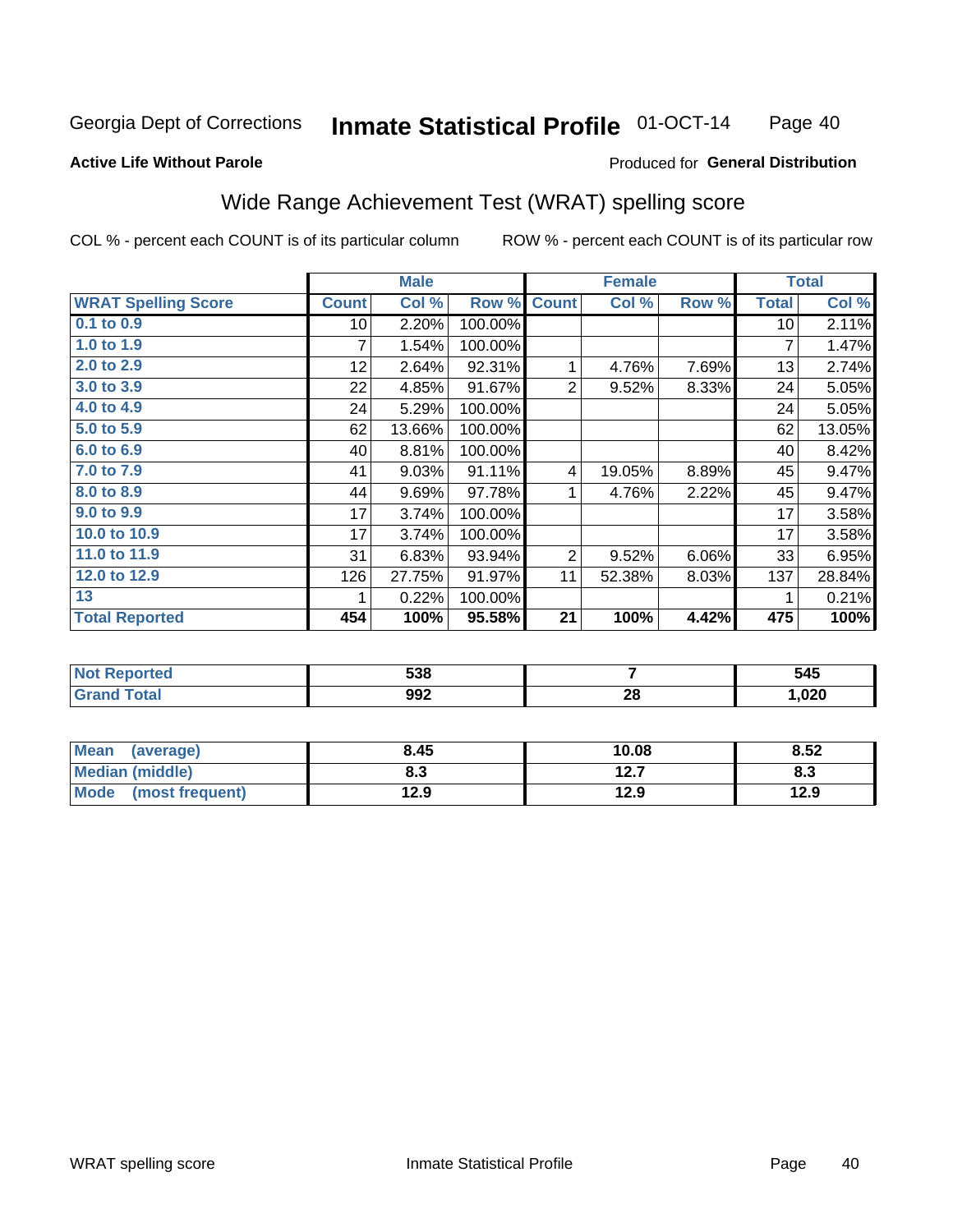Georgia Dept of Corrections **Inmate Statistical Profile** 01-OCT-14

**Active Life Without Parole**

Produced for **General Distribution**

## Wide Range Achievement Test (WRAT) spelling score

COL % - percent each COUNT is of its particular column    ROW % - percent each COUNT is of its particular row

| | Male | | | Female | | | Total | |
|---|---|---|---|---|---|---|---|---|
| **WRAT Spelling Score** | **Count** | **Col %** | **Row %** | **Count** | **Col %** | **Row %** | **Total** | **Col %** |
| 0.1 to 0.9 | 10 | 2.20% | 100.00% | | | | 10 | 2.11% |
| 1.0 to 1.9 | 7 | 1.54% | 100.00% | | | | 7 | 1.47% |
| 2.0 to 2.9 | 12 | 2.64% | 92.31% | 1 | 4.76% | 7.69% | 13 | 2.74% |
| 3.0 to 3.9 | 22 | 4.85% | 91.67% | 2 | 9.52% | 8.33% | 24 | 5.05% |
| 4.0 to 4.9 | 24 | 5.29% | 100.00% | | | | 24 | 5.05% |
| 5.0 to 5.9 | 62 | 13.66% | 100.00% | | | | 62 | 13.05% |
| 6.0 to 6.9 | 40 | 8.81% | 100.00% | | | | 40 | 8.42% |
| 7.0 to 7.9 | 41 | 9.03% | 91.11% | 4 | 19.05% | 8.89% | 45 | 9.47% |
| 8.0 to 8.9 | 44 | 9.69% | 97.78% | 1 | 4.76% | 2.22% | 45 | 9.47% |
| 9.0 to 9.9 | 17 | 3.74% | 100.00% | | | | 17 | 3.58% |
| 10.0 to 10.9 | 17 | 3.74% | 100.00% | | | | 17 | 3.58% |
| 11.0 to 11.9 | 31 | 6.83% | 93.94% | 2 | 9.52% | 6.06% | 33 | 6.95% |
| 12.0 to 12.9 | 126 | 27.75% | 91.97% | 11 | 52.38% | 8.03% | 137 | 28.84% |
| 13 | 1 | 0.22% | 100.00% | | | | 1 | 0.21% |
| **Total Reported** | **454** | **100%** | **95.58%** | **21** | **100%** | **4.42%** | **475** | **100%** |

| | Male | Female | Total |
|---|---|---|---|
| **Not Reported** | **538** | **7** | **545** |
| **Grand Total** | **992** | **28** | **1,020** |

| | Male | Female | Total |
|---|---|---|---|
| **Mean (average)** | **8.45** | **10.08** | **8.52** |
| **Median (middle)** | **8.3** | **12.7** | **8.3** |
| **Mode (most frequent)** | **12.9** | **12.9** | **12.9** |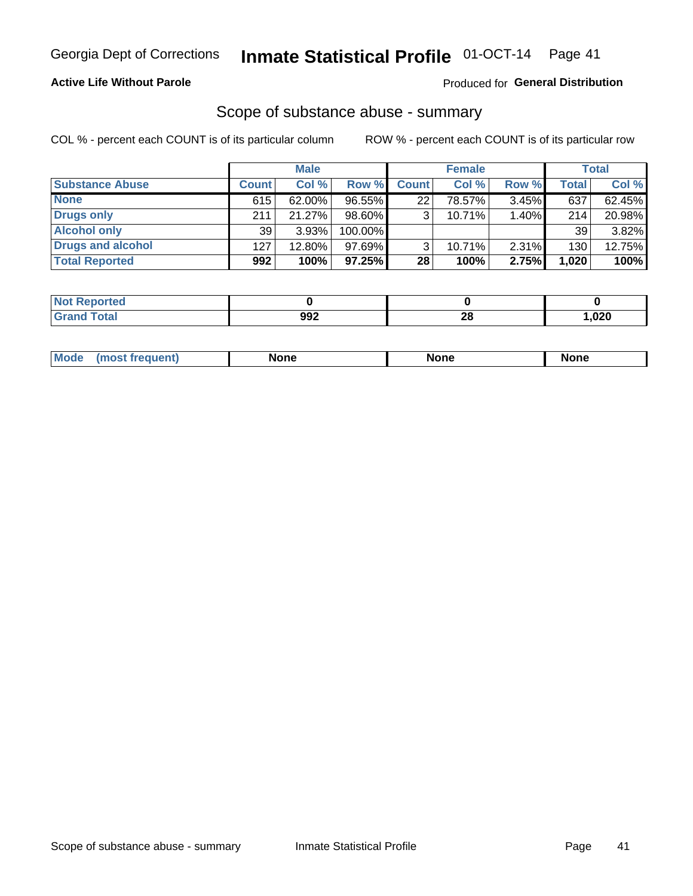Georgia Dept of Corrections **Inmate Statistical Profile** 01-OCT-14

**Active Life Without Parole**

Produced for **General Distribution**

## Scope of substance abuse - summary

COL % - percent each COUNT is of its particular column

ROW % - percent each COUNT is of its particular row

| | Male | | | Female | | | Total | |
|---|---|---|---|---|---|---|---|---|
| **Substance Abuse** | **Count** | **Col %** | **Row %** | **Count** | **Col %** | **Row %** | **Total** | **Col %** |
| **None** | 615 | 62.00% | 96.55% | 22 | 78.57% | 3.45% | 637 | 62.45% |
| **Drugs only** | 211 | 21.27% | 98.60% | 3 | 10.71% | 1.40% | 214 | 20.98% |
| **Alcohol only** | 39 | 3.93% | 100.00% | | | | 39 | 3.82% |
| **Drugs and alcohol** | 127 | 12.80% | 97.69% | 3 | 10.71% | 2.31% | 130 | 12.75% |
| **Total Reported** | **992** | **100%** | **97.25%** | **28** | **100%** | **2.75%** | **1,020** | **100%** |

| | Male | Female | Total |
|---|---|---|---|
| **Not Reported** | **0** | **0** | **0** |
| **Grand Total** | **992** | **28** | **1,020** |

| | Male | Female | Total |
|---|---|---|---|
| **Mode (most frequent)** | **None** | **None** | **None** |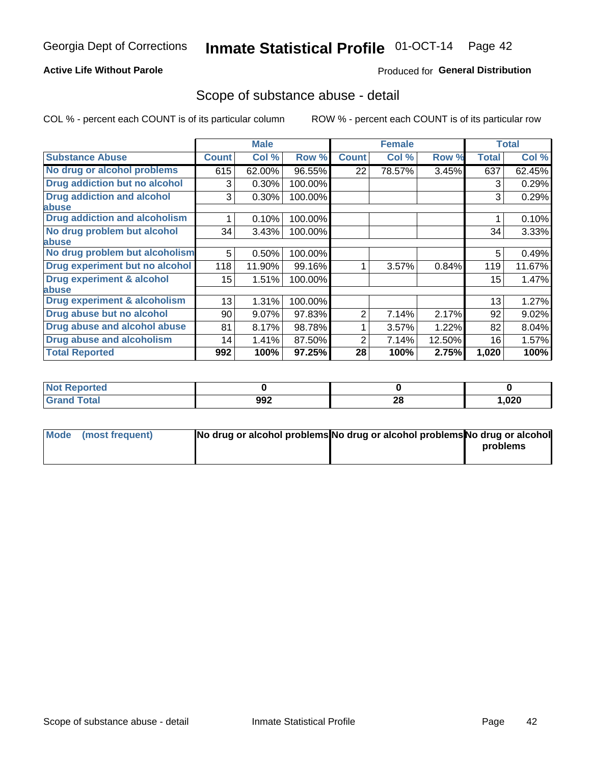Georgia Dept of Corrections **Inmate Statistical Profile** 01-OCT-14

**Active Life Without Parole**

Produced for **General Distribution**

## Scope of substance abuse - detail

COL % - percent each COUNT is of its particular column ROW % - percent each COUNT is of its particular row

| | Male | | | Female | | | Total | |
|---|---|---|---|---|---|---|---|---|
| **Substance Abuse** | **Count** | **Col %** | **Row %** | **Count** | **Col %** | **Row %** | **Total** | **Col %** |
| **No drug or alcohol problems** | 615 | 62.00% | 96.55% | 22 | 78.57% | 3.45% | 637 | 62.45% |
| **Drug addiction but no alcohol** | 3 | 0.30% | 100.00% | | | | 3 | 0.29% |
| **Drug addiction and alcohol abuse** | 3 | 0.30% | 100.00% | | | | 3 | 0.29% |
| **Drug addiction and alcoholism** | 1 | 0.10% | 100.00% | | | | 1 | 0.10% |
| **No drug problem but alcohol abuse** | 34 | 3.43% | 100.00% | | | | 34 | 3.33% |
| **No drug problem but alcoholism** | 5 | 0.50% | 100.00% | | | | 5 | 0.49% |
| **Drug experiment but no alcohol** | 118 | 11.90% | 99.16% | 1 | 3.57% | 0.84% | 119 | 11.67% |
| **Drug experiment & alcohol abuse** | 15 | 1.51% | 100.00% | | | | 15 | 1.47% |
| **Drug experiment & alcoholism** | 13 | 1.31% | 100.00% | | | | 13 | 1.27% |
| **Drug abuse but no alcohol** | 90 | 9.07% | 97.83% | 2 | 7.14% | 2.17% | 92 | 9.02% |
| **Drug abuse and alcohol abuse** | 81 | 8.17% | 98.78% | 1 | 3.57% | 1.22% | 82 | 8.04% |
| **Drug abuse and alcoholism** | 14 | 1.41% | 87.50% | 2 | 7.14% | 12.50% | 16 | 1.57% |
| **Total Reported** | **992** | **100%** | **97.25%** | **28** | **100%** | **2.75%** | **1,020** | **100%** |

| | Male | Female | Total |
|---|---|---|---|
| **Not Reported** | **0** | **0** | **0** |
| **Grand Total** | **992** | **28** | **1,020** |

| | Male | Female | Total |
|---|---|---|---|
| **Mode (most frequent)** | **No drug or alcohol problems** | **No drug or alcohol problems** | **No drug or alcohol problems** |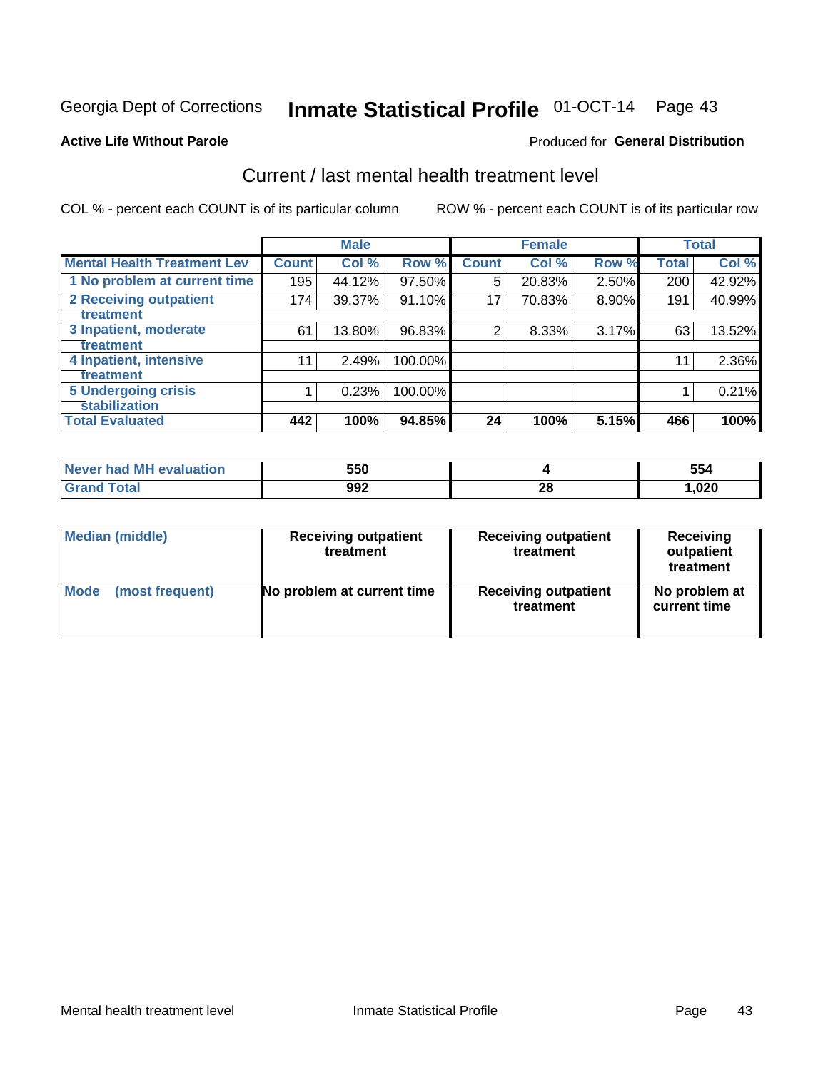Georgia Dept of Corrections **Inmate Statistical Profile** 01-OCT-14

**Active Life Without Parole**

Produced for **General Distribution**

## Current / last mental health treatment level

COL % - percent each COUNT is of its particular column

ROW % - percent each COUNT is of its particular row

| | Male | | | Female | | | Total | |
|---|---|---|---|---|---|---|---|---|
| **Mental Health Treatment Lev** | **Count** | **Col %** | **Row %** | **Count** | **Col %** | **Row %** | **Total** | **Col %** |
| 1 No problem at current time | 195 | 44.12% | 97.50% | 5 | 20.83% | 2.50% | 200 | 42.92% |
| 2 Receiving outpatient treatment | 174 | 39.37% | 91.10% | 17 | 70.83% | 8.90% | 191 | 40.99% |
| 3 Inpatient, moderate treatment | 61 | 13.80% | 96.83% | 2 | 8.33% | 3.17% | 63 | 13.52% |
| 4 Inpatient, intensive treatment | 11 | 2.49% | 100.00% | | | | 11 | 2.36% |
| 5 Undergoing crisis stabilization | 1 | 0.23% | 100.00% | | | | 1 | 0.21% |
| **Total Evaluated** | **442** | **100%** | **94.85%** | **24** | **100%** | **5.15%** | **466** | **100%** |

| | Male | Female | Total |
|---|---|---|---|
| Never had MH evaluation | 550 | 4 | 554 |
| Grand Total | 992 | 28 | 1,020 |

| | Male | Female | Total |
|---|---|---|---|
| Median (middle) | Receiving outpatient treatment | Receiving outpatient treatment | Receiving outpatient treatment |
| Mode (most frequent) | No problem at current time | Receiving outpatient treatment | No problem at current time |

Mental health treatment level Inmate Statistical Profile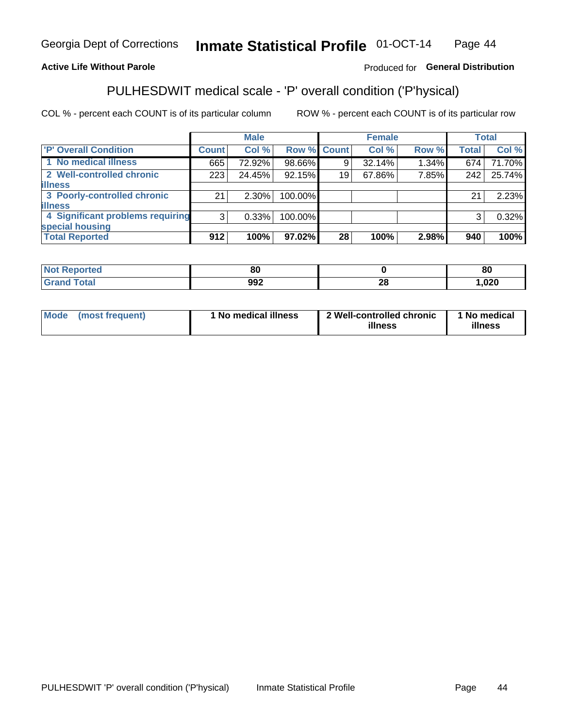Georgia Dept of Corrections **Inmate Statistical Profile** 01-OCT-14

**Active Life Without Parole**

Produced for **General Distribution**

## PULHESDWIT medical scale - 'P' overall condition ('P'hysical)

COL % - percent each COUNT is of its particular column

ROW % - percent each COUNT is of its particular row

| | Male | | | Female | | | Total | |
|---|---|---|---|---|---|---|---|---|
| 'P' Overall Condition | Count | Col % | Row % | Count | Col % | Row % | Total | Col % |
| 1 No medical illness | 665 | 72.92% | 98.66% | 9 | 32.14% | 1.34% | 674 | 71.70% |
| 2 Well-controlled chronic illness | 223 | 24.45% | 92.15% | 19 | 67.86% | 7.85% | 242 | 25.74% |
| 3 Poorly-controlled chronic illness | 21 | 2.30% | 100.00% | | | | 21 | 2.23% |
| 4 Significant problems requiring special housing | 3 | 0.33% | 100.00% | | | | 3 | 0.32% |
| **Total Reported** | **912** | **100%** | **97.02%** | **28** | **100%** | **2.98%** | **940** | **100%** |

| | Male | Female | Total |
|---|---|---|---|
| Not Reported | 80 | 0 | 80 |
| Grand Total | 992 | 28 | 1,020 |

| | Male | Female | Total |
|---|---|---|---|
| Mode (most frequent) | 1 No medical illness | 2 Well-controlled chronic illness | 1 No medical illness |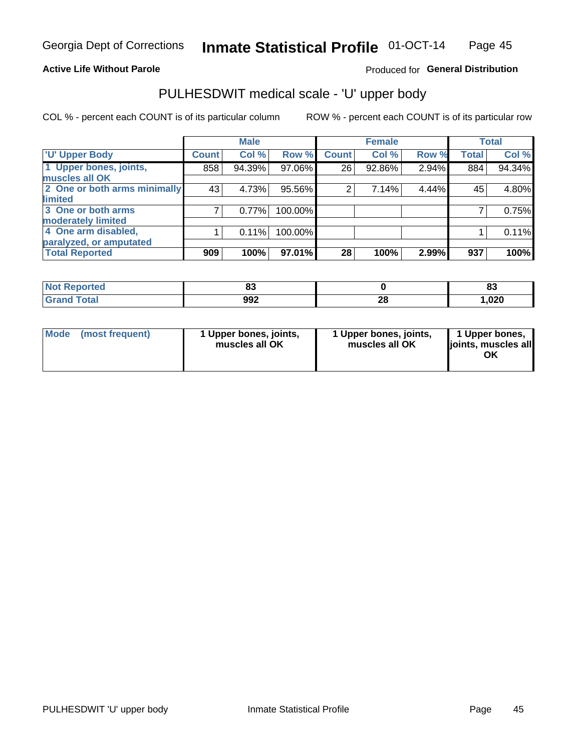Georgia Dept of Corrections **Inmate Statistical Profile** 01-OCT-14

**Active Life Without Parole**

Produced for **General Distribution**

## PULHESDWIT medical scale - 'U' upper body

COL % - percent each COUNT is of its particular column ROW % - percent each COUNT is of its particular row

| | Male | | | Female | | | Total | |
|---|---|---|---|---|---|---|---|---|
| 'U' Upper Body | Count | Col % | Row % | Count | Col % | Row % | Total | Col % |
| 1 Upper bones, joints, muscles all OK | 858 | 94.39% | 97.06% | 26 | 92.86% | 2.94% | 884 | 94.34% |
| 2 One or both arms minimally limited | 43 | 4.73% | 95.56% | 2 | 7.14% | 4.44% | 45 | 4.80% |
| 3 One or both arms moderately limited | 7 | 0.77% | 100.00% | | | | 7 | 0.75% |
| 4 One arm disabled, paralyzed, or amputated | 1 | 0.11% | 100.00% | | | | 1 | 0.11% |
| **Total Reported** | **909** | **100%** | **97.01%** | **28** | **100%** | **2.99%** | **937** | **100%** |

| | Male | Female | Total |
|---|---|---|---|
| Not Reported | 83 | 0 | 83 |
| Grand Total | 992 | 28 | 1,020 |

| | Male | Female | Total |
|---|---|---|---|
| Mode (most frequent) | 1 Upper bones, joints, muscles all OK | 1 Upper bones, joints, muscles all OK | 1 Upper bones, joints, muscles all OK |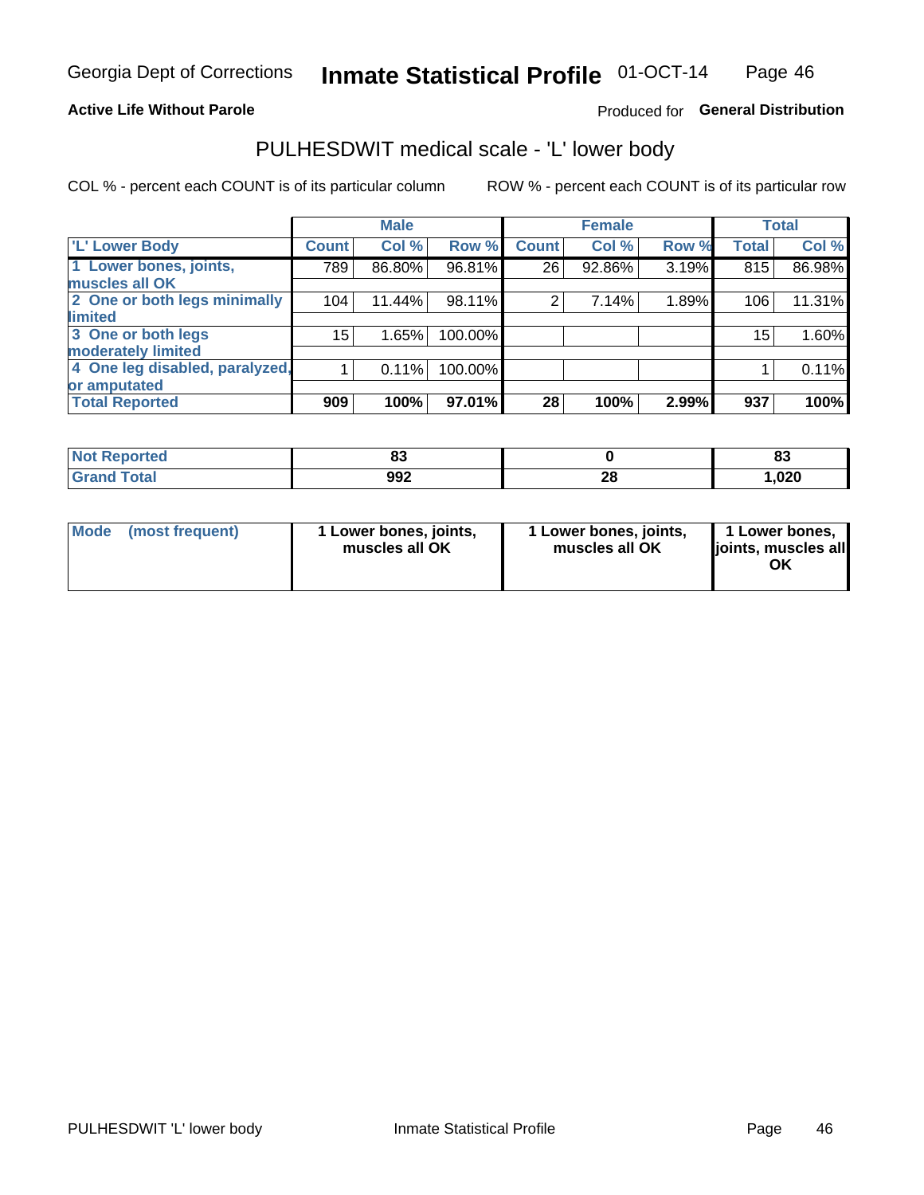**Active Life Without Parole**

Produced for **General Distribution**

# PULHESDWIT medical scale - 'L' lower body

COL % - percent each COUNT is of its particular column

ROW % - percent each COUNT is of its particular row

| | Male | | | Female | | | Total | |
|---|---|---|---|---|---|---|---|---|
| 'L' Lower Body | Count | Col % | Row % | Count | Col % | Row % | Total | Col % |
| 1 Lower bones, joints, muscles all OK | 789 | 86.80% | 96.81% | 26 | 92.86% | 3.19% | 815 | 86.98% |
| 2 One or both legs minimally limited | 104 | 11.44% | 98.11% | 2 | 7.14% | 1.89% | 106 | 11.31% |
| 3 One or both legs moderately limited | 15 | 1.65% | 100.00% | | | | 15 | 1.60% |
| 4 One leg disabled, paralyzed, or amputated | 1 | 0.11% | 100.00% | | | | 1 | 0.11% |
| **Total Reported** | **909** | **100%** | **97.01%** | **28** | **100%** | **2.99%** | **937** | **100%** |

| | Male | Female | Total |
|---|---|---|---|
| Not Reported | 83 | 0 | 83 |
| Grand Total | 992 | 28 | 1,020 |

| | Male | Female | Total |
|---|---|---|---|
| Mode (most frequent) | 1 Lower bones, joints, muscles all OK | 1 Lower bones, joints, muscles all OK | 1 Lower bones, joints, muscles all OK |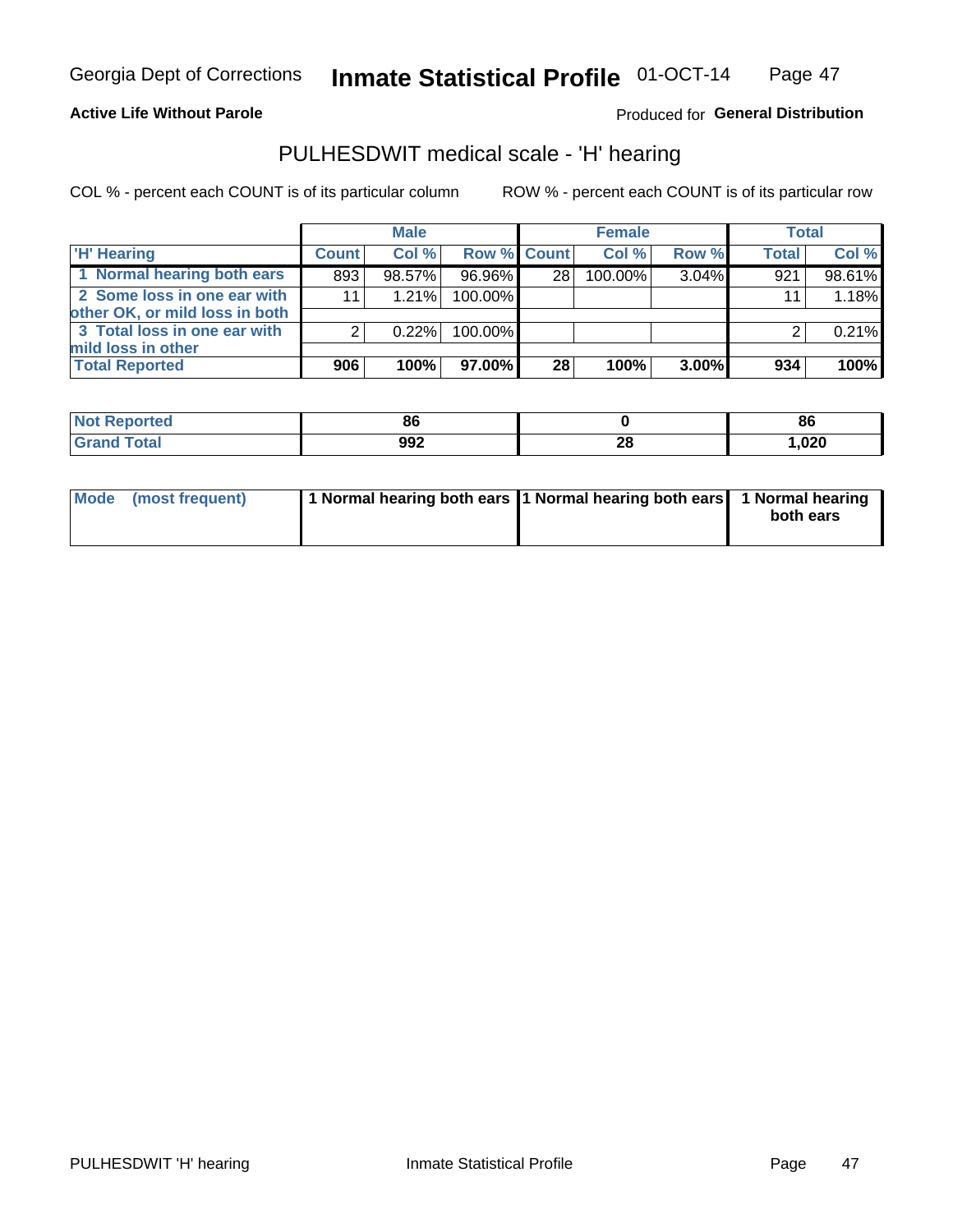Georgia Dept of Corrections **Inmate Statistical Profile** 01-OCT-14

**Active Life Without Parole**

Produced for **General Distribution**

## PULHESDWIT medical scale - 'H' hearing

COL % - percent each COUNT is of its particular column ROW % - percent each COUNT is of its particular row

| | Male | | | Female | | | Total | |
|---|---|---|---|---|---|---|---|---|
| 'H' Hearing | Count | Col % | Row % | Count | Col % | Row % | Total | Col % |
| 1 Normal hearing both ears | 893 | 98.57% | 96.96% | 28 | 100.00% | 3.04% | 921 | 98.61% |
| 2 Some loss in one ear with other OK, or mild loss in both | 11 | 1.21% | 100.00% | | | | 11 | 1.18% |
| 3 Total loss in one ear with mild loss in other | 2 | 0.22% | 100.00% | | | | 2 | 0.21% |
| **Total Reported** | **906** | **100%** | **97.00%** | **28** | **100%** | **3.00%** | **934** | **100%** |

| | Male | Female | Total |
|---|---|---|---|
| Not Reported | 86 | 0 | 86 |
| Grand Total | 992 | 28 | 1,020 |

| | Male | Female | Total |
|---|---|---|---|
| Mode (most frequent) | 1 Normal hearing both ears | 1 Normal hearing both ears | 1 Normal hearing both ears |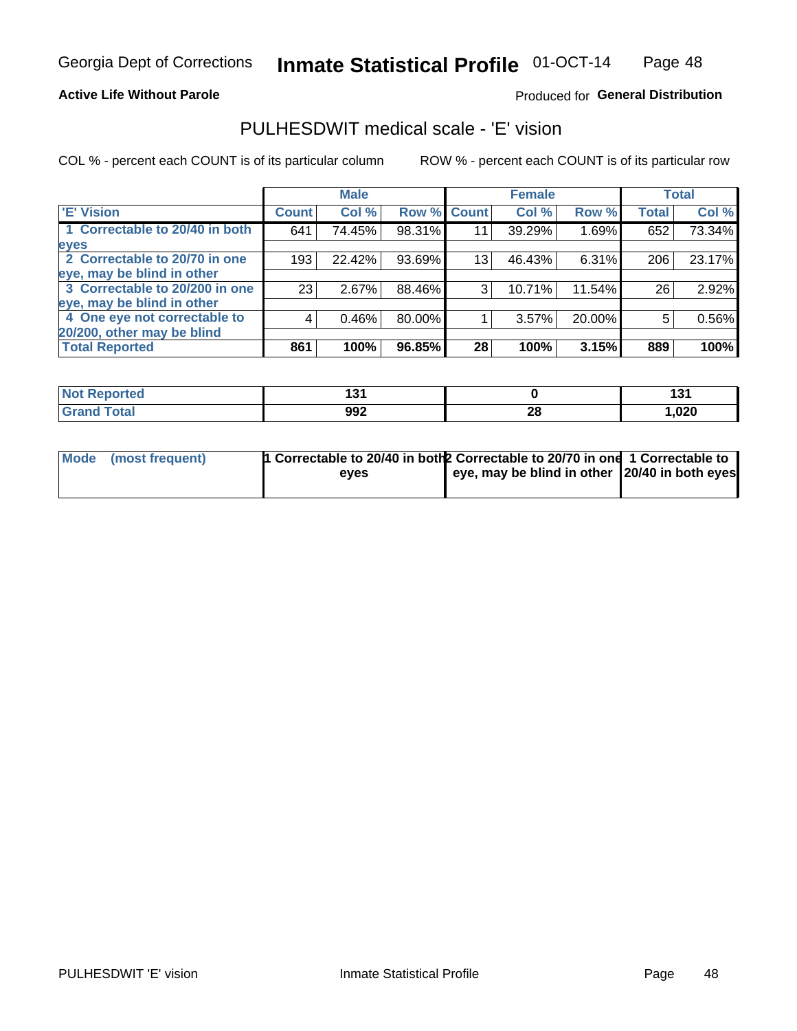Georgia Dept of Corrections **Inmate Statistical Profile** 01-OCT-14

**Active Life Without Parole**

Produced for **General Distribution**

## PULHESDWIT medical scale - 'E' vision

COL % - percent each COUNT is of its particular column

ROW % - percent each COUNT is of its particular row

| | Male | | | Female | | | Total | |
|---|---|---|---|---|---|---|---|---|
| 'E' Vision | Count | Col % | Row % | Count | Col % | Row % | Total | Col % |
| 1 Correctable to 20/40 in both eyes | 641 | 74.45% | 98.31% | 11 | 39.29% | 1.69% | 652 | 73.34% |
| 2 Correctable to 20/70 in one eye, may be blind in other | 193 | 22.42% | 93.69% | 13 | 46.43% | 6.31% | 206 | 23.17% |
| 3 Correctable to 20/200 in one eye, may be blind in other | 23 | 2.67% | 88.46% | 3 | 10.71% | 11.54% | 26 | 2.92% |
| 4 One eye not correctable to 20/200, other may be blind | 4 | 0.46% | 80.00% | 1 | 3.57% | 20.00% | 5 | 0.56% |
| **Total Reported** | **861** | **100%** | **96.85%** | **28** | **100%** | **3.15%** | **889** | **100%** |

| | Male | Female | Total |
|---|---|---|---|
| Not Reported | 131 | 0 | 131 |
| Grand Total | 992 | 28 | 1,020 |

| | Male | Female | Total |
|---|---|---|---|
| Mode (most frequent) | 1 Correctable to 20/40 in both eyes | 2 Correctable to 20/70 in one eye, may be blind in other | 1 Correctable to 20/40 in both eyes |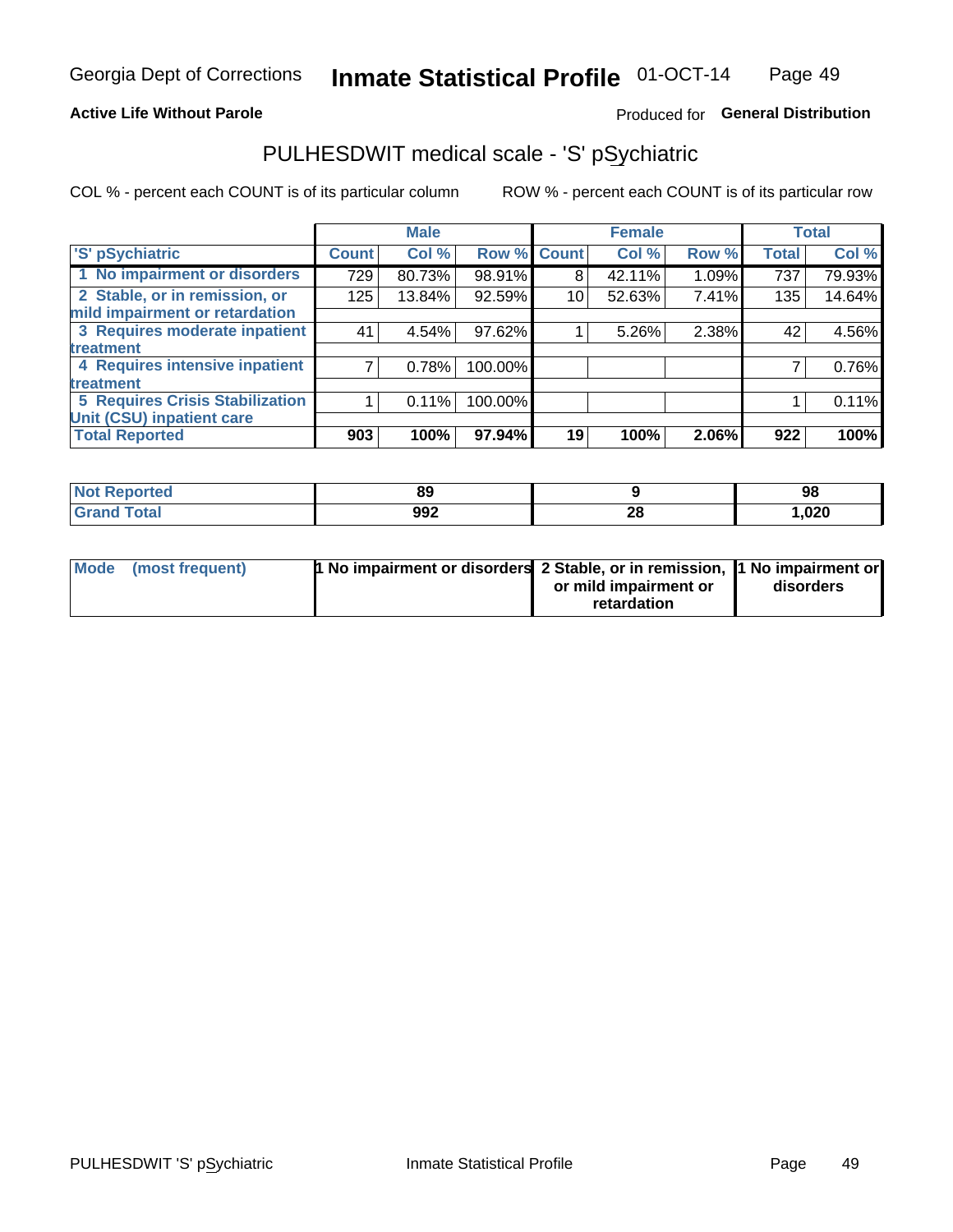Georgia Dept of Corrections **Inmate Statistical Profile** 01-OCT-14

**Active Life Without Parole**

Produced for **General Distribution**

## PULHESDWIT medical scale - 'S' pSychiatric

COL % - percent each COUNT is of its particular column

ROW % - percent each COUNT is of its particular row

| | Male | | | Female | | | Total | |
|---|---|---|---|---|---|---|---|---|
| 'S' pSychiatric | Count | Col % | Row % | Count | Col % | Row % | Total | Col % |
| 1 No impairment or disorders | 729 | 80.73% | 98.91% | 8 | 42.11% | 1.09% | 737 | 79.93% |
| 2 Stable, or in remission, or mild impairment or retardation | 125 | 13.84% | 92.59% | 10 | 52.63% | 7.41% | 135 | 14.64% |
| 3 Requires moderate inpatient treatment | 41 | 4.54% | 97.62% | 1 | 5.26% | 2.38% | 42 | 4.56% |
| 4 Requires intensive inpatient treatment | 7 | 0.78% | 100.00% | | | | 7 | 0.76% |
| 5 Requires Crisis Stabilization Unit (CSU) inpatient care | 1 | 0.11% | 100.00% | | | | 1 | 0.11% |
| **Total Reported** | **903** | **100%** | **97.94%** | **19** | **100%** | **2.06%** | **922** | **100%** |

| | Male | Female | Total |
|---|---|---|---|
| Not Reported | 89 | 9 | 98 |
| Grand Total | 992 | 28 | 1,020 |

| | Male | Female | Total |
|---|---|---|---|
| Mode (most frequent) | 1 No impairment or disorders | 2 Stable, or in remission, or mild impairment or retardation | 1 No impairment or disorders |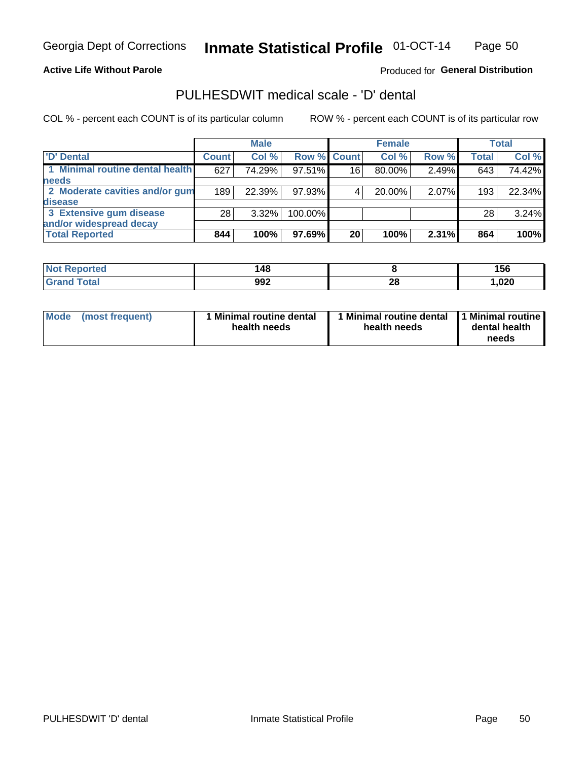Georgia Dept of Corrections **Inmate Statistical Profile** 01-OCT-14

**Active Life Without Parole**

Produced for **General Distribution**

## PULHESDWIT medical scale - 'D' dental

COL % - percent each COUNT is of its particular column

ROW % - percent each COUNT is of its particular row

| | Male | | | Female | | | Total | |
|---|---|---|---|---|---|---|---|---|
| 'D' Dental | Count | Col % | Row % | Count | Col % | Row % | Total | Col % |
| 1 Minimal routine dental health needs | 627 | 74.29% | 97.51% | 16 | 80.00% | 2.49% | 643 | 74.42% |
| 2 Moderate cavities and/or gum disease | 189 | 22.39% | 97.93% | 4 | 20.00% | 2.07% | 193 | 22.34% |
| 3 Extensive gum disease and/or widespread decay | 28 | 3.32% | 100.00% | | | | 28 | 3.24% |
| **Total Reported** | **844** | **100%** | **97.69%** | **20** | **100%** | **2.31%** | **864** | **100%** |

| | Male | Female | Total |
|---|---|---|---|
| Not Reported | 148 | 8 | 156 |
| Grand Total | 992 | 28 | 1,020 |

| | Male | Female | Total |
|---|---|---|---|
| Mode (most frequent) | 1 Minimal routine dental health needs | 1 Minimal routine dental health needs | 1 Minimal routine dental health needs |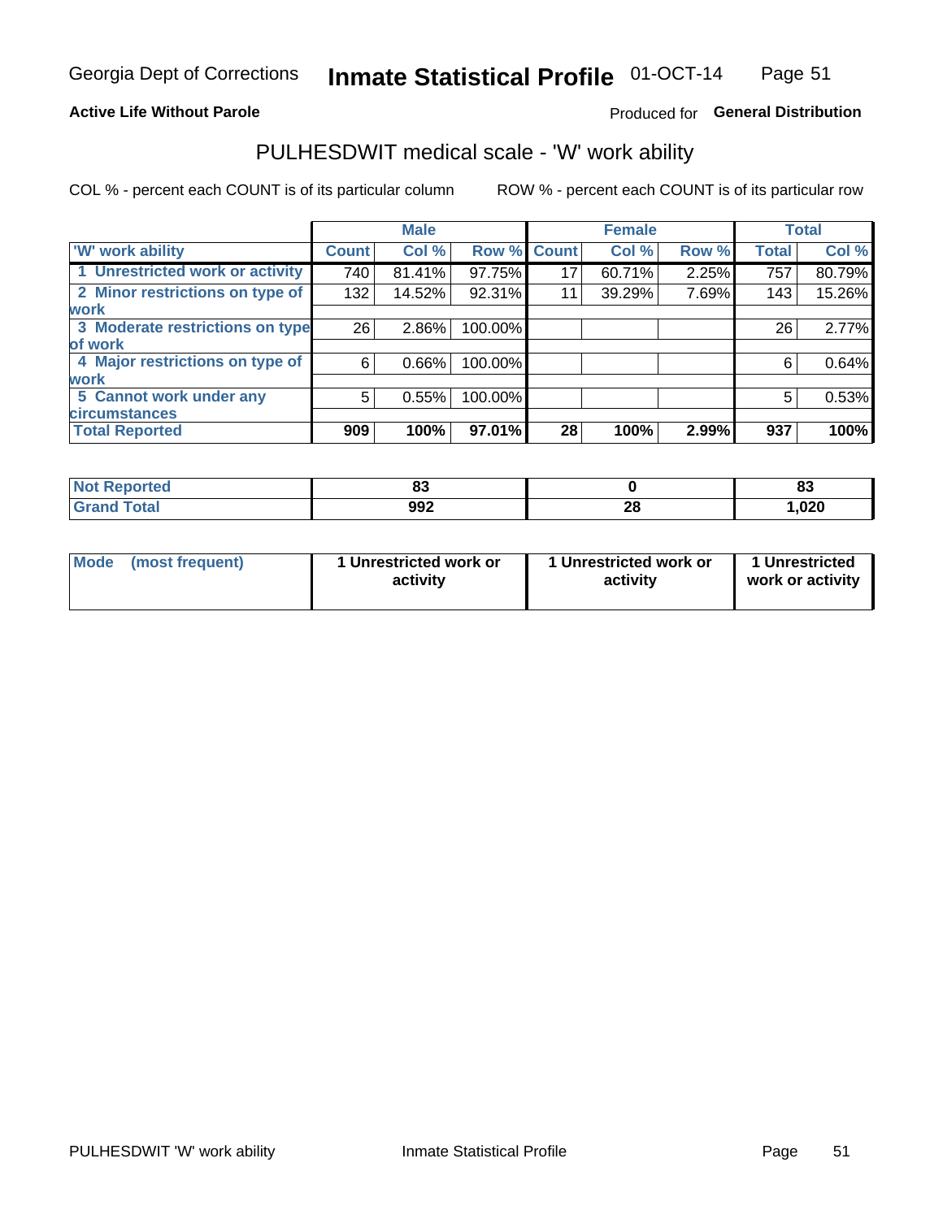Georgia Dept of Corrections **Inmate Statistical Profile** 01-OCT-14

**Active Life Without Parole**

Produced for **General Distribution**

## PULHESDWIT medical scale - 'W' work ability

COL % - percent each COUNT is of its particular column

ROW % - percent each COUNT is of its particular row

| | Male | | | Female | | | Total | |
|---|---|---|---|---|---|---|---|---|
| 'W' work ability | Count | Col % | Row % | Count | Col % | Row % | Total | Col % |
| 1 Unrestricted work or activity | 740 | 81.41% | 97.75% | 17 | 60.71% | 2.25% | 757 | 80.79% |
| 2 Minor restrictions on type of work | 132 | 14.52% | 92.31% | 11 | 39.29% | 7.69% | 143 | 15.26% |
| 3 Moderate restrictions on type of work | 26 | 2.86% | 100.00% | | | | 26 | 2.77% |
| 4 Major restrictions on type of work | 6 | 0.66% | 100.00% | | | | 6 | 0.64% |
| 5 Cannot work under any circumstances | 5 | 0.55% | 100.00% | | | | 5 | 0.53% |
| **Total Reported** | **909** | **100%** | **97.01%** | **28** | **100%** | **2.99%** | **937** | **100%** |

| | Male | Female | Total |
|---|---|---|---|
| Not Reported | 83 | 0 | 83 |
| Grand Total | 992 | 28 | 1,020 |

| | Male | Female | Total |
|---|---|---|---|
| Mode (most frequent) | 1 Unrestricted work or activity | 1 Unrestricted work or activity | 1 Unrestricted work or activity |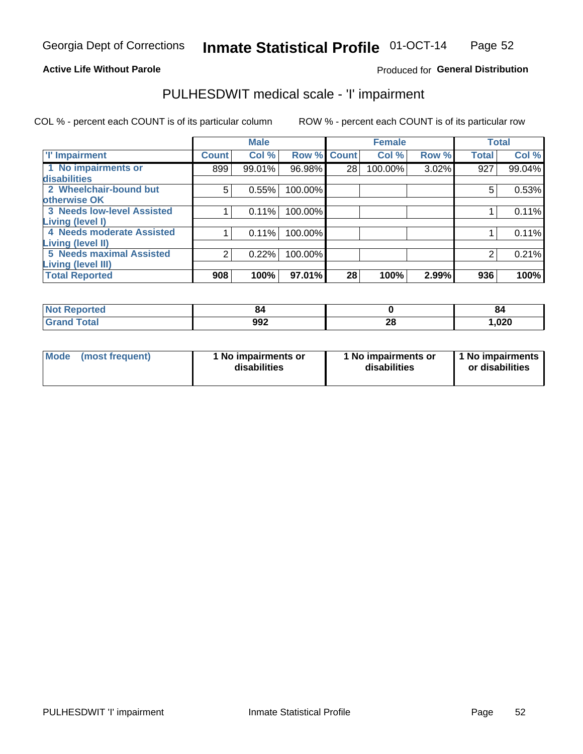Georgia Dept of Corrections **Inmate Statistical Profile** 01-OCT-14

**Active Life Without Parole**

Produced for **General Distribution**

## PULHESDWIT medical scale - 'I' impairment

COL % - percent each COUNT is of its particular column ROW % - percent each COUNT is of its particular row

| | Male | | | Female | | | Total | |
|---|---|---|---|---|---|---|---|---|
| **'I' Impairment** | **Count** | **Col %** | **Row %** | **Count** | **Col %** | **Row %** | **Total** | **Col %** |
| **1 No impairments or disabilities** | 899 | 99.01% | 96.98% | 28 | 100.00% | 3.02% | 927 | 99.04% |
| **2 Wheelchair-bound but otherwise OK** | 5 | 0.55% | 100.00% | | | | 5 | 0.53% |
| **3 Needs low-level Assisted Living (level I)** | 1 | 0.11% | 100.00% | | | | 1 | 0.11% |
| **4 Needs moderate Assisted Living (level II)** | 1 | 0.11% | 100.00% | | | | 1 | 0.11% |
| **5 Needs maximal Assisted Living (level III)** | 2 | 0.22% | 100.00% | | | | 2 | 0.21% |
| **Total Reported** | **908** | **100%** | **97.01%** | **28** | **100%** | **2.99%** | **936** | **100%** |

| | Male | Female | Total |
|---|---|---|---|
| **Not Reported** | **84** | **0** | **84** |
| **Grand Total** | **992** | **28** | **1,020** |

| | Male | Female | Total |
|---|---|---|---|
| **Mode (most frequent)** | **1 No impairments or disabilities** | **1 No impairments or disabilities** | **1 No impairments or disabilities** |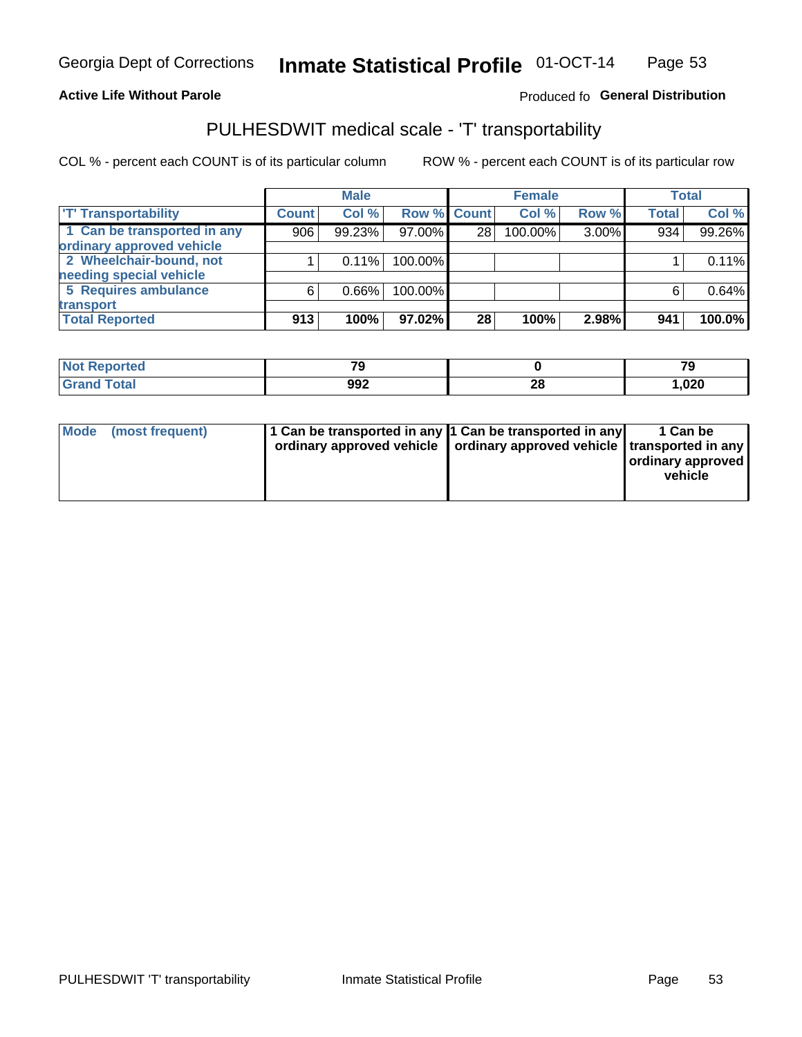Georgia Dept of Corrections **Inmate Statistical Profile** 01-OCT-14

**Active Life Without Parole** Produced fo **General Distribution**

## PULHESDWIT medical scale - 'T' transportability

COL % - percent each COUNT is of its particular column ROW % - percent each COUNT is of its particular row

| | Male | | | Female | | | Total | |
|---|---|---|---|---|---|---|---|---|
| 'T' Transportability | Count | Col % | Row % | Count | Col % | Row % | Total | Col % |
| 1 Can be transported in any ordinary approved vehicle | 906 | 99.23% | 97.00% | 28 | 100.00% | 3.00% | 934 | 99.26% |
| 2 Wheelchair-bound, not needing special vehicle | 1 | 0.11% | 100.00% | | | | 1 | 0.11% |
| 5 Requires ambulance transport | 6 | 0.66% | 100.00% | | | | 6 | 0.64% |
| **Total Reported** | **913** | **100%** | **97.02%** | **28** | **100%** | **2.98%** | **941** | **100.0%** |

| | Male | Female | Total |
|---|---|---|---|
| Not Reported | 79 | 0 | 79 |
| Grand Total | 992 | 28 | 1,020 |

| | Male | Female | Total |
|---|---|---|---|
| Mode (most frequent) | 1 Can be transported in any ordinary approved vehicle | 1 Can be transported in any ordinary approved vehicle | 1 Can be transported in any ordinary approved vehicle |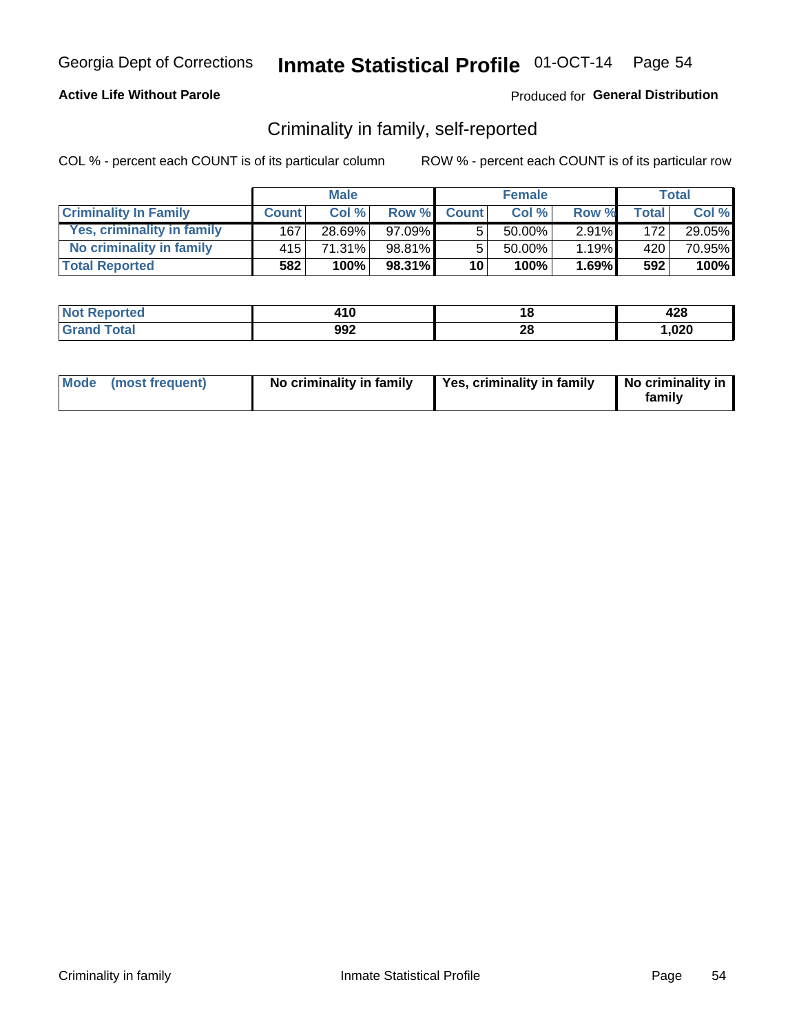Georgia Dept of Corrections **Inmate Statistical Profile** 01-OCT-14

**Active Life Without Parole**

Produced for **General Distribution**

## Criminality in family, self-reported

COL % - percent each COUNT is of its particular column

ROW % - percent each COUNT is of its particular row

| | Male | | | Female | | | Total | |
|---|---|---|---|---|---|---|---|---|
| **Criminality In Family** | **Count** | **Col %** | **Row %** | **Count** | **Col %** | **Row %** | **Total** | **Col %** |
| **Yes, criminality in family** | 167 | 28.69% | 97.09% | 5 | 50.00% | 2.91% | 172 | 29.05% |
| **No criminality in family** | 415 | 71.31% | 98.81% | 5 | 50.00% | 1.19% | 420 | 70.95% |
| **Total Reported** | **582** | **100%** | **98.31%** | **10** | **100%** | **1.69%** | **592** | **100%** |

| | Male | Female | Total |
|---|---|---|---|
| **Not Reported** | **410** | **18** | **428** |
| **Grand Total** | **992** | **28** | **1,020** |

| | Male | Female | Total |
|---|---|---|---|
| **Mode (most frequent)** | **No criminality in family** | **Yes, criminality in family** | **No criminality in family** |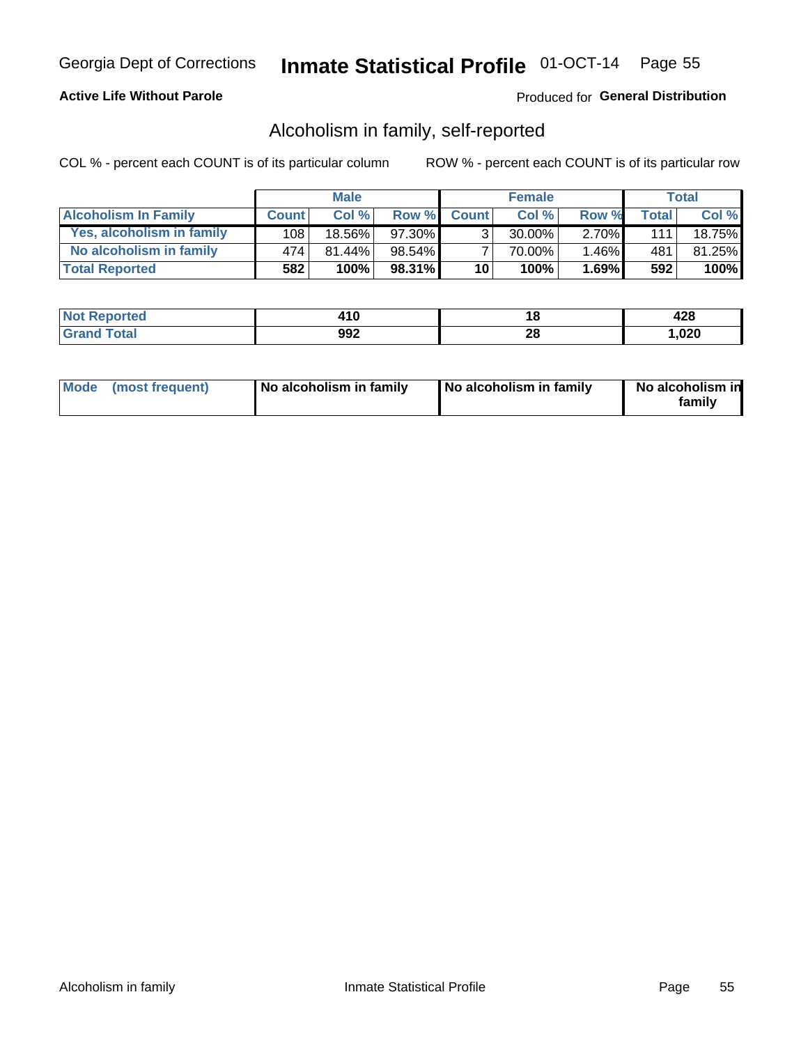Georgia Dept of Corrections **Inmate Statistical Profile** 01-OCT-14

**Active Life Without Parole**

Produced for **General Distribution**

## Alcoholism in family, self-reported

COL % - percent each COUNT is of its particular column

ROW % - percent each COUNT is of its particular row

| | Male | | | Female | | | Total | |
|---|---|---|---|---|---|---|---|---|
| **Alcoholism In Family** | **Count** | **Col %** | **Row %** | **Count** | **Col %** | **Row %** | **Total** | **Col %** |
| **Yes, alcoholism in family** | 108 | 18.56% | 97.30% | 3 | 30.00% | 2.70% | 111 | 18.75% |
| **No alcoholism in family** | 474 | 81.44% | 98.54% | 7 | 70.00% | 1.46% | 481 | 81.25% |
| **Total Reported** | **582** | **100%** | **98.31%** | **10** | **100%** | **1.69%** | **592** | **100%** |

| | Male | Female | Total |
|---|---|---|---|
| **Not Reported** | **410** | **18** | **428** |
| **Grand Total** | **992** | **28** | **1,020** |

| | Male | Female | Total |
|---|---|---|---|
| **Mode (most frequent)** | **No alcoholism in family** | **No alcoholism in family** | **No alcoholism in family** |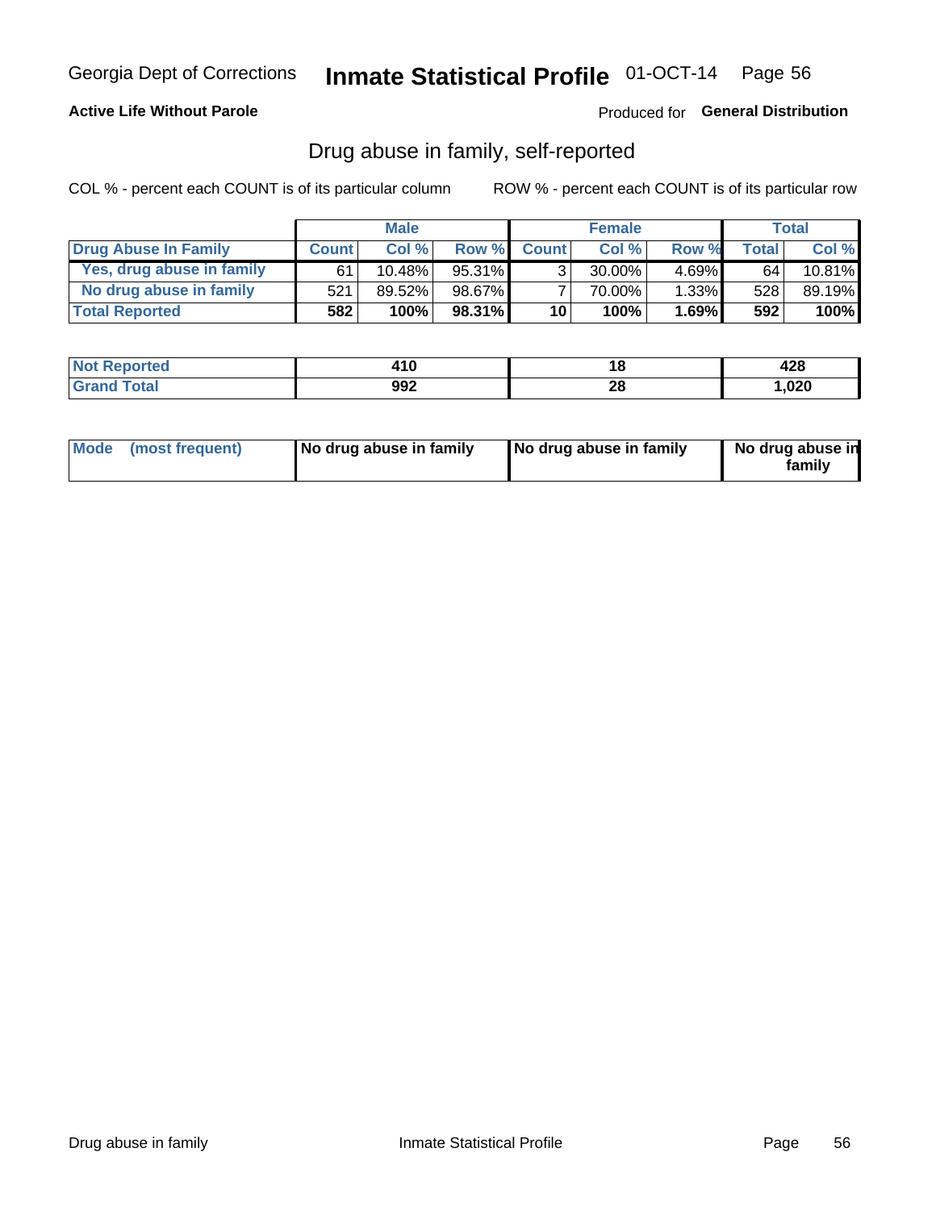Georgia Dept of Corrections **Inmate Statistical Profile** 01-OCT-14

**Active Life Without Parole**

Produced for **General Distribution**

## Drug abuse in family, self-reported

COL % - percent each COUNT is of its particular column

ROW % - percent each COUNT is of its particular row

| | Male | | | Female | | | Total | |
|---|---|---|---|---|---|---|---|---|
| **Drug Abuse In Family** | **Count** | **Col %** | **Row %** | **Count** | **Col %** | **Row %** | **Total** | **Col %** |
| Yes, drug abuse in family | 61 | 10.48% | 95.31% | 3 | 30.00% | 4.69% | 64 | 10.81% |
| No drug abuse in family | 521 | 89.52% | 98.67% | 7 | 70.00% | 1.33% | 528 | 89.19% |
| **Total Reported** | **582** | **100%** | **98.31%** | **10** | **100%** | **1.69%** | **592** | **100%** |

| | Male | Female | Total |
|---|---|---|---|
| **Not Reported** | **410** | **18** | **428** |
| **Grand Total** | **992** | **28** | **1,020** |

| | Male | Female | Total |
|---|---|---|---|
| **Mode (most frequent)** | **No drug abuse in family** | **No drug abuse in family** | **No drug abuse in family** |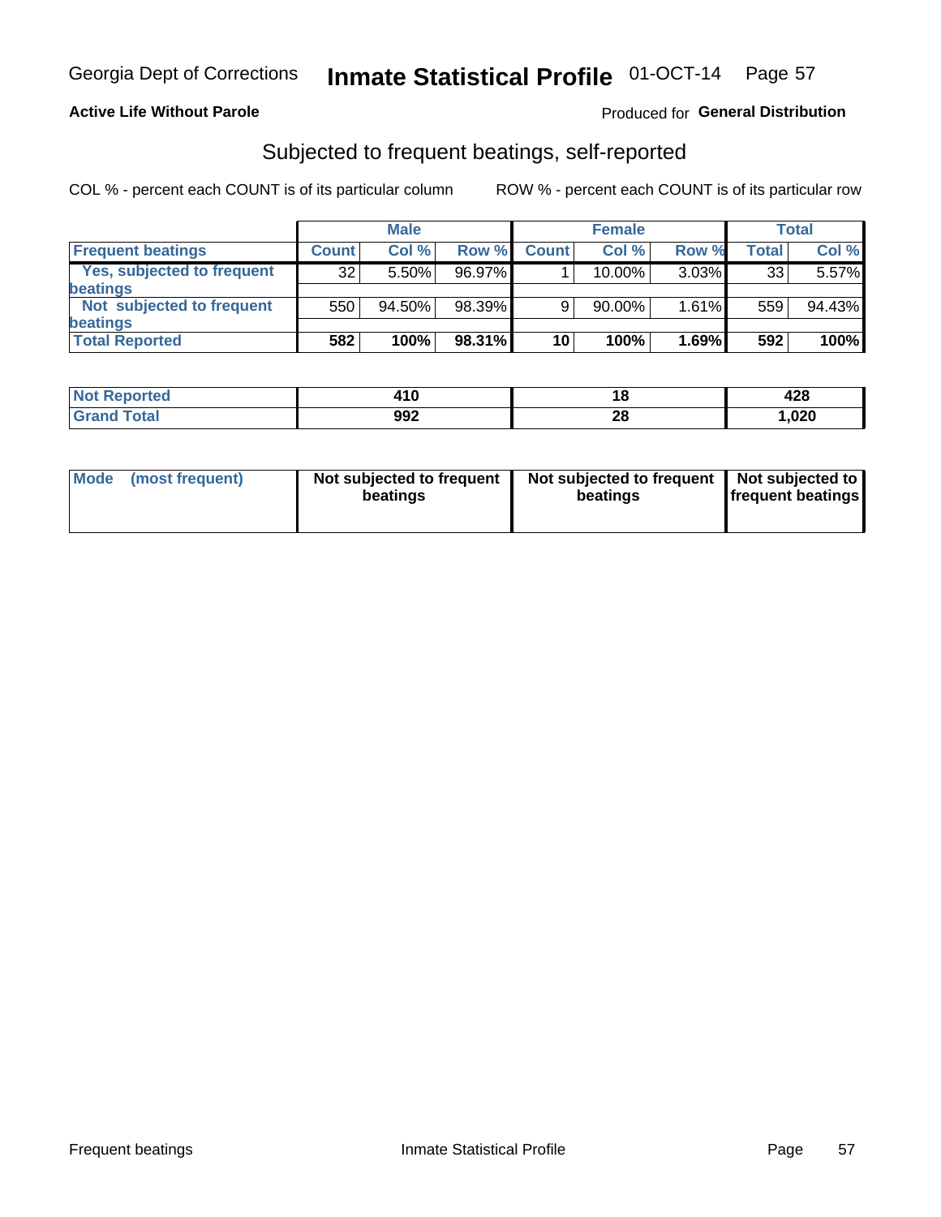Georgia Dept of Corrections **Inmate Statistical Profile** 01-OCT-14

**Active Life Without Parole**

Produced for **General Distribution**

## Subjected to frequent beatings, self-reported

COL % - percent each COUNT is of its particular column

ROW % - percent each COUNT is of its particular row

| | Male | | | Female | | | Total | |
|---|---|---|---|---|---|---|---|---|
| **Frequent beatings** | **Count** | **Col %** | **Row %** | **Count** | **Col %** | **Row %** | **Total** | **Col %** |
| **Yes, subjected to frequent beatings** | 32 | 5.50% | 96.97% | 1 | 10.00% | 3.03% | 33 | 5.57% |
| **Not subjected to frequent beatings** | 550 | 94.50% | 98.39% | 9 | 90.00% | 1.61% | 559 | 94.43% |
| **Total Reported** | **582** | **100%** | **98.31%** | **10** | **100%** | **1.69%** | **592** | **100%** |

| | Male | Female | Total |
|---|---|---|---|
| **Not Reported** | **410** | **18** | **428** |
| **Grand Total** | **992** | **28** | **1,020** |

| | Male | Female | Total |
|---|---|---|---|
| **Mode (most frequent)** | **Not subjected to frequent beatings** | **Not subjected to frequent beatings** | **Not subjected to frequent beatings** |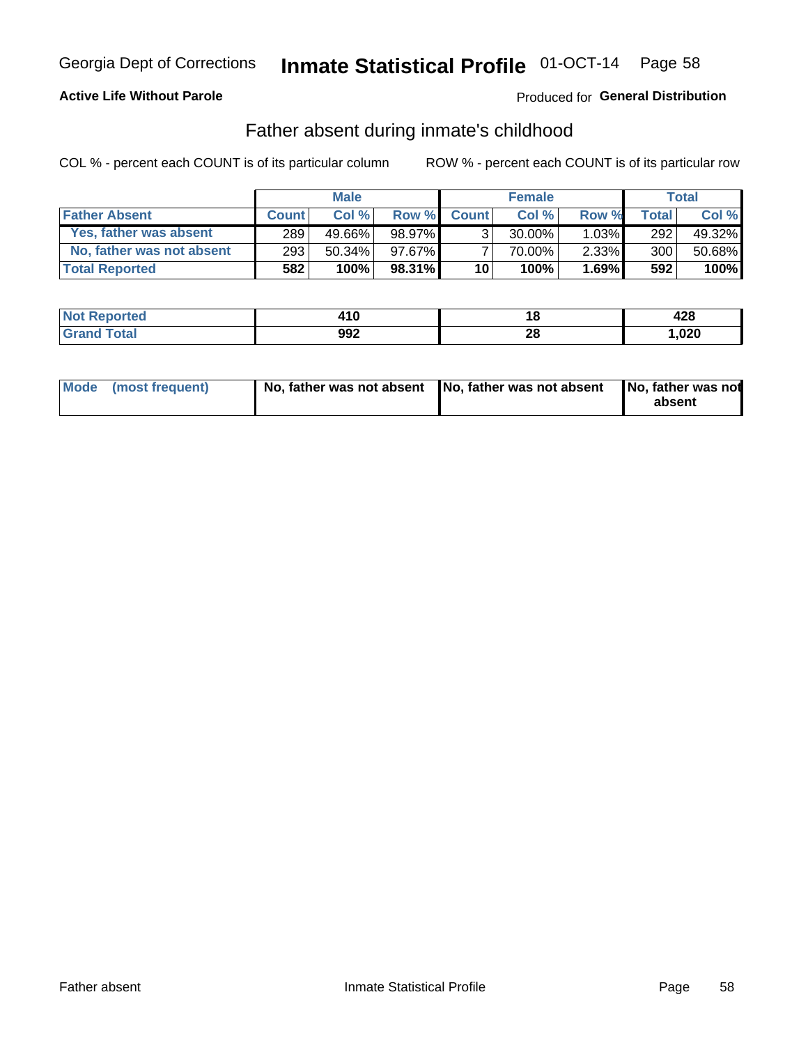Georgia Dept of Corrections **Inmate Statistical Profile** 01-OCT-14

**Active Life Without Parole**

Produced for **General Distribution**

## Father absent during inmate's childhood

COL % - percent each COUNT is of its particular column

ROW % - percent each COUNT is of its particular row

| | Male | | | Female | | | Total | |
|---|---|---|---|---|---|---|---|---|
| **Father Absent** | **Count** | **Col %** | **Row %** | **Count** | **Col %** | **Row %** | **Total** | **Col %** |
| Yes, father was absent | 289 | 49.66% | 98.97% | 3 | 30.00% | 1.03% | 292 | 49.32% |
| No, father was not absent | 293 | 50.34% | 97.67% | 7 | 70.00% | 2.33% | 300 | 50.68% |
| **Total Reported** | **582** | **100%** | **98.31%** | **10** | **100%** | **1.69%** | **592** | **100%** |

| | Male | Female | Total |
|---|---|---|---|
| **Not Reported** | **410** | **18** | **428** |
| **Grand Total** | **992** | **28** | **1,020** |

| | Male | Female | Total |
|---|---|---|---|
| **Mode (most frequent)** | **No, father was not absent** | **No, father was not absent** | **No, father was not absent** |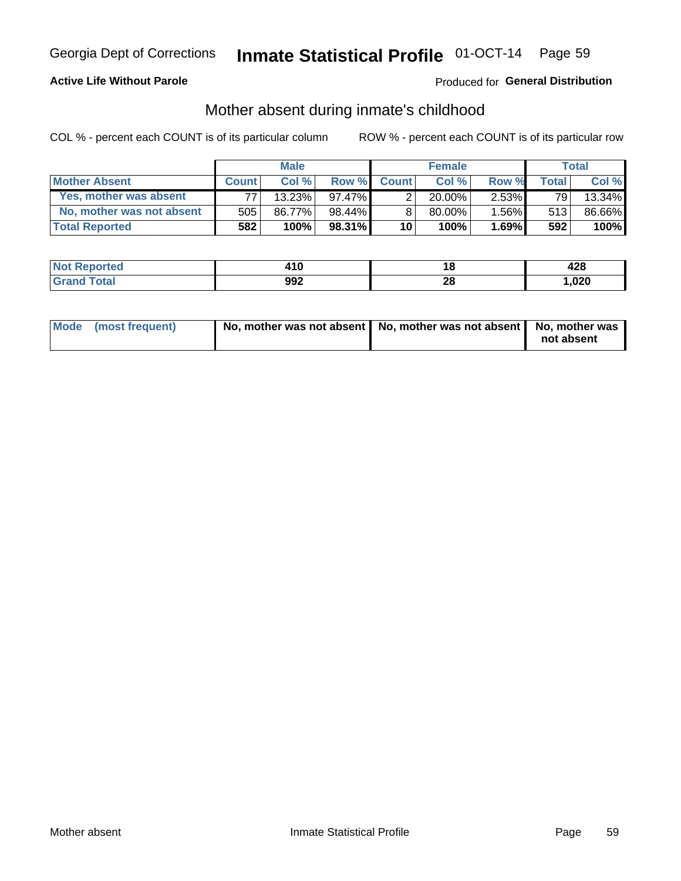Georgia Dept of Corrections **Inmate Statistical Profile** 01-OCT-14

**Active Life Without Parole**

Produced for **General Distribution**

## Mother absent during inmate's childhood

COL % - percent each COUNT is of its particular column

ROW % - percent each COUNT is of its particular row

| | Male | | | Female | | | Total | |
|---|---|---|---|---|---|---|---|---|
| **Mother Absent** | **Count** | **Col %** | **Row %** | **Count** | **Col %** | **Row %** | **Total** | **Col %** |
| **Yes, mother was absent** | 77 | 13.23% | 97.47% | 2 | 20.00% | 2.53% | 79 | 13.34% |
| **No, mother was not absent** | 505 | 86.77% | 98.44% | 8 | 80.00% | 1.56% | 513 | 86.66% |
| **Total Reported** | **582** | **100%** | **98.31%** | **10** | **100%** | **1.69%** | **592** | **100%** |

| | Male | Female | Total |
|---|---|---|---|
| **Not Reported** | **410** | **18** | **428** |
| **Grand Total** | **992** | **28** | **1,020** |

| | Male | Female | Total |
|---|---|---|---|
| **Mode (most frequent)** | **No, mother was not absent** | **No, mother was not absent** | **No, mother was not absent** |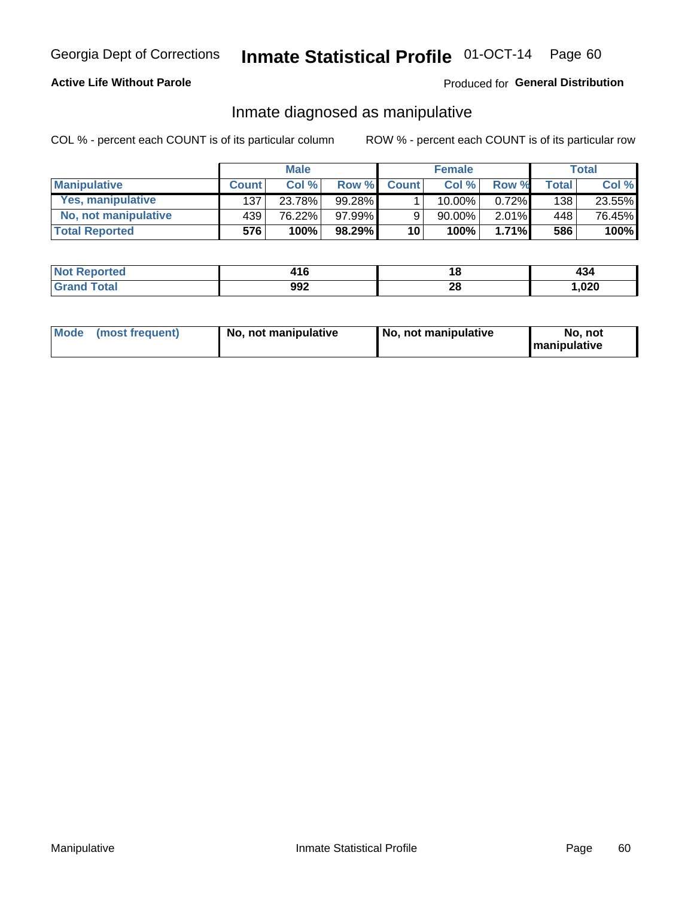Georgia Dept of Corrections **Inmate Statistical Profile** 01-OCT-14

**Active Life Without Parole**

Produced for **General Distribution**

## Inmate diagnosed as manipulative

COL % - percent each COUNT is of its particular column

ROW % - percent each COUNT is of its particular row

| | Male | | | Female | | | Total | |
|---|---|---|---|---|---|---|---|---|
| **Manipulative** | **Count** | **Col %** | **Row %** | **Count** | **Col %** | **Row %** | **Total** | **Col %** |
| **Yes, manipulative** | 137 | 23.78% | 99.28% | 1 | 10.00% | 0.72% | 138 | 23.55% |
| **No, not manipulative** | 439 | 76.22% | 97.99% | 9 | 90.00% | 2.01% | 448 | 76.45% |
| **Total Reported** | **576** | **100%** | **98.29%** | **10** | **100%** | **1.71%** | **586** | **100%** |

| | Male | Female | Total |
|---|---|---|---|
| **Not Reported** | **416** | **18** | **434** |
| **Grand Total** | **992** | **28** | **1,020** |

| | Male | Female | Total |
|---|---|---|---|
| **Mode (most frequent)** | **No, not manipulative** | **No, not manipulative** | **No, not manipulative** |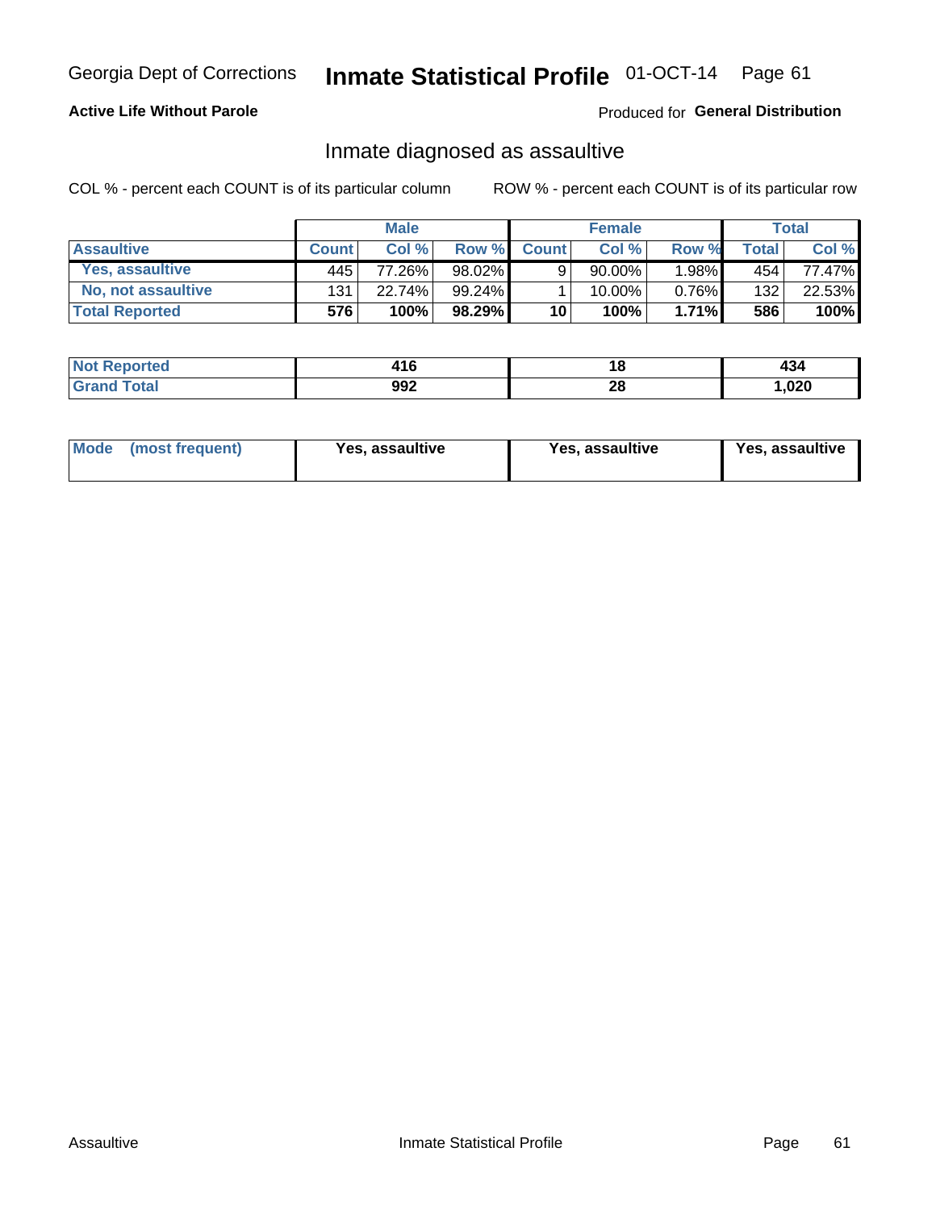Georgia Dept of Corrections **Inmate Statistical Profile** 01-OCT-14

**Active Life Without Parole**

Produced for **General Distribution**

## Inmate diagnosed as assaultive

COL % - percent each COUNT is of its particular column ROW % - percent each COUNT is of its particular row

| | Male | | | Female | | | Total | |
|---|---|---|---|---|---|---|---|---|
| **Assaultive** | **Count** | **Col %** | **Row %** | **Count** | **Col %** | **Row %** | **Total** | **Col %** |
| Yes, assaultive | 445 | 77.26% | 98.02% | 9 | 90.00% | 1.98% | 454 | 77.47% |
| No, not assaultive | 131 | 22.74% | 99.24% | 1 | 10.00% | 0.76% | 132 | 22.53% |
| **Total Reported** | **576** | **100%** | **98.29%** | **10** | **100%** | **1.71%** | **586** | **100%** |

| | Male | Female | Total |
|---|---|---|---|
| **Not Reported** | **416** | **18** | **434** |
| **Grand Total** | **992** | **28** | **1,020** |

| | Male | Female | Total |
|---|---|---|---|
| **Mode (most frequent)** | **Yes, assaultive** | **Yes, assaultive** | **Yes, assaultive** |

Assaultive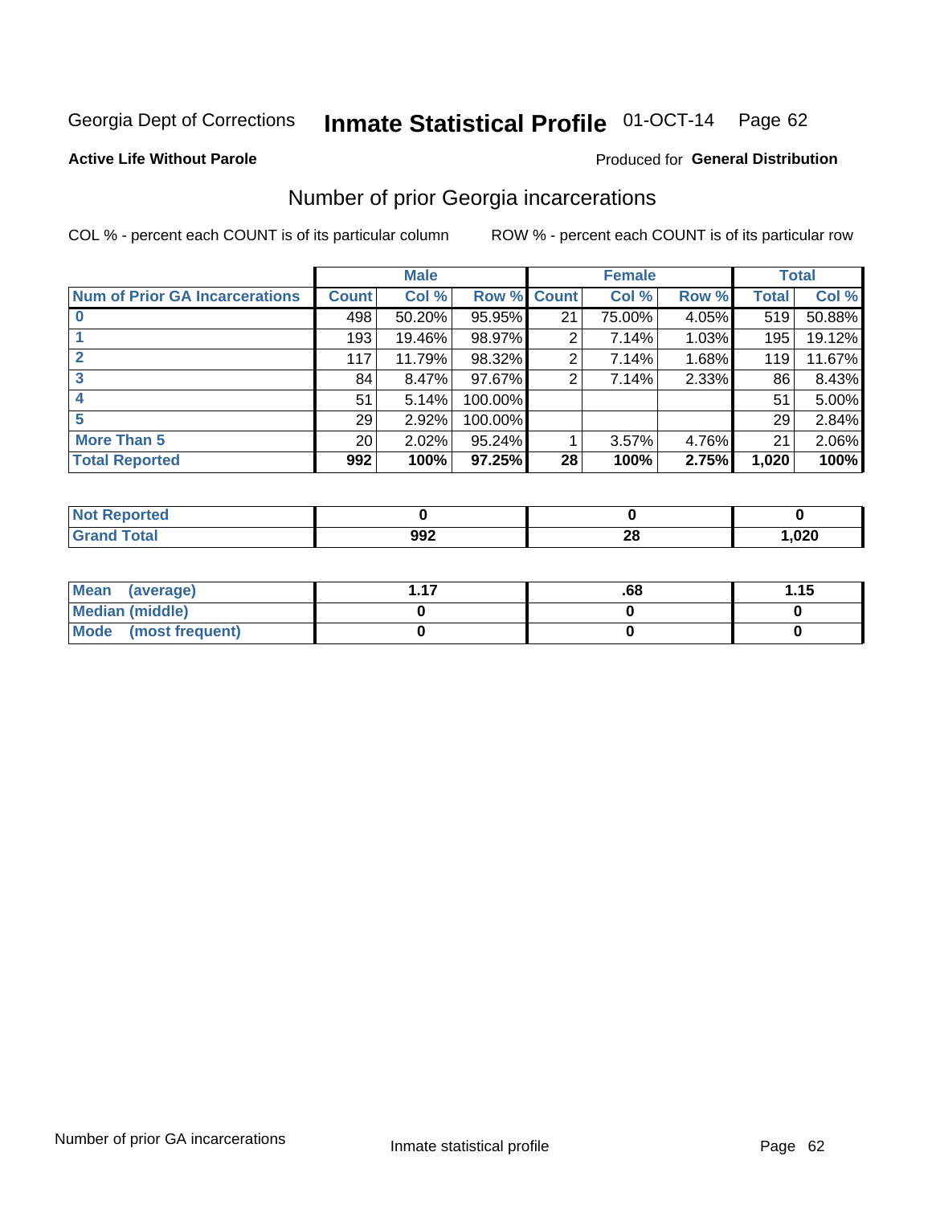Georgia Dept of Corrections **Inmate Statistical Profile** 01-OCT-14

**Active Life Without Parole**

Produced for **General Distribution**

## Number of prior Georgia incarcerations

COL % - percent each COUNT is of its particular column

ROW % - percent each COUNT is of its particular row

| | Male | | | Female | | | Total | |
|---|---|---|---|---|---|---|---|---|
| **Num of Prior GA Incarcerations** | **Count** | **Col %** | **Row %** | **Count** | **Col %** | **Row %** | **Total** | **Col %** |
| **0** | 498 | 50.20% | 95.95% | 21 | 75.00% | 4.05% | 519 | 50.88% |
| **1** | 193 | 19.46% | 98.97% | 2 | 7.14% | 1.03% | 195 | 19.12% |
| **2** | 117 | 11.79% | 98.32% | 2 | 7.14% | 1.68% | 119 | 11.67% |
| **3** | 84 | 8.47% | 97.67% | 2 | 7.14% | 2.33% | 86 | 8.43% |
| **4** | 51 | 5.14% | 100.00% | | | | 51 | 5.00% |
| **5** | 29 | 2.92% | 100.00% | | | | 29 | 2.84% |
| **More Than 5** | 20 | 2.02% | 95.24% | 1 | 3.57% | 4.76% | 21 | 2.06% |
| **Total Reported** | **992** | **100%** | **97.25%** | **28** | **100%** | **2.75%** | **1,020** | **100%** |

| | Male | Female | Total |
|---|---|---|---|
| **Not Reported** | **0** | **0** | **0** |
| **Grand Total** | **992** | **28** | **1,020** |

| | Male | Female | Total |
|---|---|---|---|
| **Mean (average)** | **1.17** | **.68** | **1.15** |
| **Median (middle)** | **0** | **0** | **0** |
| **Mode (most frequent)** | **0** | **0** | **0** |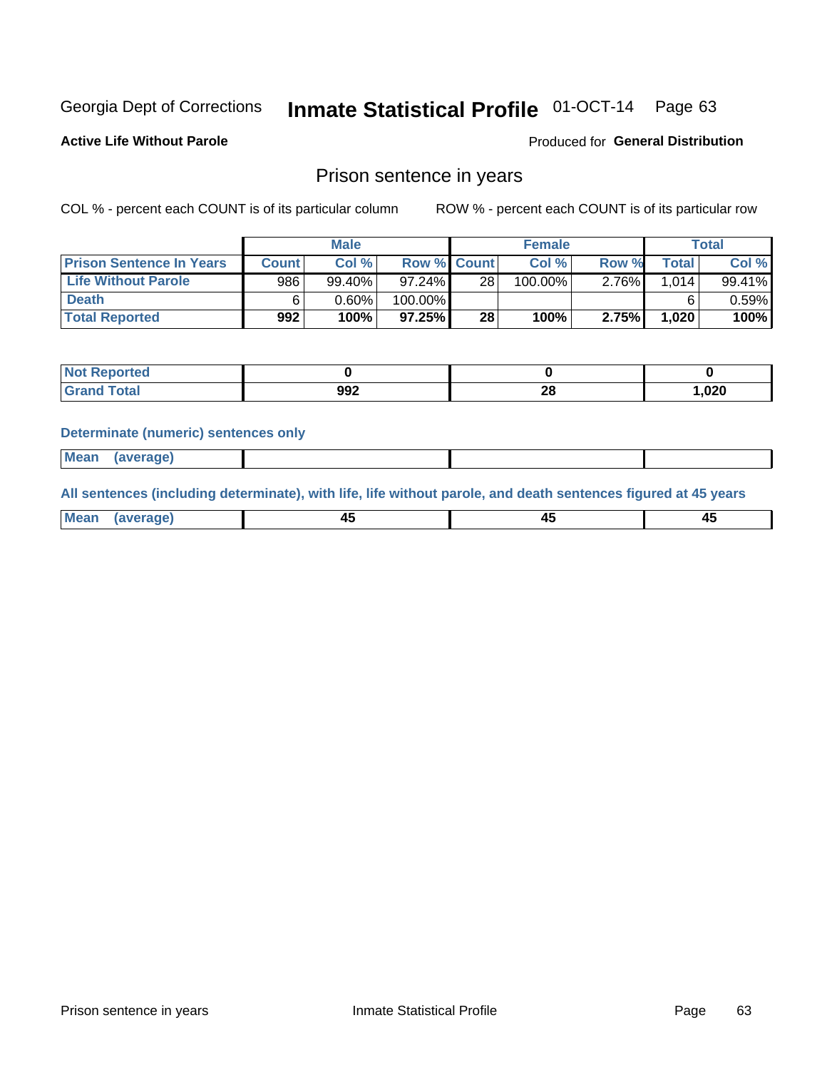Georgia Dept of Corrections **Inmate Statistical Profile** 01-OCT-14

**Active Life Without Parole**

Produced for **General Distribution**

## Prison sentence in years

COL % - percent each COUNT is of its particular column

ROW % - percent each COUNT is of its particular row

| | Male | | | Female | | | Total | |
|---|---|---|---|---|---|---|---|---|
| **Prison Sentence In Years** | **Count** | **Col %** | **Row %** | **Count** | **Col %** | **Row %** | **Total** | **Col %** |
| **Life Without Parole** | 986 | 99.40% | 97.24% | 28 | 100.00% | 2.76% | 1,014 | 99.41% |
| **Death** | 6 | 0.60% | 100.00% | | | | 6 | 0.59% |
| **Total Reported** | **992** | **100%** | **97.25%** | **28** | **100%** | **2.75%** | **1,020** | **100%** |

| | Male | Female | Total |
|---|---|---|---|
| **Not Reported** | **0** | **0** | **0** |
| **Grand Total** | **992** | **28** | **1,020** |

**Determinate (numeric) sentences only**

| | Male | Female | Total |
|---|---|---|---|
| **Mean (average)** | | | |

**All sentences (including determinate), with life, life without parole, and death sentences figured at 45 years**

| | Male | Female | Total |
|---|---|---|---|
| **Mean (average)** | **45** | **45** | **45** |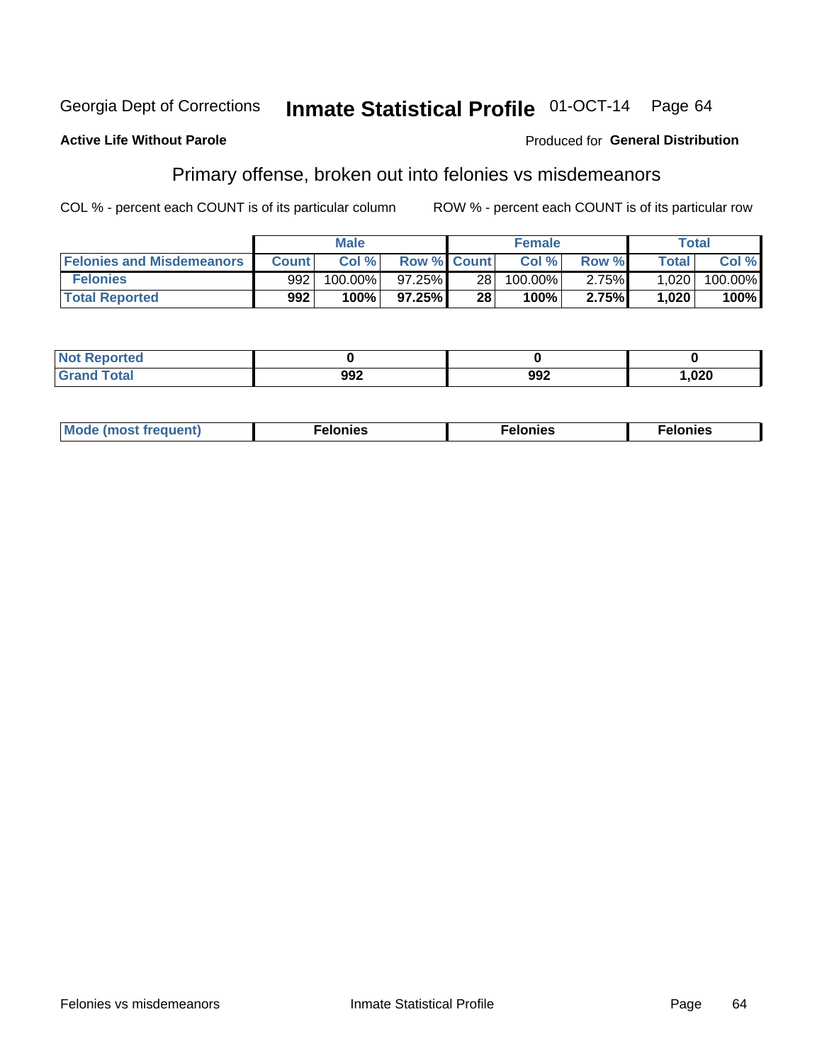Georgia Dept of Corrections **Inmate Statistical Profile** 01-OCT-14

**Active Life Without Parole**

Produced for **General Distribution**

## Primary offense, broken out into felonies vs misdemeanors

COL % - percent each COUNT is of its particular column

ROW % - percent each COUNT is of its particular row

| | Male | | | Female | | | Total | |
|---|---|---|---|---|---|---|---|---|
| Felonies and Misdemeanors | Count | Col % | Row % | Count | Col % | Row % | Total | Col % |
| Felonies | 992 | 100.00% | 97.25% | 28 | 100.00% | 2.75% | 1,020 | 100.00% |
| **Total Reported** | **992** | **100%** | **97.25%** | **28** | **100%** | **2.75%** | **1,020** | **100%** |

| | Male | Female | Total |
|---|---|---|---|
| Not Reported | 0 | 0 | 0 |
| Grand Total | 992 | 992 | 1,020 |

| | Male | Female | Total |
|---|---|---|---|
| Mode (most frequent) | Felonies | Felonies | Felonies |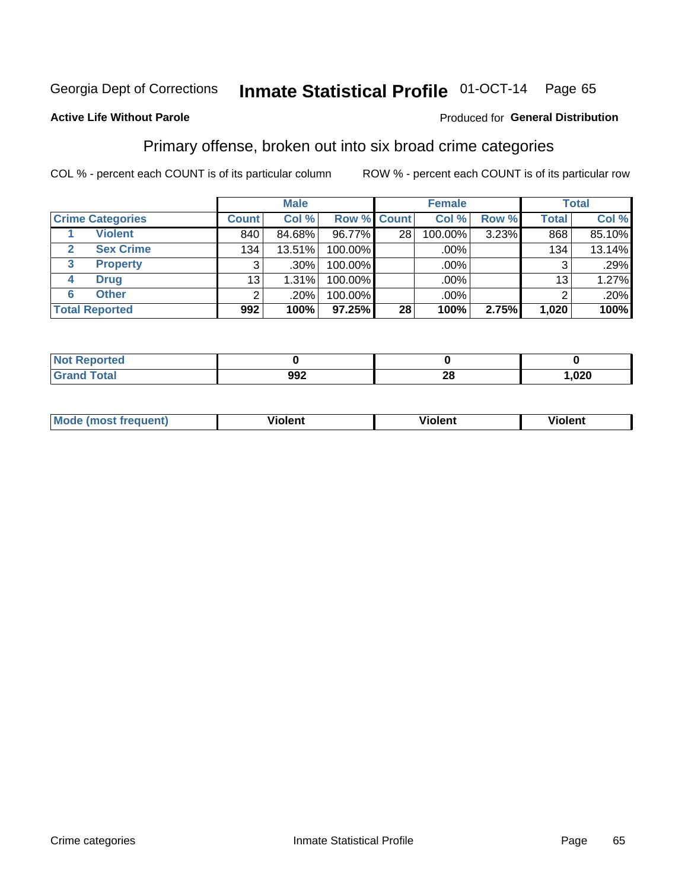Georgia Dept of Corrections **Inmate Statistical Profile** 01-OCT-14

**Active Life Without Parole**

Produced for **General Distribution**

## Primary offense, broken out into six broad crime categories

COL % - percent each COUNT is of its particular column

ROW % - percent each COUNT is of its particular row

| | | Male | | | Female | | | Total | |
|---|---|---|---|---|---|---|---|---|---|
| **Crime Categories** | | **Count** | **Col %** | **Row %** | **Count** | **Col %** | **Row %** | **Total** | **Col %** |
| 1 | Violent | 840 | 84.68% | 96.77% | 28 | 100.00% | 3.23% | 868 | 85.10% |
| 2 | Sex Crime | 134 | 13.51% | 100.00% | | .00% | | 134 | 13.14% |
| 3 | Property | 3 | .30% | 100.00% | | .00% | | 3 | .29% |
| 4 | Drug | 13 | 1.31% | 100.00% | | .00% | | 13 | 1.27% |
| 6 | Other | 2 | .20% | 100.00% | | .00% | | 2 | .20% |
| **Total Reported** | | **992** | **100%** | **97.25%** | **28** | **100%** | **2.75%** | **1,020** | **100%** |

| | Male | Female | Total |
|---|---|---|---|
| **Not Reported** | **0** | **0** | **0** |
| **Grand Total** | **992** | **28** | **1,020** |

| | Male | Female | Total |
|---|---|---|---|
| **Mode (most frequent)** | **Violent** | **Violent** | **Violent** |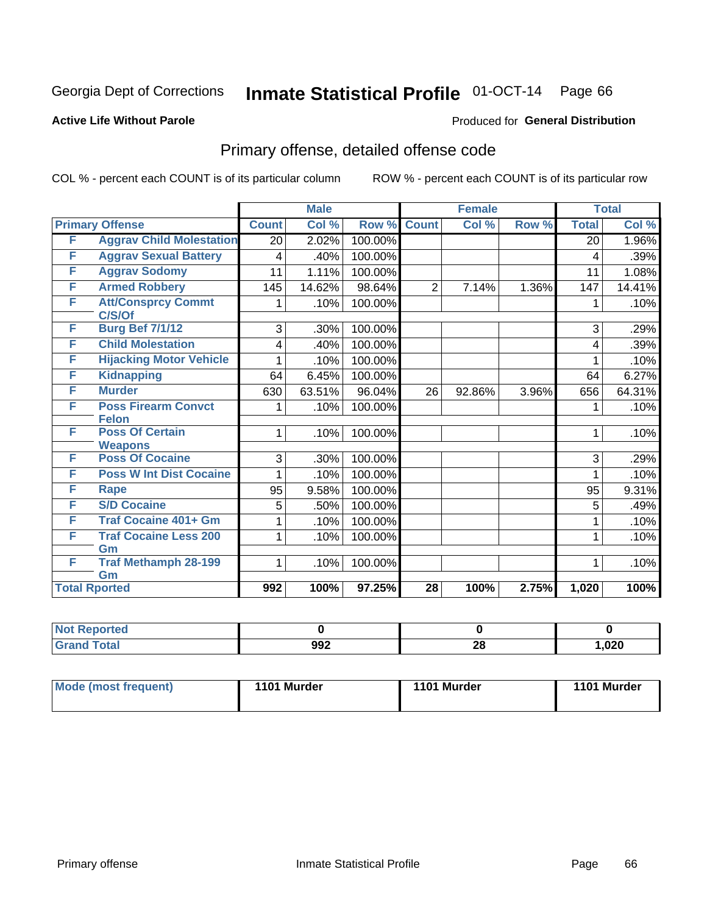Georgia Dept of Corrections **Inmate Statistical Profile** 01-OCT-14

**Active Life Without Parole**

Produced for **General Distribution**

## Primary offense, detailed offense code

COL % - percent each COUNT is of its particular column

ROW % - percent each COUNT is of its particular row

| Primary Offense | | Male | | | Female | | | Total | |
|---|---|---|---|---|---|---|---|---|---|
| | | Count | Col % | Row % | Count | Col % | Row % | Total | Col % |
| F | Aggrav Child Molestation | 20 | 2.02% | 100.00% | | | | 20 | 1.96% |
| F | Aggrav Sexual Battery | 4 | .40% | 100.00% | | | | 4 | .39% |
| F | Aggrav Sodomy | 11 | 1.11% | 100.00% | | | | 11 | 1.08% |
| F | Armed Robbery | 145 | 14.62% | 98.64% | 2 | 7.14% | 1.36% | 147 | 14.41% |
| F | Att/Consprcy Commt C/S/Of | 1 | .10% | 100.00% | | | | 1 | .10% |
| F | Burg Bef 7/1/12 | 3 | .30% | 100.00% | | | | 3 | .29% |
| F | Child Molestation | 4 | .40% | 100.00% | | | | 4 | .39% |
| F | Hijacking Motor Vehicle | 1 | .10% | 100.00% | | | | 1 | .10% |
| F | Kidnapping | 64 | 6.45% | 100.00% | | | | 64 | 6.27% |
| F | Murder | 630 | 63.51% | 96.04% | 26 | 92.86% | 3.96% | 656 | 64.31% |
| F | Poss Firearm Convct Felon | 1 | .10% | 100.00% | | | | 1 | .10% |
| F | Poss Of Certain Weapons | 1 | .10% | 100.00% | | | | 1 | .10% |
| F | Poss Of Cocaine | 3 | .30% | 100.00% | | | | 3 | .29% |
| F | Poss W Int Dist Cocaine | 1 | .10% | 100.00% | | | | 1 | .10% |
| F | Rape | 95 | 9.58% | 100.00% | | | | 95 | 9.31% |
| F | S/D Cocaine | 5 | .50% | 100.00% | | | | 5 | .49% |
| F | Traf Cocaine 401+ Gm | 1 | .10% | 100.00% | | | | 1 | .10% |
| F | Traf Cocaine Less 200 Gm | 1 | .10% | 100.00% | | | | 1 | .10% |
| F | Traf Methamph 28-199 Gm | 1 | .10% | 100.00% | | | | 1 | .10% |
| **Total Rported** | | **992** | **100%** | **97.25%** | **28** | **100%** | **2.75%** | **1,020** | **100%** |

| | Male | Female | Total |
|---|---|---|---|
| Not Reported | 0 | 0 | 0 |
| Grand Total | 992 | 28 | 1,020 |

| | Male | Female | Total |
|---|---|---|---|
| Mode (most frequent) | 1101 Murder | 1101 Murder | 1101 Murder |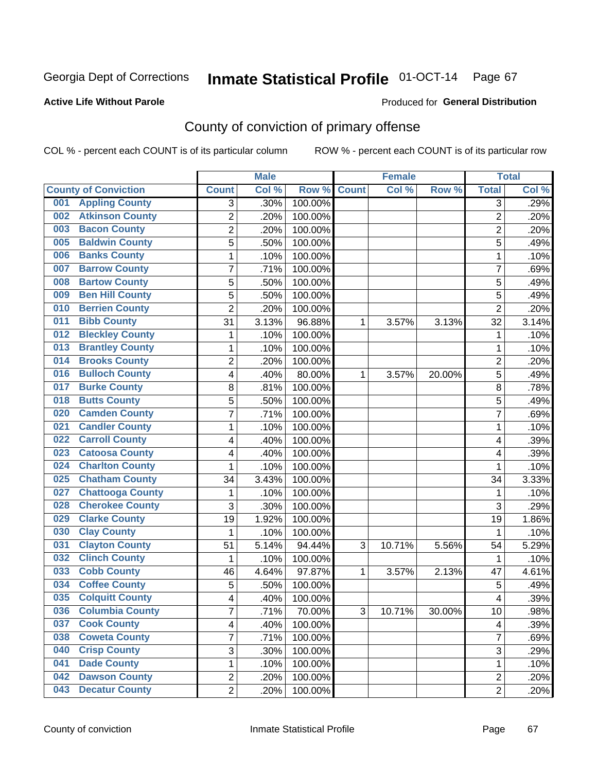Georgia Dept of Corrections **Inmate Statistical Profile** 01-OCT-14

**Active Life Without Parole**

Produced for **General Distribution**

## County of conviction of primary offense

COL % - percent each COUNT is of its particular column ROW % - percent each COUNT is of its particular row

| County of Conviction | Male | | | Female | | | Total | |
|---|---|---|---|---|---|---|---|---|
| | Count | Col % | Row % | Count | Col % | Row % | Total | Col % |
| 001 Appling County | 3 | .30% | 100.00% | | | | 3 | .29% |
| 002 Atkinson County | 2 | .20% | 100.00% | | | | 2 | .20% |
| 003 Bacon County | 2 | .20% | 100.00% | | | | 2 | .20% |
| 005 Baldwin County | 5 | .50% | 100.00% | | | | 5 | .49% |
| 006 Banks County | 1 | .10% | 100.00% | | | | 1 | .10% |
| 007 Barrow County | 7 | .71% | 100.00% | | | | 7 | .69% |
| 008 Bartow County | 5 | .50% | 100.00% | | | | 5 | .49% |
| 009 Ben Hill County | 5 | .50% | 100.00% | | | | 5 | .49% |
| 010 Berrien County | 2 | .20% | 100.00% | | | | 2 | .20% |
| 011 Bibb County | 31 | 3.13% | 96.88% | 1 | 3.57% | 3.13% | 32 | 3.14% |
| 012 Bleckley County | 1 | .10% | 100.00% | | | | 1 | .10% |
| 013 Brantley County | 1 | .10% | 100.00% | | | | 1 | .10% |
| 014 Brooks County | 2 | .20% | 100.00% | | | | 2 | .20% |
| 016 Bulloch County | 4 | .40% | 80.00% | 1 | 3.57% | 20.00% | 5 | .49% |
| 017 Burke County | 8 | .81% | 100.00% | | | | 8 | .78% |
| 018 Butts County | 5 | .50% | 100.00% | | | | 5 | .49% |
| 020 Camden County | 7 | .71% | 100.00% | | | | 7 | .69% |
| 021 Candler County | 1 | .10% | 100.00% | | | | 1 | .10% |
| 022 Carroll County | 4 | .40% | 100.00% | | | | 4 | .39% |
| 023 Catoosa County | 4 | .40% | 100.00% | | | | 4 | .39% |
| 024 Charlton County | 1 | .10% | 100.00% | | | | 1 | .10% |
| 025 Chatham County | 34 | 3.43% | 100.00% | | | | 34 | 3.33% |
| 027 Chattooga County | 1 | .10% | 100.00% | | | | 1 | .10% |
| 028 Cherokee County | 3 | .30% | 100.00% | | | | 3 | .29% |
| 029 Clarke County | 19 | 1.92% | 100.00% | | | | 19 | 1.86% |
| 030 Clay County | 1 | .10% | 100.00% | | | | 1 | .10% |
| 031 Clayton County | 51 | 5.14% | 94.44% | 3 | 10.71% | 5.56% | 54 | 5.29% |
| 032 Clinch County | 1 | .10% | 100.00% | | | | 1 | .10% |
| 033 Cobb County | 46 | 4.64% | 97.87% | 1 | 3.57% | 2.13% | 47 | 4.61% |
| 034 Coffee County | 5 | .50% | 100.00% | | | | 5 | .49% |
| 035 Colquitt County | 4 | .40% | 100.00% | | | | 4 | .39% |
| 036 Columbia County | 7 | .71% | 70.00% | 3 | 10.71% | 30.00% | 10 | .98% |
| 037 Cook County | 4 | .40% | 100.00% | | | | 4 | .39% |
| 038 Coweta County | 7 | .71% | 100.00% | | | | 7 | .69% |
| 040 Crisp County | 3 | .30% | 100.00% | | | | 3 | .29% |
| 041 Dade County | 1 | .10% | 100.00% | | | | 1 | .10% |
| 042 Dawson County | 2 | .20% | 100.00% | | | | 2 | .20% |
| 043 Decatur County | 2 | .20% | 100.00% | | | | 2 | .20% |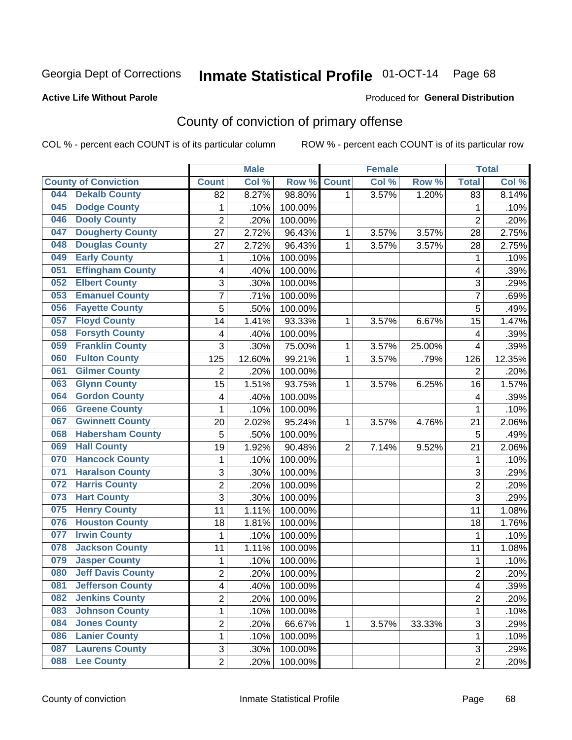Georgia Dept of Corrections **Inmate Statistical Profile** 01-OCT-14

**Active Life Without Parole**

Produced for **General Distribution**

## County of conviction of primary offense

COL % - percent each COUNT is of its particular column ROW % - percent each COUNT is of its particular row

| County of Conviction | Male | | | Female | | | Total | |
|---|---|---|---|---|---|---|---|---|
| | Count | Col % | Row % | Count | Col % | Row % | Total | Col % |
| 044 Dekalb County | 82 | 8.27% | 98.80% | 1 | 3.57% | 1.20% | 83 | 8.14% |
| 045 Dodge County | 1 | .10% | 100.00% | | | | 1 | .10% |
| 046 Dooly County | 2 | .20% | 100.00% | | | | 2 | .20% |
| 047 Dougherty County | 27 | 2.72% | 96.43% | 1 | 3.57% | 3.57% | 28 | 2.75% |
| 048 Douglas County | 27 | 2.72% | 96.43% | 1 | 3.57% | 3.57% | 28 | 2.75% |
| 049 Early County | 1 | .10% | 100.00% | | | | 1 | .10% |
| 051 Effingham County | 4 | .40% | 100.00% | | | | 4 | .39% |
| 052 Elbert County | 3 | .30% | 100.00% | | | | 3 | .29% |
| 053 Emanuel County | 7 | .71% | 100.00% | | | | 7 | .69% |
| 056 Fayette County | 5 | .50% | 100.00% | | | | 5 | .49% |
| 057 Floyd County | 14 | 1.41% | 93.33% | 1 | 3.57% | 6.67% | 15 | 1.47% |
| 058 Forsyth County | 4 | .40% | 100.00% | | | | 4 | .39% |
| 059 Franklin County | 3 | .30% | 75.00% | 1 | 3.57% | 25.00% | 4 | .39% |
| 060 Fulton County | 125 | 12.60% | 99.21% | 1 | 3.57% | .79% | 126 | 12.35% |
| 061 Gilmer County | 2 | .20% | 100.00% | | | | 2 | .20% |
| 063 Glynn County | 15 | 1.51% | 93.75% | 1 | 3.57% | 6.25% | 16 | 1.57% |
| 064 Gordon County | 4 | .40% | 100.00% | | | | 4 | .39% |
| 066 Greene County | 1 | .10% | 100.00% | | | | 1 | .10% |
| 067 Gwinnett County | 20 | 2.02% | 95.24% | 1 | 3.57% | 4.76% | 21 | 2.06% |
| 068 Habersham County | 5 | .50% | 100.00% | | | | 5 | .49% |
| 069 Hall County | 19 | 1.92% | 90.48% | 2 | 7.14% | 9.52% | 21 | 2.06% |
| 070 Hancock County | 1 | .10% | 100.00% | | | | 1 | .10% |
| 071 Haralson County | 3 | .30% | 100.00% | | | | 3 | .29% |
| 072 Harris County | 2 | .20% | 100.00% | | | | 2 | .20% |
| 073 Hart County | 3 | .30% | 100.00% | | | | 3 | .29% |
| 075 Henry County | 11 | 1.11% | 100.00% | | | | 11 | 1.08% |
| 076 Houston County | 18 | 1.81% | 100.00% | | | | 18 | 1.76% |
| 077 Irwin County | 1 | .10% | 100.00% | | | | 1 | .10% |
| 078 Jackson County | 11 | 1.11% | 100.00% | | | | 11 | 1.08% |
| 079 Jasper County | 1 | .10% | 100.00% | | | | 1 | .10% |
| 080 Jeff Davis County | 2 | .20% | 100.00% | | | | 2 | .20% |
| 081 Jefferson County | 4 | .40% | 100.00% | | | | 4 | .39% |
| 082 Jenkins County | 2 | .20% | 100.00% | | | | 2 | .20% |
| 083 Johnson County | 1 | .10% | 100.00% | | | | 1 | .10% |
| 084 Jones County | 2 | .20% | 66.67% | 1 | 3.57% | 33.33% | 3 | .29% |
| 086 Lanier County | 1 | .10% | 100.00% | | | | 1 | .10% |
| 087 Laurens County | 3 | .30% | 100.00% | | | | 3 | .29% |
| 088 Lee County | 2 | .20% | 100.00% | | | | 2 | .20% |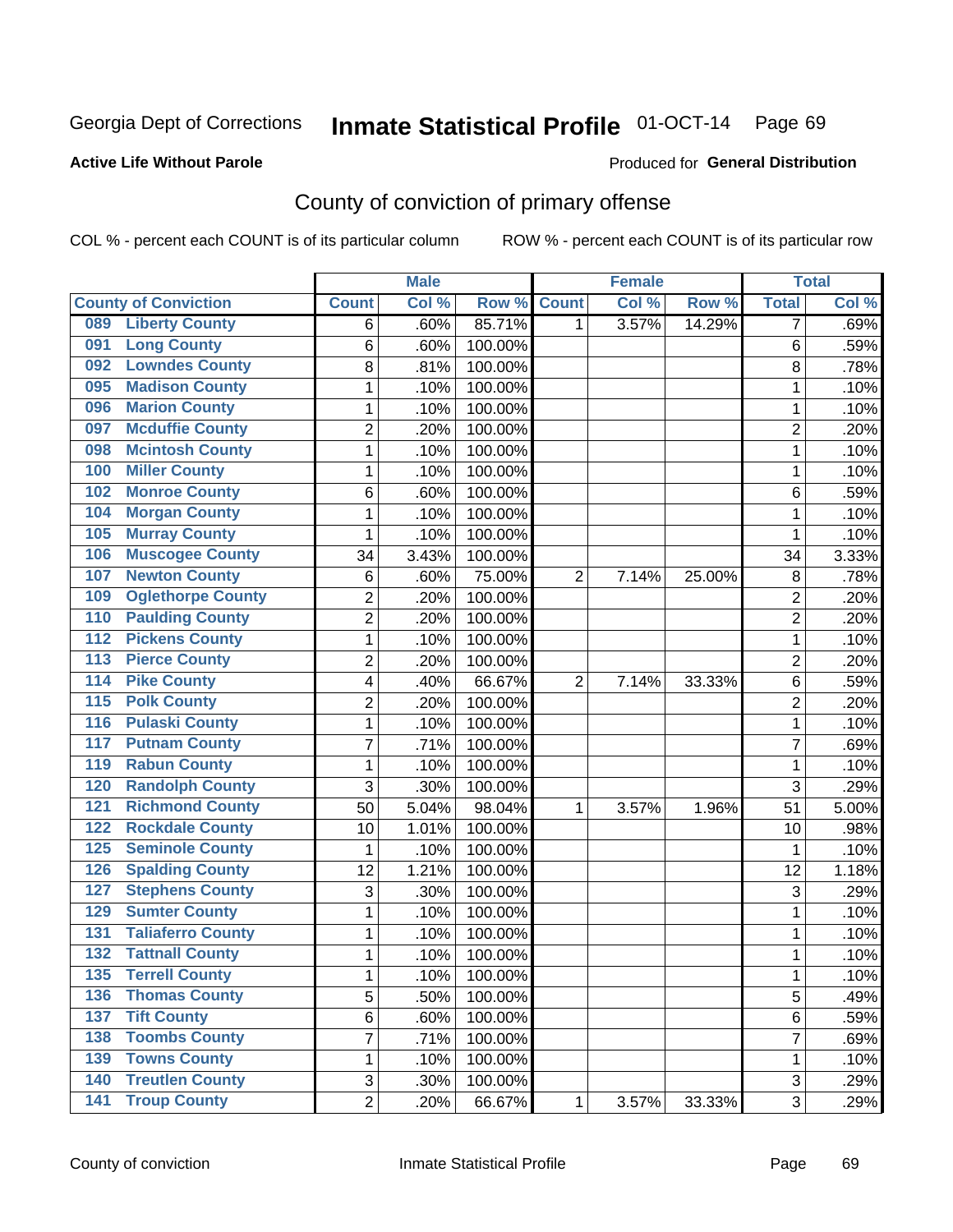Georgia Dept of Corrections **Inmate Statistical Profile** 01-OCT-14

**Active Life Without Parole**

Produced for **General Distribution**

## County of conviction of primary offense

COL % - percent each COUNT is of its particular column ROW % - percent each COUNT is of its particular row

| County of Conviction | Male | | | Female | | | Total | |
|---|---|---|---|---|---|---|---|---|
| | Count | Col % | Row % | Count | Col % | Row % | Total | Col % |
| 089 Liberty County | 6 | .60% | 85.71% | 1 | 3.57% | 14.29% | 7 | .69% |
| 091 Long County | 6 | .60% | 100.00% | | | | 6 | .59% |
| 092 Lowndes County | 8 | .81% | 100.00% | | | | 8 | .78% |
| 095 Madison County | 1 | .10% | 100.00% | | | | 1 | .10% |
| 096 Marion County | 1 | .10% | 100.00% | | | | 1 | .10% |
| 097 Mcduffie County | 2 | .20% | 100.00% | | | | 2 | .20% |
| 098 Mcintosh County | 1 | .10% | 100.00% | | | | 1 | .10% |
| 100 Miller County | 1 | .10% | 100.00% | | | | 1 | .10% |
| 102 Monroe County | 6 | .60% | 100.00% | | | | 6 | .59% |
| 104 Morgan County | 1 | .10% | 100.00% | | | | 1 | .10% |
| 105 Murray County | 1 | .10% | 100.00% | | | | 1 | .10% |
| 106 Muscogee County | 34 | 3.43% | 100.00% | | | | 34 | 3.33% |
| 107 Newton County | 6 | .60% | 75.00% | 2 | 7.14% | 25.00% | 8 | .78% |
| 109 Oglethorpe County | 2 | .20% | 100.00% | | | | 2 | .20% |
| 110 Paulding County | 2 | .20% | 100.00% | | | | 2 | .20% |
| 112 Pickens County | 1 | .10% | 100.00% | | | | 1 | .10% |
| 113 Pierce County | 2 | .20% | 100.00% | | | | 2 | .20% |
| 114 Pike County | 4 | .40% | 66.67% | 2 | 7.14% | 33.33% | 6 | .59% |
| 115 Polk County | 2 | .20% | 100.00% | | | | 2 | .20% |
| 116 Pulaski County | 1 | .10% | 100.00% | | | | 1 | .10% |
| 117 Putnam County | 7 | .71% | 100.00% | | | | 7 | .69% |
| 119 Rabun County | 1 | .10% | 100.00% | | | | 1 | .10% |
| 120 Randolph County | 3 | .30% | 100.00% | | | | 3 | .29% |
| 121 Richmond County | 50 | 5.04% | 98.04% | 1 | 3.57% | 1.96% | 51 | 5.00% |
| 122 Rockdale County | 10 | 1.01% | 100.00% | | | | 10 | .98% |
| 125 Seminole County | 1 | .10% | 100.00% | | | | 1 | .10% |
| 126 Spalding County | 12 | 1.21% | 100.00% | | | | 12 | 1.18% |
| 127 Stephens County | 3 | .30% | 100.00% | | | | 3 | .29% |
| 129 Sumter County | 1 | .10% | 100.00% | | | | 1 | .10% |
| 131 Taliaferro County | 1 | .10% | 100.00% | | | | 1 | .10% |
| 132 Tattnall County | 1 | .10% | 100.00% | | | | 1 | .10% |
| 135 Terrell County | 1 | .10% | 100.00% | | | | 1 | .10% |
| 136 Thomas County | 5 | .50% | 100.00% | | | | 5 | .49% |
| 137 Tift County | 6 | .60% | 100.00% | | | | 6 | .59% |
| 138 Toombs County | 7 | .71% | 100.00% | | | | 7 | .69% |
| 139 Towns County | 1 | .10% | 100.00% | | | | 1 | .10% |
| 140 Treutlen County | 3 | .30% | 100.00% | | | | 3 | .29% |
| 141 Troup County | 2 | .20% | 66.67% | 1 | 3.57% | 33.33% | 3 | .29% |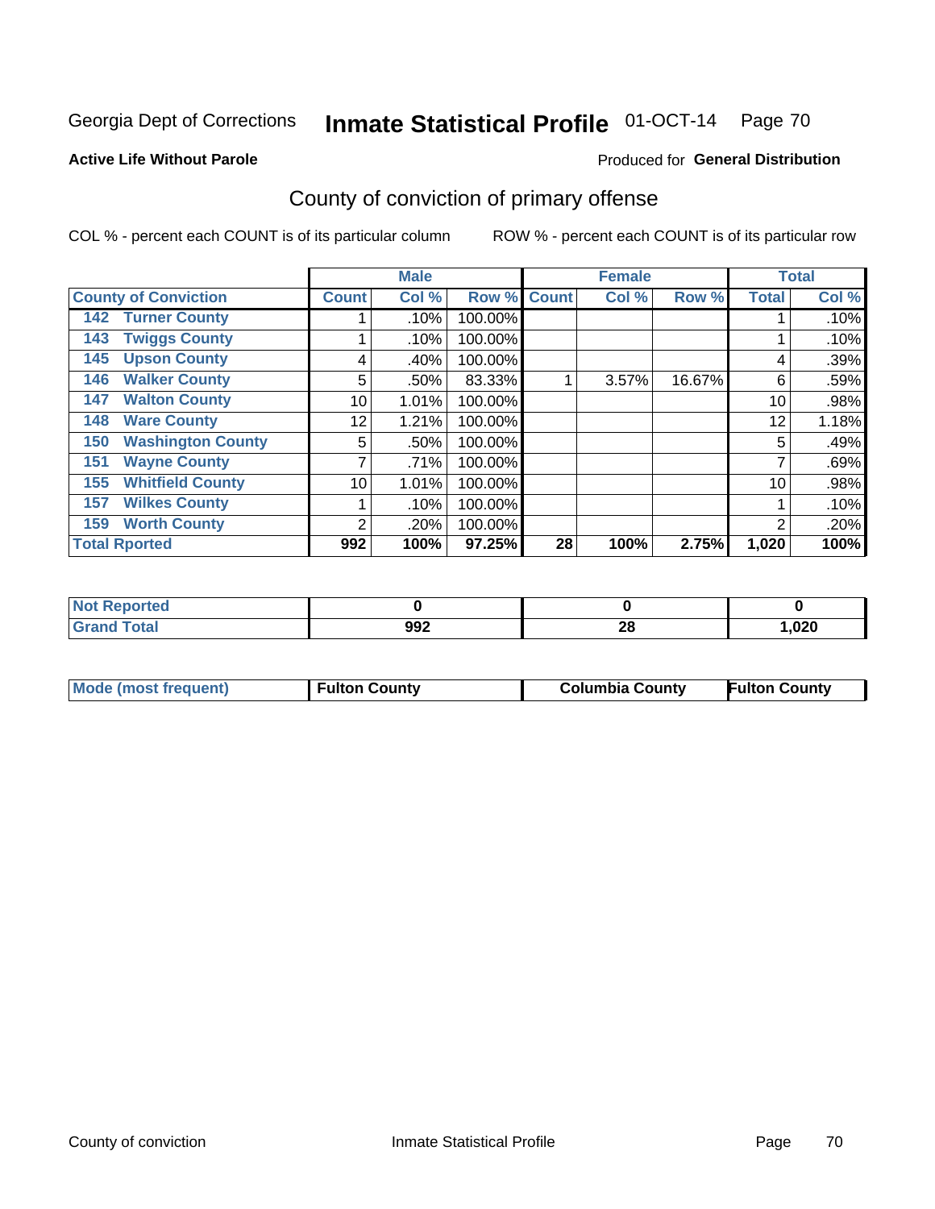Georgia Dept of Corrections **Inmate Statistical Profile** 01-OCT-14

**Active Life Without Parole**

Produced for **General Distribution**

## County of conviction of primary offense

COL % - percent each COUNT is of its particular column ROW % - percent each COUNT is of its particular row

| County of Conviction | Male | | | Female | | | Total | |
|---|---|---|---|---|---|---|---|---|
| | Count | Col % | Row % | Count | Col % | Row % | Total | Col % |
| 142 Turner County | 1 | .10% | 100.00% | | | | 1 | .10% |
| 143 Twiggs County | 1 | .10% | 100.00% | | | | 1 | .10% |
| 145 Upson County | 4 | .40% | 100.00% | | | | 4 | .39% |
| 146 Walker County | 5 | .50% | 83.33% | 1 | 3.57% | 16.67% | 6 | .59% |
| 147 Walton County | 10 | 1.01% | 100.00% | | | | 10 | .98% |
| 148 Ware County | 12 | 1.21% | 100.00% | | | | 12 | 1.18% |
| 150 Washington County | 5 | .50% | 100.00% | | | | 5 | .49% |
| 151 Wayne County | 7 | .71% | 100.00% | | | | 7 | .69% |
| 155 Whitfield County | 10 | 1.01% | 100.00% | | | | 10 | .98% |
| 157 Wilkes County | 1 | .10% | 100.00% | | | | 1 | .10% |
| 159 Worth County | 2 | .20% | 100.00% | | | | 2 | .20% |
| **Total Rported** | **992** | **100%** | **97.25%** | **28** | **100%** | **2.75%** | **1,020** | **100%** |

| | Male | Female | Total |
|---|---|---|---|
| Not Reported | 0 | 0 | 0 |
| Grand Total | 992 | 28 | 1,020 |

| | Male | Female | Total |
|---|---|---|---|
| Mode (most frequent) | Fulton County | Columbia County | Fulton County |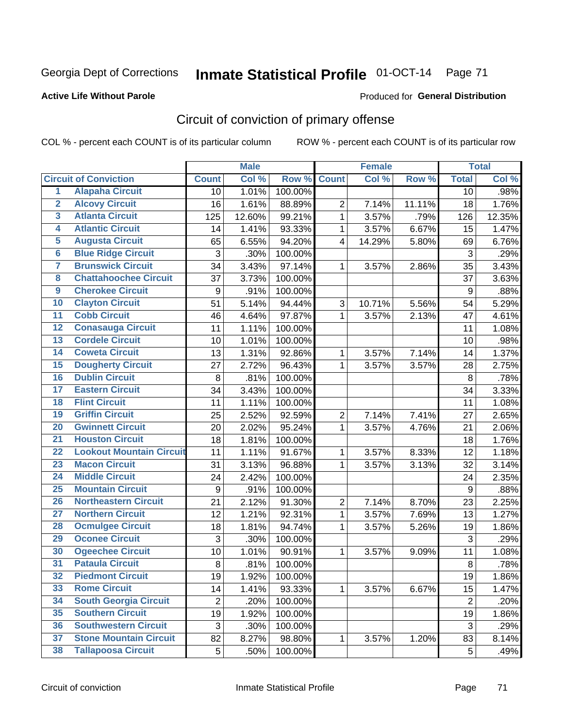Georgia Dept of Corrections **Inmate Statistical Profile** 01-OCT-14 Page 71

**Active Life Without Parole**

Produced for **General Distribution**

## Circuit of conviction of primary offense

COL % - percent each COUNT is of its particular column ROW % - percent each COUNT is of its particular row

| | | Male | | | Female | | | Total | |
|---|---|---|---|---|---|---|---|---|---|
| | Circuit of Conviction | Count | Col % | Row % | Count | Col % | Row % | Total | Col % |
| 1 | Alapaha Circuit | 10 | 1.01% | 100.00% | | | | 10 | .98% |
| 2 | Alcovy Circuit | 16 | 1.61% | 88.89% | 2 | 7.14% | 11.11% | 18 | 1.76% |
| 3 | Atlanta Circuit | 125 | 12.60% | 99.21% | 1 | 3.57% | .79% | 126 | 12.35% |
| 4 | Atlantic Circuit | 14 | 1.41% | 93.33% | 1 | 3.57% | 6.67% | 15 | 1.47% |
| 5 | Augusta Circuit | 65 | 6.55% | 94.20% | 4 | 14.29% | 5.80% | 69 | 6.76% |
| 6 | Blue Ridge Circuit | 3 | .30% | 100.00% | | | | 3 | .29% |
| 7 | Brunswick Circuit | 34 | 3.43% | 97.14% | 1 | 3.57% | 2.86% | 35 | 3.43% |
| 8 | Chattahoochee Circuit | 37 | 3.73% | 100.00% | | | | 37 | 3.63% |
| 9 | Cherokee Circuit | 9 | .91% | 100.00% | | | | 9 | .88% |
| 10 | Clayton Circuit | 51 | 5.14% | 94.44% | 3 | 10.71% | 5.56% | 54 | 5.29% |
| 11 | Cobb Circuit | 46 | 4.64% | 97.87% | 1 | 3.57% | 2.13% | 47 | 4.61% |
| 12 | Conasauga Circuit | 11 | 1.11% | 100.00% | | | | 11 | 1.08% |
| 13 | Cordele Circuit | 10 | 1.01% | 100.00% | | | | 10 | .98% |
| 14 | Coweta Circuit | 13 | 1.31% | 92.86% | 1 | 3.57% | 7.14% | 14 | 1.37% |
| 15 | Dougherty Circuit | 27 | 2.72% | 96.43% | 1 | 3.57% | 3.57% | 28 | 2.75% |
| 16 | Dublin Circuit | 8 | .81% | 100.00% | | | | 8 | .78% |
| 17 | Eastern Circuit | 34 | 3.43% | 100.00% | | | | 34 | 3.33% |
| 18 | Flint Circuit | 11 | 1.11% | 100.00% | | | | 11 | 1.08% |
| 19 | Griffin Circuit | 25 | 2.52% | 92.59% | 2 | 7.14% | 7.41% | 27 | 2.65% |
| 20 | Gwinnett Circuit | 20 | 2.02% | 95.24% | 1 | 3.57% | 4.76% | 21 | 2.06% |
| 21 | Houston Circuit | 18 | 1.81% | 100.00% | | | | 18 | 1.76% |
| 22 | Lookout Mountain Circuit | 11 | 1.11% | 91.67% | 1 | 3.57% | 8.33% | 12 | 1.18% |
| 23 | Macon Circuit | 31 | 3.13% | 96.88% | 1 | 3.57% | 3.13% | 32 | 3.14% |
| 24 | Middle Circuit | 24 | 2.42% | 100.00% | | | | 24 | 2.35% |
| 25 | Mountain Circuit | 9 | .91% | 100.00% | | | | 9 | .88% |
| 26 | Northeastern Circuit | 21 | 2.12% | 91.30% | 2 | 7.14% | 8.70% | 23 | 2.25% |
| 27 | Northern Circuit | 12 | 1.21% | 92.31% | 1 | 3.57% | 7.69% | 13 | 1.27% |
| 28 | Ocmulgee Circuit | 18 | 1.81% | 94.74% | 1 | 3.57% | 5.26% | 19 | 1.86% |
| 29 | Oconee Circuit | 3 | .30% | 100.00% | | | | 3 | .29% |
| 30 | Ogeechee Circuit | 10 | 1.01% | 90.91% | 1 | 3.57% | 9.09% | 11 | 1.08% |
| 31 | Pataula Circuit | 8 | .81% | 100.00% | | | | 8 | .78% |
| 32 | Piedmont Circuit | 19 | 1.92% | 100.00% | | | | 19 | 1.86% |
| 33 | Rome Circuit | 14 | 1.41% | 93.33% | 1 | 3.57% | 6.67% | 15 | 1.47% |
| 34 | South Georgia Circuit | 2 | .20% | 100.00% | | | | 2 | .20% |
| 35 | Southern Circuit | 19 | 1.92% | 100.00% | | | | 19 | 1.86% |
| 36 | Southwestern Circuit | 3 | .30% | 100.00% | | | | 3 | .29% |
| 37 | Stone Mountain Circuit | 82 | 8.27% | 98.80% | 1 | 3.57% | 1.20% | 83 | 8.14% |
| 38 | Tallapoosa Circuit | 5 | .50% | 100.00% | | | | 5 | .49% |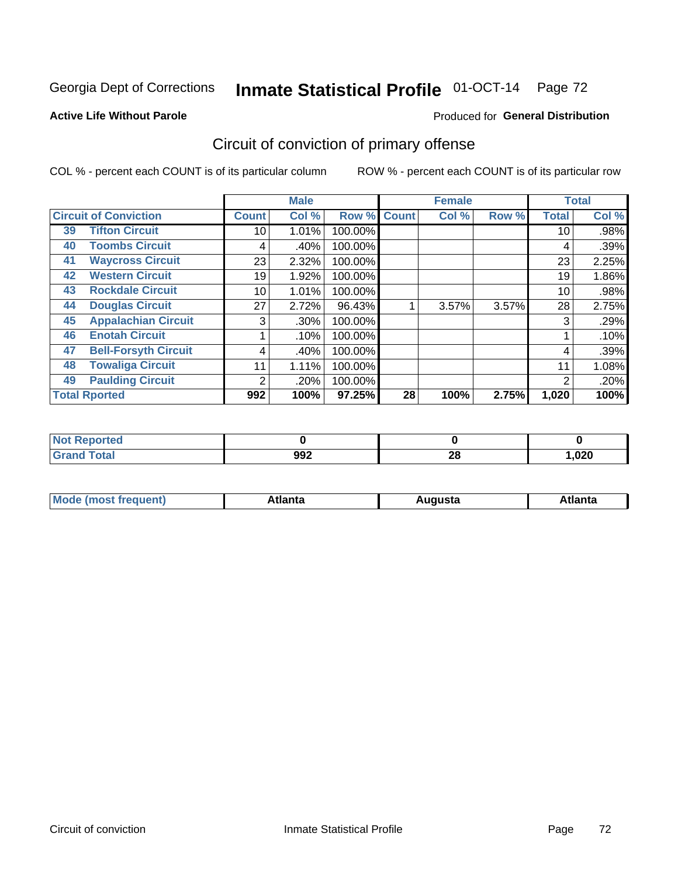Georgia Dept of Corrections

# Inmate Statistical Profile 01-OCT-14

**Active Life Without Parole**

Produced for **General Distribution**

## Circuit of conviction of primary offense

COL % - percent each COUNT is of its particular column

ROW % - percent each COUNT is of its particular row

| Circuit of Conviction | | Male | | | Female | | | Total | |
|---|---|---|---|---|---|---|---|---|---|
| | | Count | Col % | Row % | Count | Col % | Row % | Total | Col % |
| 39 | Tifton Circuit | 10 | 1.01% | 100.00% | | | | 10 | .98% |
| 40 | Toombs Circuit | 4 | .40% | 100.00% | | | | 4 | .39% |
| 41 | Waycross Circuit | 23 | 2.32% | 100.00% | | | | 23 | 2.25% |
| 42 | Western Circuit | 19 | 1.92% | 100.00% | | | | 19 | 1.86% |
| 43 | Rockdale Circuit | 10 | 1.01% | 100.00% | | | | 10 | .98% |
| 44 | Douglas Circuit | 27 | 2.72% | 96.43% | 1 | 3.57% | 3.57% | 28 | 2.75% |
| 45 | Appalachian Circuit | 3 | .30% | 100.00% | | | | 3 | .29% |
| 46 | Enotah Circuit | 1 | .10% | 100.00% | | | | 1 | .10% |
| 47 | Bell-Forsyth Circuit | 4 | .40% | 100.00% | | | | 4 | .39% |
| 48 | Towaliga Circuit | 11 | 1.11% | 100.00% | | | | 11 | 1.08% |
| 49 | Paulding Circuit | 2 | .20% | 100.00% | | | | 2 | .20% |
| **Total Rported** | | **992** | **100%** | **97.25%** | **28** | **100%** | **2.75%** | **1,020** | **100%** |

| | Male | Female | Total |
|---|---|---|---|
| Not Reported | 0 | 0 | 0 |
| Grand Total | 992 | 28 | 1,020 |

| | Male | Female | Total |
|---|---|---|---|
| Mode (most frequent) | Atlanta | Augusta | Atlanta |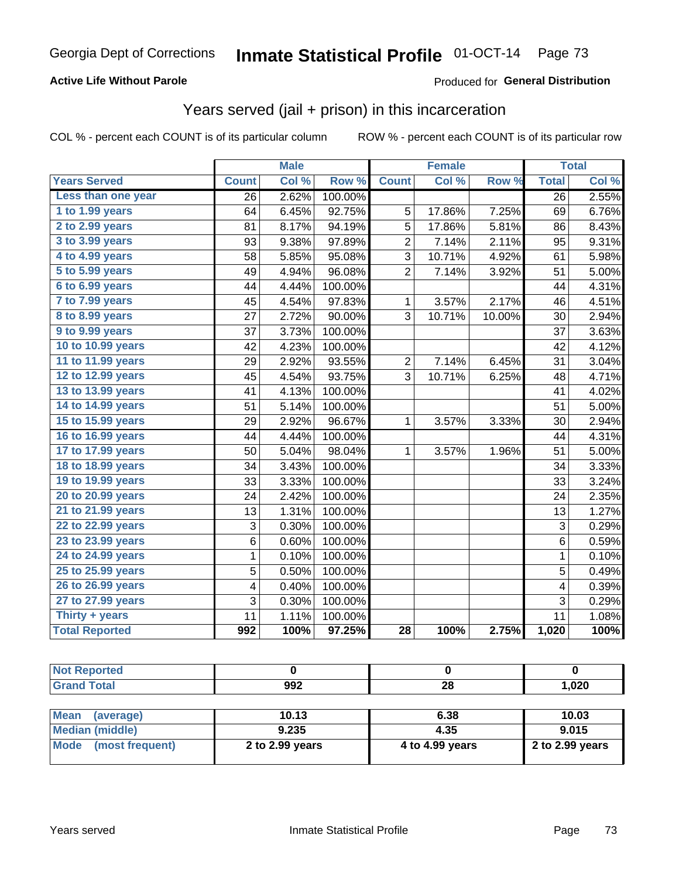Georgia Dept of Corrections **Inmate Statistical Profile** 01-OCT-14

**Active Life Without Parole**

Produced for **General Distribution**

## Years served (jail + prison) in this incarceration

COL % - percent each COUNT is of its particular column     ROW % - percent each COUNT is of its particular row

| | Male | | | Female | | | Total | |
|---|---|---|---|---|---|---|---|---|
| **Years Served** | **Count** | **Col %** | **Row %** | **Count** | **Col %** | **Row %** | **Total** | **Col %** |
| Less than one year | 26 | 2.62% | 100.00% | | | | 26 | 2.55% |
| 1 to 1.99 years | 64 | 6.45% | 92.75% | 5 | 17.86% | 7.25% | 69 | 6.76% |
| 2 to 2.99 years | 81 | 8.17% | 94.19% | 5 | 17.86% | 5.81% | 86 | 8.43% |
| 3 to 3.99 years | 93 | 9.38% | 97.89% | 2 | 7.14% | 2.11% | 95 | 9.31% |
| 4 to 4.99 years | 58 | 5.85% | 95.08% | 3 | 10.71% | 4.92% | 61 | 5.98% |
| 5 to 5.99 years | 49 | 4.94% | 96.08% | 2 | 7.14% | 3.92% | 51 | 5.00% |
| 6 to 6.99 years | 44 | 4.44% | 100.00% | | | | 44 | 4.31% |
| 7 to 7.99 years | 45 | 4.54% | 97.83% | 1 | 3.57% | 2.17% | 46 | 4.51% |
| 8 to 8.99 years | 27 | 2.72% | 90.00% | 3 | 10.71% | 10.00% | 30 | 2.94% |
| 9 to 9.99 years | 37 | 3.73% | 100.00% | | | | 37 | 3.63% |
| 10 to 10.99 years | 42 | 4.23% | 100.00% | | | | 42 | 4.12% |
| 11 to 11.99 years | 29 | 2.92% | 93.55% | 2 | 7.14% | 6.45% | 31 | 3.04% |
| 12 to 12.99 years | 45 | 4.54% | 93.75% | 3 | 10.71% | 6.25% | 48 | 4.71% |
| 13 to 13.99 years | 41 | 4.13% | 100.00% | | | | 41 | 4.02% |
| 14 to 14.99 years | 51 | 5.14% | 100.00% | | | | 51 | 5.00% |
| 15 to 15.99 years | 29 | 2.92% | 96.67% | 1 | 3.57% | 3.33% | 30 | 2.94% |
| 16 to 16.99 years | 44 | 4.44% | 100.00% | | | | 44 | 4.31% |
| 17 to 17.99 years | 50 | 5.04% | 98.04% | 1 | 3.57% | 1.96% | 51 | 5.00% |
| 18 to 18.99 years | 34 | 3.43% | 100.00% | | | | 34 | 3.33% |
| 19 to 19.99 years | 33 | 3.33% | 100.00% | | | | 33 | 3.24% |
| 20 to 20.99 years | 24 | 2.42% | 100.00% | | | | 24 | 2.35% |
| 21 to 21.99 years | 13 | 1.31% | 100.00% | | | | 13 | 1.27% |
| 22 to 22.99 years | 3 | 0.30% | 100.00% | | | | 3 | 0.29% |
| 23 to 23.99 years | 6 | 0.60% | 100.00% | | | | 6 | 0.59% |
| 24 to 24.99 years | 1 | 0.10% | 100.00% | | | | 1 | 0.10% |
| 25 to 25.99 years | 5 | 0.50% | 100.00% | | | | 5 | 0.49% |
| 26 to 26.99 years | 4 | 0.40% | 100.00% | | | | 4 | 0.39% |
| 27 to 27.99 years | 3 | 0.30% | 100.00% | | | | 3 | 0.29% |
| Thirty + years | 11 | 1.11% | 100.00% | | | | 11 | 1.08% |
| **Total Reported** | **992** | **100%** | **97.25%** | **28** | **100%** | **2.75%** | **1,020** | **100%** |

| | Male | Female | Total |
|---|---|---|---|
| Not Reported | 0 | 0 | 0 |
| Grand Total | 992 | 28 | 1,020 |

| | Male | Female | Total |
|---|---|---|---|
| Mean (average) | 10.13 | 6.38 | 10.03 |
| Median (middle) | 9.235 | 4.35 | 9.015 |
| Mode (most frequent) | 2 to 2.99 years | 4 to 4.99 years | 2 to 2.99 years |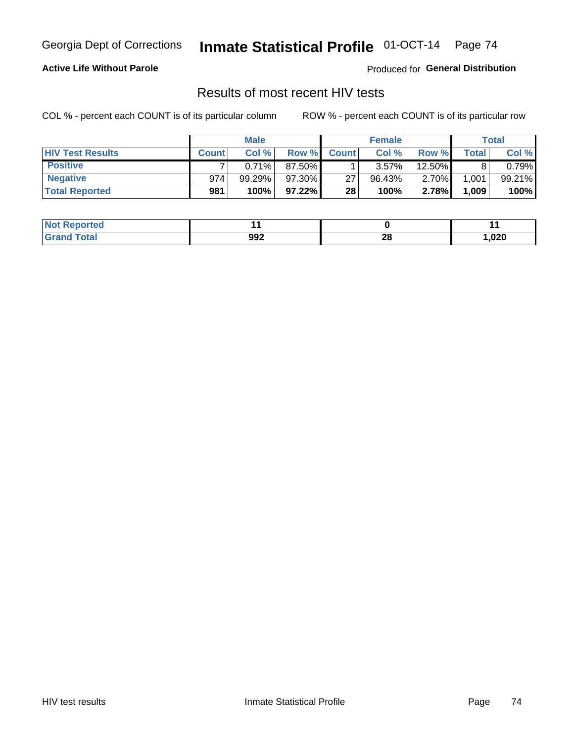Georgia Dept of Corrections **Inmate Statistical Profile** 01-OCT-14

**Active Life Without Parole**

Produced for **General Distribution**

## Results of most recent HIV tests

COL % - percent each COUNT is of its particular column     ROW % - percent each COUNT is of its particular row

| | Male | | | Female | | | Total | |
|---|---|---|---|---|---|---|---|---|
| **HIV Test Results** | **Count** | **Col %** | **Row %** | **Count** | **Col %** | **Row %** | **Total** | **Col %** |
| **Positive** | 7 | 0.71% | 87.50% | 1 | 3.57% | 12.50% | 8 | 0.79% |
| **Negative** | 974 | 99.29% | 97.30% | 27 | 96.43% | 2.70% | 1,001 | 99.21% |
| **Total Reported** | **981** | **100%** | **97.22%** | **28** | **100%** | **2.78%** | **1,009** | **100%** |

| | Male | Female | Total |
|---|---|---|---|
| **Not Reported** | **11** | **0** | **11** |
| **Grand Total** | **992** | **28** | **1,020** |

HIV test results     Inmate Statistical Profile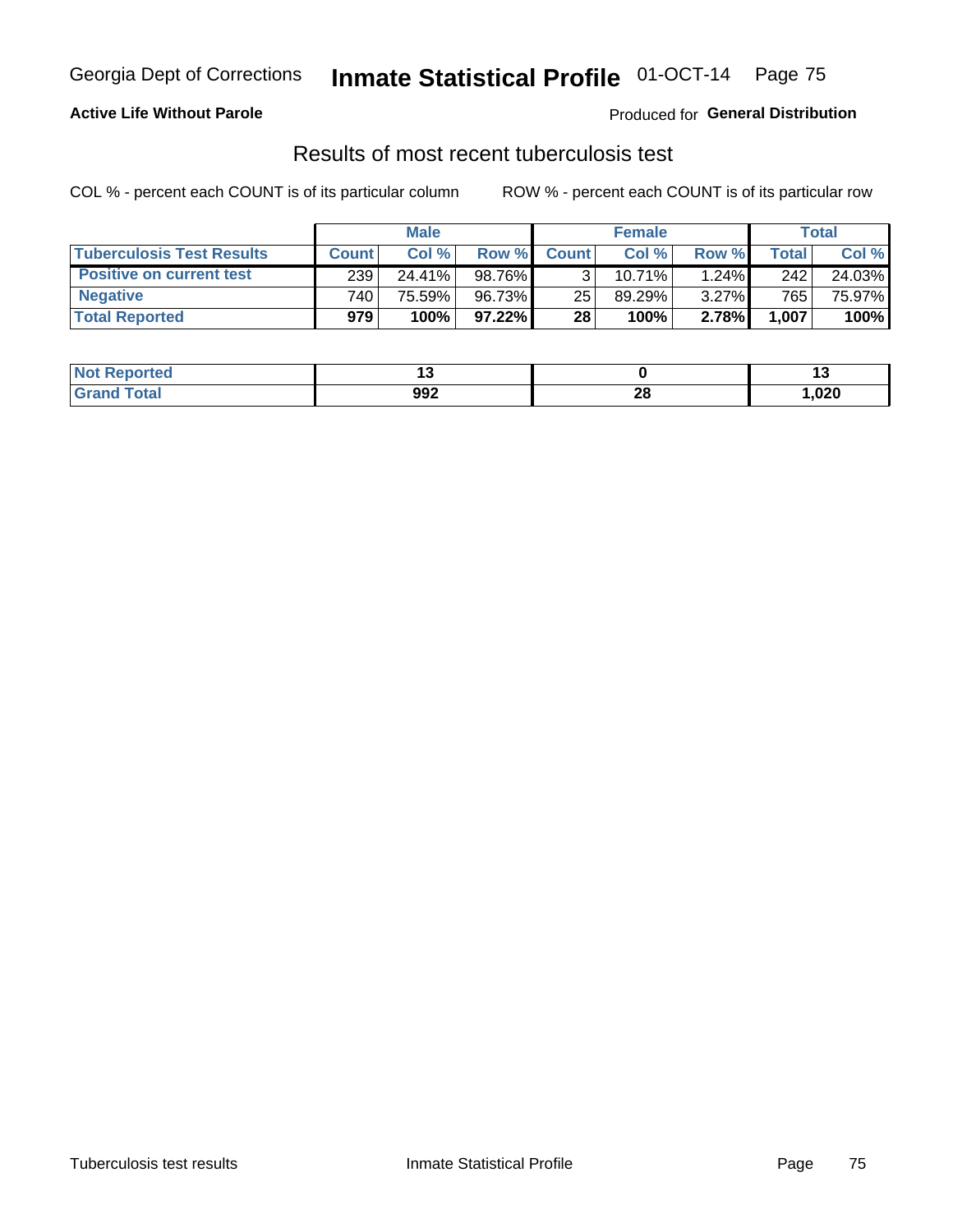Georgia Dept of Corrections **Inmate Statistical Profile** 01-OCT-14

**Active Life Without Parole**

Produced for **General Distribution**

## Results of most recent tuberculosis test

COL % - percent each COUNT is of its particular column

ROW % - percent each COUNT is of its particular row

| | Male | | | Female | | | Total | |
|---|---|---|---|---|---|---|---|---|
| **Tuberculosis Test Results** | **Count** | **Col %** | **Row %** | **Count** | **Col %** | **Row %** | **Total** | **Col %** |
| **Positive on current test** | 239 | 24.41% | 98.76% | 3 | 10.71% | 1.24% | 242 | 24.03% |
| **Negative** | 740 | 75.59% | 96.73% | 25 | 89.29% | 3.27% | 765 | 75.97% |
| **Total Reported** | **979** | **100%** | **97.22%** | **28** | **100%** | **2.78%** | **1,007** | **100%** |

| | Male | Female | Total |
|---|---|---|---|
| **Not Reported** | **13** | **0** | **13** |
| **Grand Total** | **992** | **28** | **1,020** |

Tuberculosis test results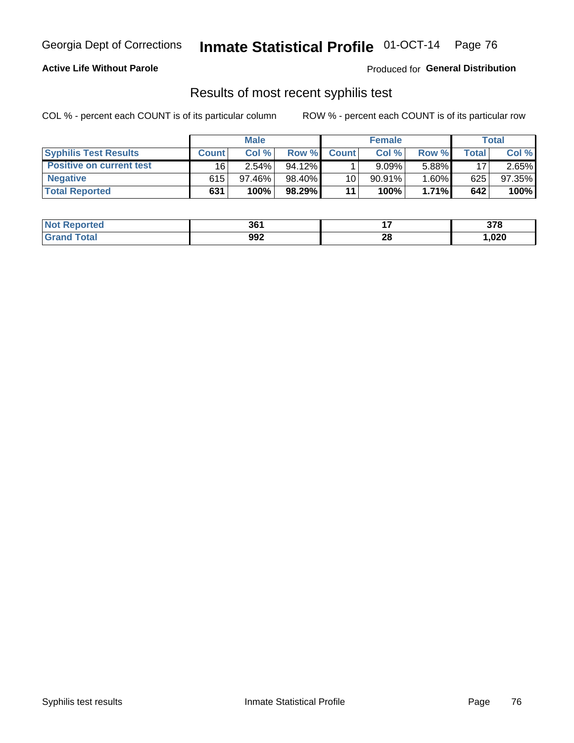# Georgia Dept of Corrections — Inmate Statistical Profile — 01-OCT-14

**Active Life Without Parole**

Produced for **General Distribution**

## Results of most recent syphilis test

COL % - percent each COUNT is of its particular column

ROW % - percent each COUNT is of its particular row

| | Male | | | Female | | | Total | |
|---|---|---|---|---|---|---|---|---|
| **Syphilis Test Results** | **Count** | **Col %** | **Row %** | **Count** | **Col %** | **Row %** | **Total** | **Col %** |
| **Positive on current test** | 16 | 2.54% | 94.12% | 1 | 9.09% | 5.88% | 17 | 2.65% |
| **Negative** | 615 | 97.46% | 98.40% | 10 | 90.91% | 1.60% | 625 | 97.35% |
| **Total Reported** | **631** | **100%** | **98.29%** | **11** | **100%** | **1.71%** | **642** | **100%** |

| | Male | Female | Total |
|---|---|---|---|
| **Not Reported** | **361** | **17** | **378** |
| **Grand Total** | **992** | **28** | **1,020** |

Syphilis test results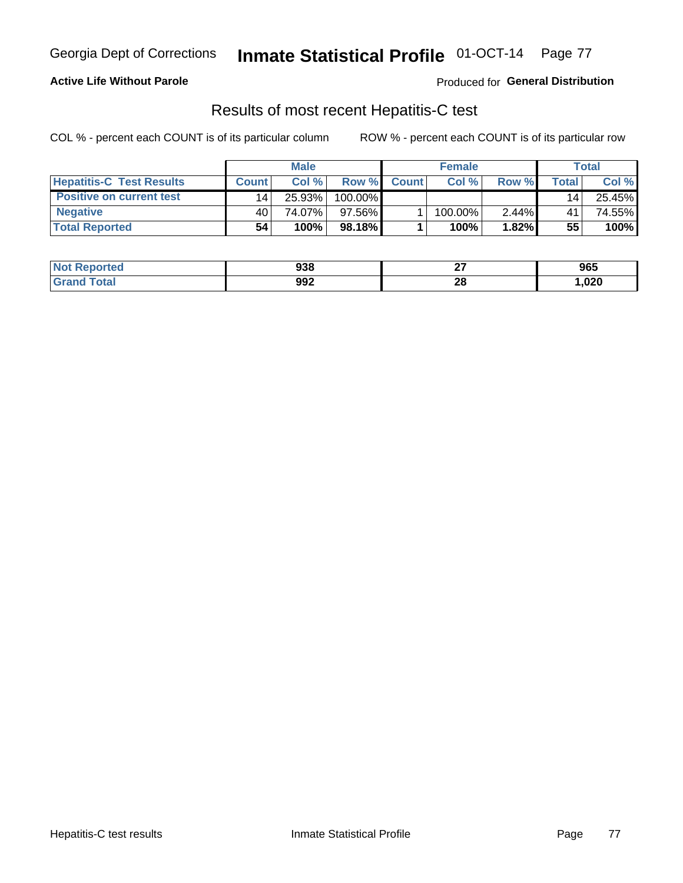Georgia Dept of Corrections **Inmate Statistical Profile** 01-OCT-14

**Active Life Without Parole**

Produced for **General Distribution**

## Results of most recent Hepatitis-C test

COL % - percent each COUNT is of its particular column    ROW % - percent each COUNT is of its particular row

| | Male | | | Female | | | Total | |
|---|---|---|---|---|---|---|---|---|
| **Hepatitis-C Test Results** | **Count** | **Col %** | **Row %** | **Count** | **Col %** | **Row %** | **Total** | **Col %** |
| **Positive on current test** | 14 | 25.93% | 100.00% | | | | 14 | 25.45% |
| **Negative** | 40 | 74.07% | 97.56% | 1 | 100.00% | 2.44% | 41 | 74.55% |
| **Total Reported** | **54** | **100%** | **98.18%** | **1** | **100%** | **1.82%** | **55** | **100%** |

| | Male | Female | Total |
|---|---|---|---|
| **Not Reported** | **938** | **27** | **965** |
| **Grand Total** | **992** | **28** | **1,020** |

Hepatitis-C test results    Inmate Statistical Profile